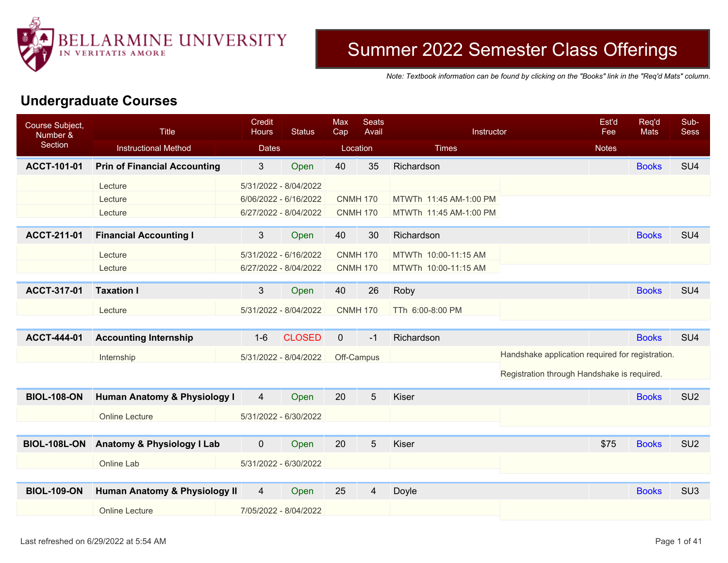# Summer 2022 Semester Class Offerings

*Note: Textbook information can be found by clicking on the "Books" link in the "Req'd Mats" column.*

## Undergraduate Courses

| Course Subject, Number & Section | Title / Instructional Method | Credit Hours / Dates | Status | Max Cap / Location | Seats Avail | Instructor / Times | Est'd Fee / Notes | Req'd Mats | Sub-Sess |
|---|---|---|---|---|---|---|---|---|---|
| **ACCT-101-01** | **Prin of Financial Accounting** | 3 | Open | 40 | 35 | Richardson | | Books | SU4 |
| | Lecture | 5/31/2022 - 8/04/2022 | | | | | | | |
| | Lecture | 6/06/2022 - 6/16/2022 | | CNMH 170 | | MTWTh 11:45 AM-1:00 PM | | | |
| | Lecture | 6/27/2022 - 8/04/2022 | | CNMH 170 | | MTWTh 11:45 AM-1:00 PM | | | |
| **ACCT-211-01** | **Financial Accounting I** | 3 | Open | 40 | 30 | Richardson | | Books | SU4 |
| | Lecture | 5/31/2022 - 6/16/2022 | | CNMH 170 | | MTWTh 10:00-11:15 AM | | | |
| | Lecture | 6/27/2022 - 8/04/2022 | | CNMH 170 | | MTWTh 10:00-11:15 AM | | | |
| **ACCT-317-01** | **Taxation I** | 3 | Open | 40 | 26 | Roby | | Books | SU4 |
| | Lecture | 5/31/2022 - 8/04/2022 | | CNMH 170 | | TTh 6:00-8:00 PM | | | |
| **ACCT-444-01** | **Accounting Internship** | 1-6 | CLOSED | 0 | -1 | Richardson | | Books | SU4 |
| | Internship | 5/31/2022 - 8/04/2022 | | Off-Campus | | | Handshake application required for registration. Registration through Handshake is required. | | |
| **BIOL-108-ON** | **Human Anatomy & Physiology I** | 4 | Open | 20 | 5 | Kiser | | Books | SU2 |
| | Online Lecture | 5/31/2022 - 6/30/2022 | | | | | | | |
| **BIOL-108L-ON** | **Anatomy & Physiology I Lab** | 0 | Open | 20 | 5 | Kiser | $75 | Books | SU2 |
| | Online Lab | 5/31/2022 - 6/30/2022 | | | | | | | |
| **BIOL-109-ON** | **Human Anatomy & Physiology II** | 4 | Open | 25 | 4 | Doyle | | Books | SU3 |
| | Online Lecture | 7/05/2022 - 8/04/2022 | | | | | | | |

Last refreshed on 6/29/2022 at 5:54 AM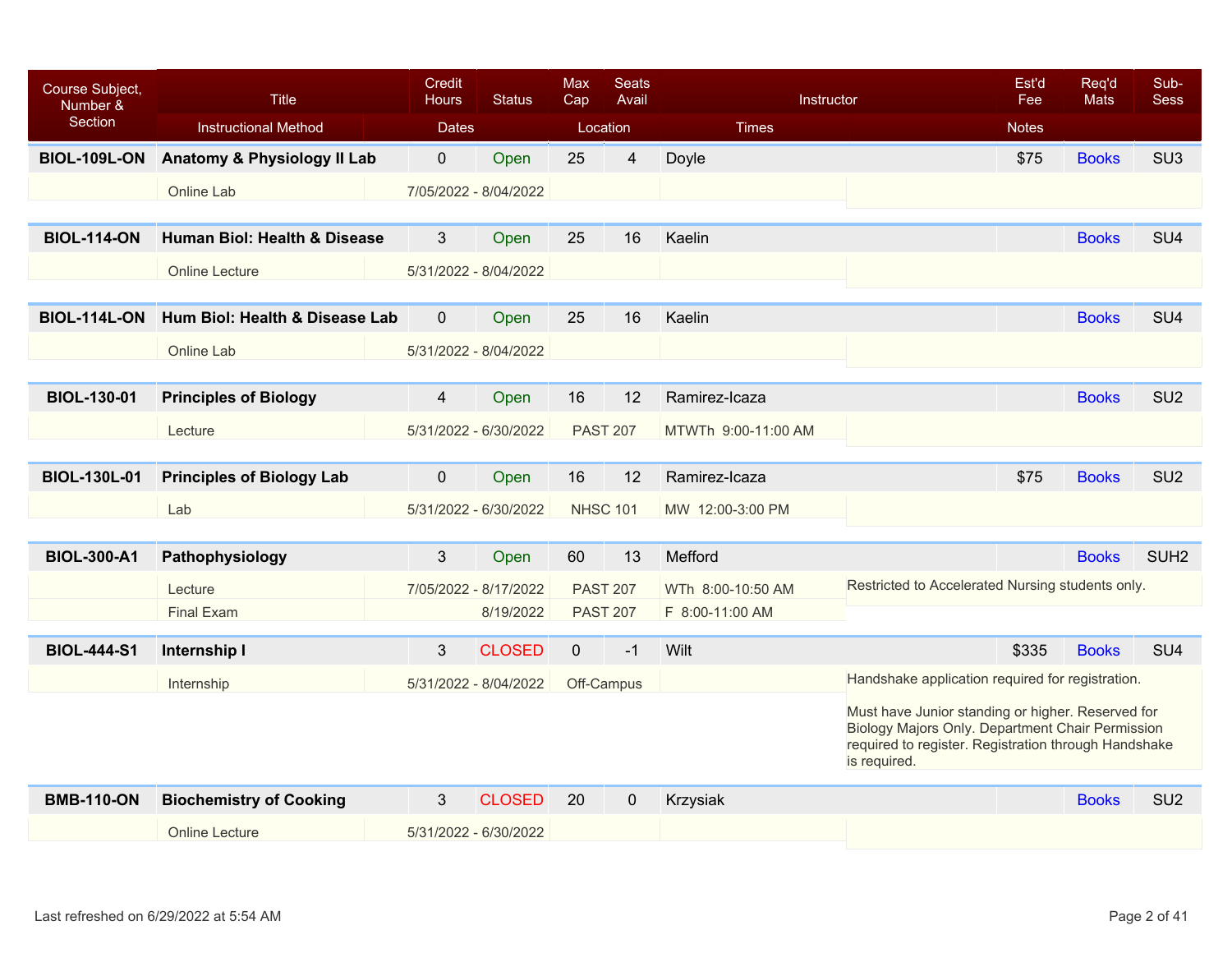| Course Subject, Number & Section | Title / Instructional Method | Credit Hours | Status / Dates | Max Cap | Seats Avail / Location | Instructor / Times | Est'd Fee / Notes | Req'd Mats | Sub-Sess |
|---|---|---|---|---|---|---|---|---|---|
| **BIOL-109L-ON** | **Anatomy & Physiology II Lab** | 0 | Open | 25 | 4 | Doyle | $75 | Books | SU3 |
| | Online Lab | | 7/05/2022 - 8/04/2022 | | | | | | |
| **BIOL-114-ON** | **Human Biol: Health & Disease** | 3 | Open | 25 | 16 | Kaelin | | Books | SU4 |
| | Online Lecture | | 5/31/2022 - 8/04/2022 | | | | | | |
| **BIOL-114L-ON** | **Hum Biol: Health & Disease Lab** | 0 | Open | 25 | 16 | Kaelin | | Books | SU4 |
| | Online Lab | | 5/31/2022 - 8/04/2022 | | | | | | |
| **BIOL-130-01** | **Principles of Biology** | 4 | Open | 16 | 12 | Ramirez-Icaza | | Books | SU2 |
| | Lecture | | 5/31/2022 - 6/30/2022 | | PAST 207 | MTWTh 9:00-11:00 AM | | | |
| **BIOL-130L-01** | **Principles of Biology Lab** | 0 | Open | 16 | 12 | Ramirez-Icaza | $75 | Books | SU2 |
| | Lab | | 5/31/2022 - 6/30/2022 | | NHSC 101 | MW 12:00-3:00 PM | | | |
| **BIOL-300-A1** | **Pathophysiology** | 3 | Open | 60 | 13 | Mefford | | Books | SUH2 |
| | Lecture | | 7/05/2022 - 8/17/2022 | | PAST 207 | WTh 8:00-10:50 AM | Restricted to Accelerated Nursing students only. | | |
| | Final Exam | | 8/19/2022 | | PAST 207 | F 8:00-11:00 AM | | | |
| **BIOL-444-S1** | **Internship I** | 3 | CLOSED | 0 | -1 | Wilt | $335 | Books | SU4 |
| | Internship | | 5/31/2022 - 8/04/2022 | | Off-Campus | | Handshake application required for registration. Must have Junior standing or higher. Reserved for Biology Majors Only. Department Chair Permission required to register. Registration through Handshake is required. | | |
| **BMB-110-ON** | **Biochemistry of Cooking** | 3 | CLOSED | 20 | 0 | Krzysiak | | Books | SU2 |
| | Online Lecture | | 5/31/2022 - 6/30/2022 | | | | | | |

Last refreshed on 6/29/2022 at 5:54 AM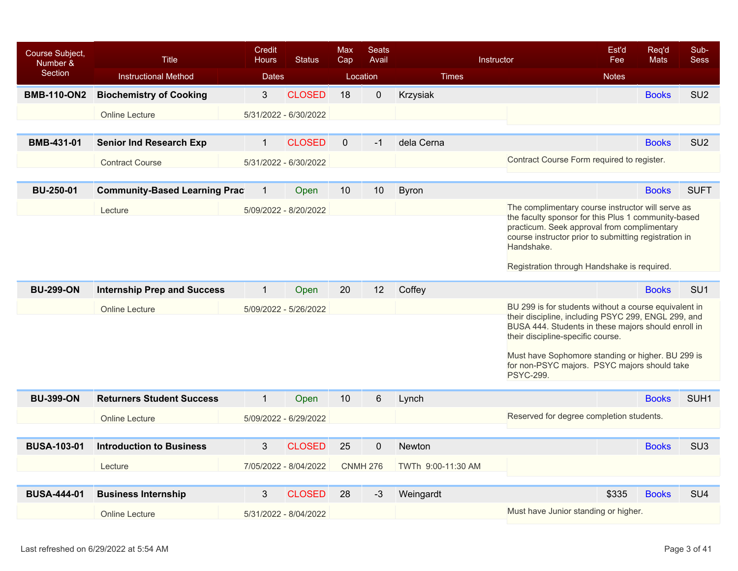| Course Subject, Number & Section | Title | Credit Hours | Status | Max Cap | Seats Avail | Instructor | Est'd Fee | Req'd Mats | Sub-Sess |
|---|---|---|---|---|---|---|---|---|---|
| | Instructional Method | Dates | | Location | | Times | Notes | | |
| **BMB-110-ON2** | **Biochemistry of Cooking** | 3 | CLOSED | 18 | 0 | Krzysiak | | Books | SU2 |
| | Online Lecture | 5/31/2022 - 6/30/2022 | | | | | | | |
| **BMB-431-01** | **Senior Ind Research Exp** | 1 | CLOSED | 0 | -1 | dela Cerna | | Books | SU2 |
| | Contract Course | 5/31/2022 - 6/30/2022 | | | | | Contract Course Form required to register. | | |
| **BU-250-01** | **Community-Based Learning Prac** | 1 | Open | 10 | 10 | Byron | | Books | SUFT |
| | Lecture | 5/09/2022 - 8/20/2022 | | | | | The complimentary course instructor will serve as the faculty sponsor for this Plus 1 community-based practicum. Seek approval from complimentary course instructor prior to submitting registration in Handshake. Registration through Handshake is required. | | |
| **BU-299-ON** | **Internship Prep and Success** | 1 | Open | 20 | 12 | Coffey | | Books | SU1 |
| | Online Lecture | 5/09/2022 - 5/26/2022 | | | | | BU 299 is for students without a course equivalent in their discipline, including PSYC 299, ENGL 299, and BUSA 444. Students in these majors should enroll in their discipline-specific course. Must have Sophomore standing or higher. BU 299 is for non-PSYC majors. PSYC majors should take PSYC-299. | | |
| **BU-399-ON** | **Returners Student Success** | 1 | Open | 10 | 6 | Lynch | | Books | SUH1 |
| | Online Lecture | 5/09/2022 - 6/29/2022 | | | | | Reserved for degree completion students. | | |
| **BUSA-103-01** | **Introduction to Business** | 3 | CLOSED | 25 | 0 | Newton | | Books | SU3 |
| | Lecture | 7/05/2022 - 8/04/2022 | | CNMH 276 | | TWTh 9:00-11:30 AM | | | |
| **BUSA-444-01** | **Business Internship** | 3 | CLOSED | 28 | -3 | Weingardt | $335 | Books | SU4 |
| | Online Lecture | 5/31/2022 - 8/04/2022 | | | | | Must have Junior standing or higher. | | |

Last refreshed on 6/29/2022 at 5:54 AM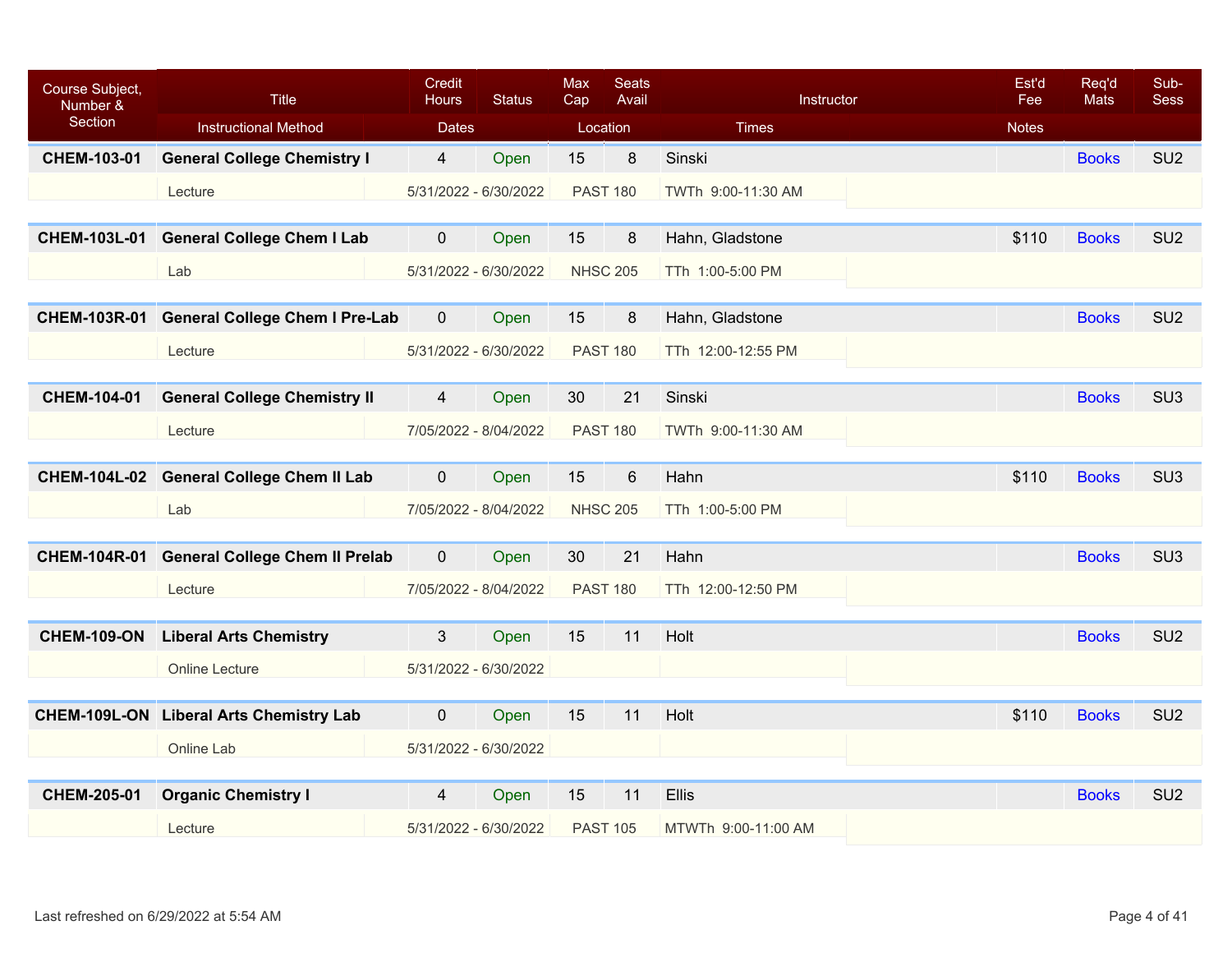| Course Subject, Number & Section | Title | Credit Hours | Status | Max Cap | Seats Avail | Instructor | Est'd Fee | Req'd Mats | Sub-Sess |
|---|---|---|---|---|---|---|---|---|---|
| | Instructional Method | Dates | | Location | | Times | Notes | | |
| **CHEM-103-01** | **General College Chemistry I** | 4 | Open | 15 | 8 | Sinski | | Books | SU2 |
| | Lecture | 5/31/2022 - 6/30/2022 | | PAST 180 | | TWTh 9:00-11:30 AM | | | |
| **CHEM-103L-01** | **General College Chem I Lab** | 0 | Open | 15 | 8 | Hahn, Gladstone | $110 | Books | SU2 |
| | Lab | 5/31/2022 - 6/30/2022 | | NHSC 205 | | TTh 1:00-5:00 PM | | | |
| **CHEM-103R-01** | **General College Chem I Pre-Lab** | 0 | Open | 15 | 8 | Hahn, Gladstone | | Books | SU2 |
| | Lecture | 5/31/2022 - 6/30/2022 | | PAST 180 | | TTh 12:00-12:55 PM | | | |
| **CHEM-104-01** | **General College Chemistry II** | 4 | Open | 30 | 21 | Sinski | | Books | SU3 |
| | Lecture | 7/05/2022 - 8/04/2022 | | PAST 180 | | TWTh 9:00-11:30 AM | | | |
| **CHEM-104L-02** | **General College Chem II Lab** | 0 | Open | 15 | 6 | Hahn | $110 | Books | SU3 |
| | Lab | 7/05/2022 - 8/04/2022 | | NHSC 205 | | TTh 1:00-5:00 PM | | | |
| **CHEM-104R-01** | **General College Chem II Prelab** | 0 | Open | 30 | 21 | Hahn | | Books | SU3 |
| | Lecture | 7/05/2022 - 8/04/2022 | | PAST 180 | | TTh 12:00-12:50 PM | | | |
| **CHEM-109-ON** | **Liberal Arts Chemistry** | 3 | Open | 15 | 11 | Holt | | Books | SU2 |
| | Online Lecture | 5/31/2022 - 6/30/2022 | | | | | | | |
| **CHEM-109L-ON** | **Liberal Arts Chemistry Lab** | 0 | Open | 15 | 11 | Holt | $110 | Books | SU2 |
| | Online Lab | 5/31/2022 - 6/30/2022 | | | | | | | |
| **CHEM-205-01** | **Organic Chemistry I** | 4 | Open | 15 | 11 | Ellis | | Books | SU2 |
| | Lecture | 5/31/2022 - 6/30/2022 | | PAST 105 | | MTWTh 9:00-11:00 AM | | | |

Last refreshed on 6/29/2022 at 5:54 AM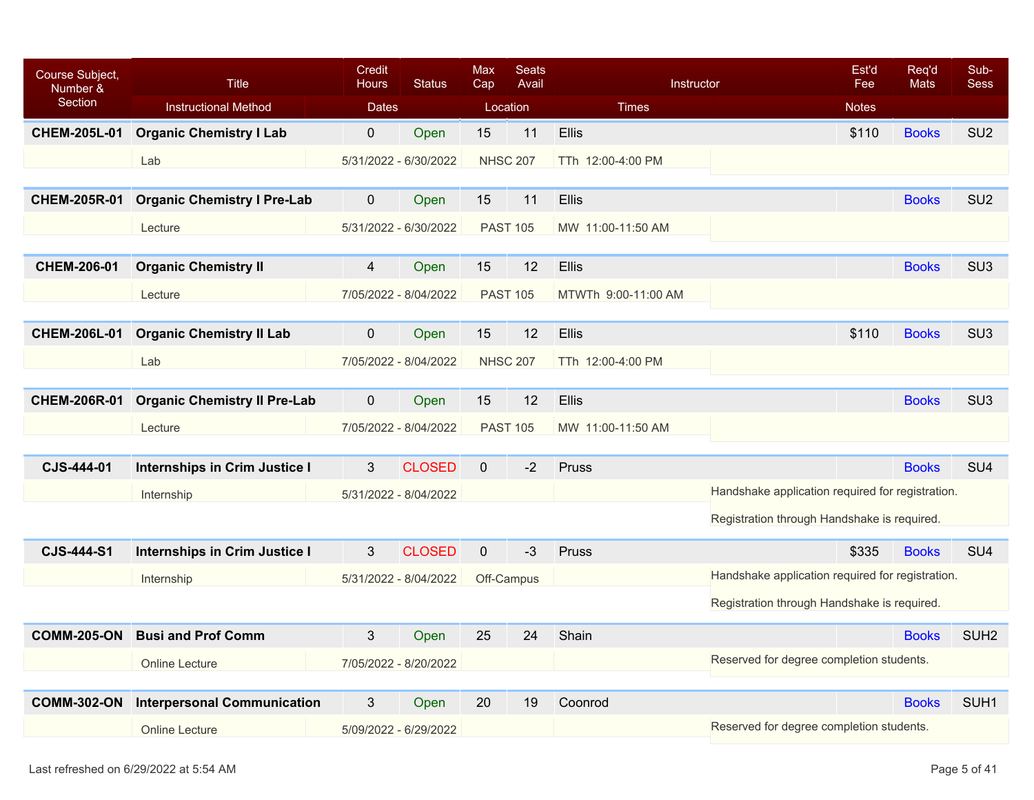| Course Subject, Number & Section | Title | Credit Hours | Status | Max Cap | Seats Avail | Instructor | Est'd Fee | Req'd Mats | Sub-Sess |
|---|---|---|---|---|---|---|---|---|---|
| | Instructional Method | Dates | | Location | | Times | Notes | | |
| **CHEM-205L-01** | **Organic Chemistry I Lab** | 0 | Open | 15 | 11 | Ellis | $110 | Books | SU2 |
| | Lab | 5/31/2022 - 6/30/2022 | | NHSC 207 | | TTh 12:00-4:00 PM | | | |
| **CHEM-205R-01** | **Organic Chemistry I Pre-Lab** | 0 | Open | 15 | 11 | Ellis | | Books | SU2 |
| | Lecture | 5/31/2022 - 6/30/2022 | | PAST 105 | | MW 11:00-11:50 AM | | | |
| **CHEM-206-01** | **Organic Chemistry II** | 4 | Open | 15 | 12 | Ellis | | Books | SU3 |
| | Lecture | 7/05/2022 - 8/04/2022 | | PAST 105 | | MTWTh 9:00-11:00 AM | | | |
| **CHEM-206L-01** | **Organic Chemistry II Lab** | 0 | Open | 15 | 12 | Ellis | $110 | Books | SU3 |
| | Lab | 7/05/2022 - 8/04/2022 | | NHSC 207 | | TTh 12:00-4:00 PM | | | |
| **CHEM-206R-01** | **Organic Chemistry II Pre-Lab** | 0 | Open | 15 | 12 | Ellis | | Books | SU3 |
| | Lecture | 7/05/2022 - 8/04/2022 | | PAST 105 | | MW 11:00-11:50 AM | | | |
| **CJS-444-01** | **Internships in Crim Justice I** | 3 | CLOSED | 0 | -2 | Pruss | | Books | SU4 |
| | Internship | 5/31/2022 - 8/04/2022 | | | | | Handshake application required for registration. Registration through Handshake is required. | | |
| **CJS-444-S1** | **Internships in Crim Justice I** | 3 | CLOSED | 0 | -3 | Pruss | $335 | Books | SU4 |
| | Internship | 5/31/2022 - 8/04/2022 | | Off-Campus | | | Handshake application required for registration. Registration through Handshake is required. | | |
| **COMM-205-ON** | **Busi and Prof Comm** | 3 | Open | 25 | 24 | Shain | | Books | SUH2 |
| | Online Lecture | 7/05/2022 - 8/20/2022 | | | | | Reserved for degree completion students. | | |
| **COMM-302-ON** | **Interpersonal Communication** | 3 | Open | 20 | 19 | Coonrod | | Books | SUH1 |
| | Online Lecture | 5/09/2022 - 6/29/2022 | | | | | Reserved for degree completion students. | | |

Last refreshed on 6/29/2022 at 5:54 AM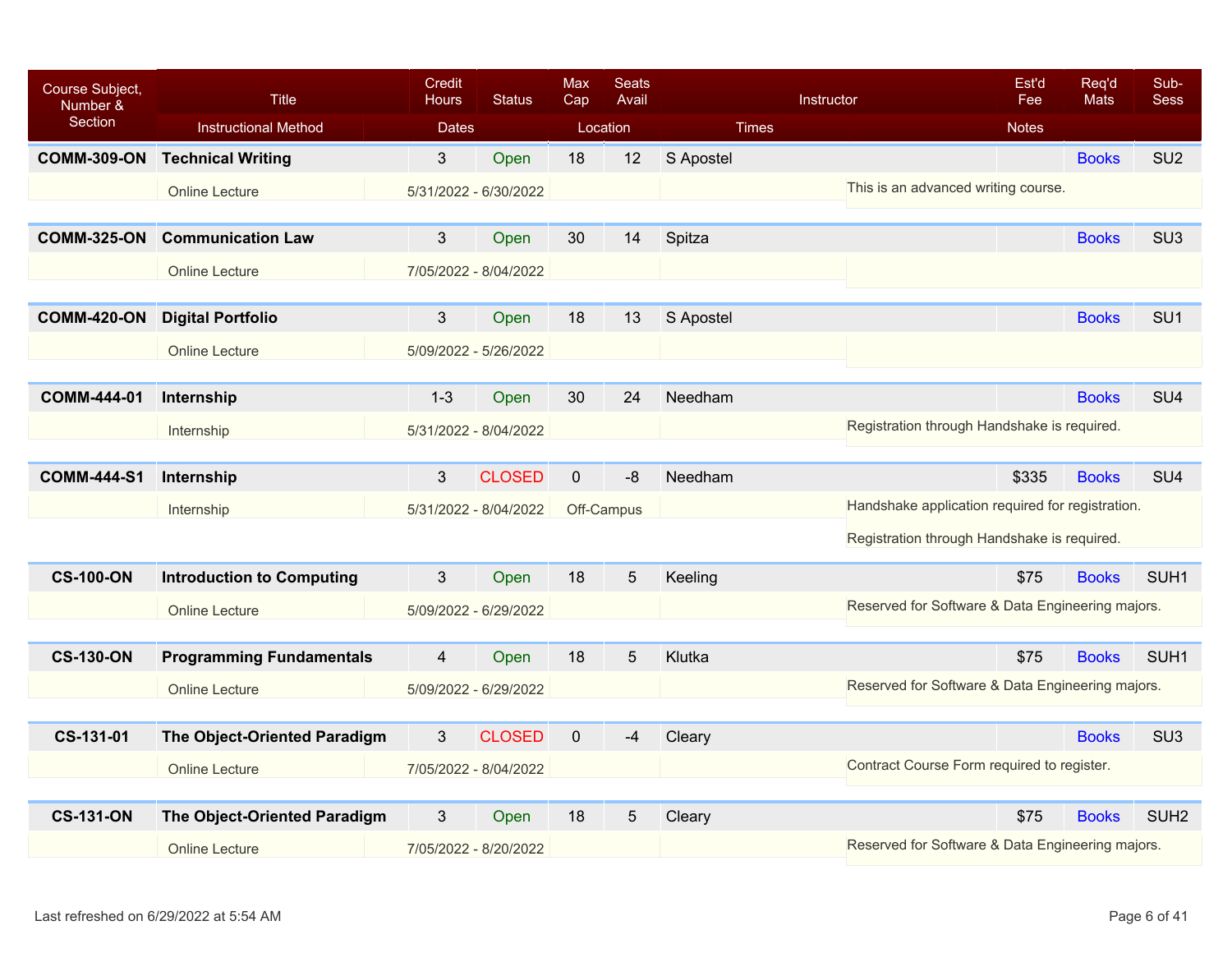| Course Subject, Number & Section | Title | Credit Hours | Status | Max Cap | Seats Avail | Instructor | Est'd Fee | Req'd Mats | Sub-Sess |
|---|---|---|---|---|---|---|---|---|---|
| | Instructional Method | Dates | | Location | | Times | Notes | | |
| **COMM-309-ON** | **Technical Writing** | 3 | Open | 18 | 12 | S Apostel | | Books | SU2 |
| | Online Lecture | 5/31/2022 - 6/30/2022 | | | | | This is an advanced writing course. | | |
| **COMM-325-ON** | **Communication Law** | 3 | Open | 30 | 14 | Spitza | | Books | SU3 |
| | Online Lecture | 7/05/2022 - 8/04/2022 | | | | | | | |
| **COMM-420-ON** | **Digital Portfolio** | 3 | Open | 18 | 13 | S Apostel | | Books | SU1 |
| | Online Lecture | 5/09/2022 - 5/26/2022 | | | | | | | |
| **COMM-444-01** | **Internship** | 1-3 | Open | 30 | 24 | Needham | | Books | SU4 |
| | Internship | 5/31/2022 - 8/04/2022 | | | | | Registration through Handshake is required. | | |
| **COMM-444-S1** | **Internship** | 3 | CLOSED | 0 | -8 | Needham | $335 | Books | SU4 |
| | Internship | 5/31/2022 - 8/04/2022 | | Off-Campus | | | Handshake application required for registration. Registration through Handshake is required. | | |
| **CS-100-ON** | **Introduction to Computing** | 3 | Open | 18 | 5 | Keeling | $75 | Books | SUH1 |
| | Online Lecture | 5/09/2022 - 6/29/2022 | | | | | Reserved for Software & Data Engineering majors. | | |
| **CS-130-ON** | **Programming Fundamentals** | 4 | Open | 18 | 5 | Klutka | $75 | Books | SUH1 |
| | Online Lecture | 5/09/2022 - 6/29/2022 | | | | | Reserved for Software & Data Engineering majors. | | |
| **CS-131-01** | **The Object-Oriented Paradigm** | 3 | CLOSED | 0 | -4 | Cleary | | Books | SU3 |
| | Online Lecture | 7/05/2022 - 8/04/2022 | | | | | Contract Course Form required to register. | | |
| **CS-131-ON** | **The Object-Oriented Paradigm** | 3 | Open | 18 | 5 | Cleary | $75 | Books | SUH2 |
| | Online Lecture | 7/05/2022 - 8/20/2022 | | | | | Reserved for Software & Data Engineering majors. | | |

Last refreshed on 6/29/2022 at 5:54 AM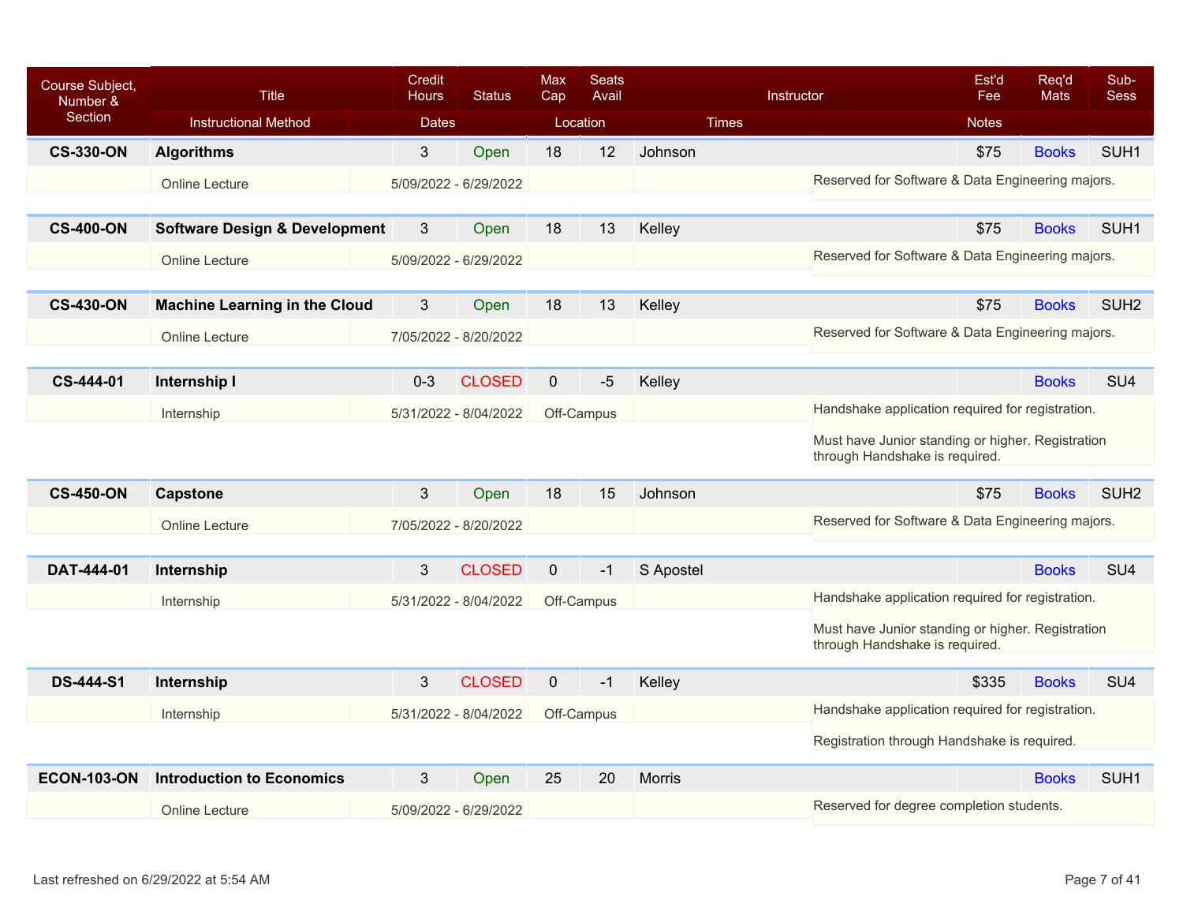| Course Subject, Number & Section | Title | Credit Hours | Status | Max Cap | Seats Avail | Instructor | Est'd Fee | Req'd Mats | Sub-Sess |
|---|---|---|---|---|---|---|---|---|---|
| | Instructional Method | Dates | | Location | | Times | Notes | | |
| **CS-330-ON** | **Algorithms** | 3 | Open | 18 | 12 | Johnson | $75 | Books | SUH1 |
| | Online Lecture | 5/09/2022 - 6/29/2022 | | | | | Reserved for Software & Data Engineering majors. | | |
| **CS-400-ON** | **Software Design & Development** | 3 | Open | 18 | 13 | Kelley | $75 | Books | SUH1 |
| | Online Lecture | 5/09/2022 - 6/29/2022 | | | | | Reserved for Software & Data Engineering majors. | | |
| **CS-430-ON** | **Machine Learning in the Cloud** | 3 | Open | 18 | 13 | Kelley | $75 | Books | SUH2 |
| | Online Lecture | 7/05/2022 - 8/20/2022 | | | | | Reserved for Software & Data Engineering majors. | | |
| **CS-444-01** | **Internship I** | 0-3 | CLOSED | 0 | -5 | Kelley | | Books | SU4 |
| | Internship | 5/31/2022 - 8/04/2022 | | Off-Campus | | | Handshake application required for registration. Must have Junior standing or higher. Registration through Handshake is required. | | |
| **CS-450-ON** | **Capstone** | 3 | Open | 18 | 15 | Johnson | $75 | Books | SUH2 |
| | Online Lecture | 7/05/2022 - 8/20/2022 | | | | | Reserved for Software & Data Engineering majors. | | |
| **DAT-444-01** | **Internship** | 3 | CLOSED | 0 | -1 | S Apostel | | Books | SU4 |
| | Internship | 5/31/2022 - 8/04/2022 | | Off-Campus | | | Handshake application required for registration. Must have Junior standing or higher. Registration through Handshake is required. | | |
| **DS-444-S1** | **Internship** | 3 | CLOSED | 0 | -1 | Kelley | $335 | Books | SU4 |
| | Internship | 5/31/2022 - 8/04/2022 | | Off-Campus | | | Handshake application required for registration. Registration through Handshake is required. | | |
| **ECON-103-ON** | **Introduction to Economics** | 3 | Open | 25 | 20 | Morris | | Books | SUH1 |
| | Online Lecture | 5/09/2022 - 6/29/2022 | | | | | Reserved for degree completion students. | | |

Last refreshed on 6/29/2022 at 5:54 AM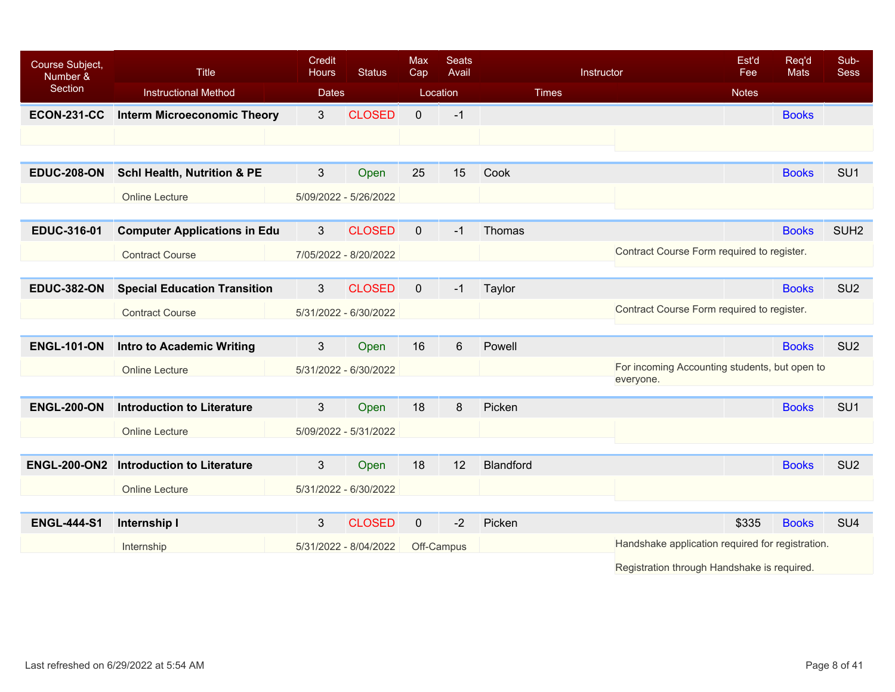| Course Subject, Number & Section | Title | Credit Hours | Status | Max Cap | Seats Avail | Instructor | Est'd Fee | Req'd Mats | Sub-Sess |
|---|---|---|---|---|---|---|---|---|---|
| | Instructional Method | Dates | | Location | | Times | Notes | | |
| **ECON-231-CC** | **Interm Microeconomic Theory** | 3 | CLOSED | 0 | -1 | | | Books | |
| | | | | | | | | | |
| **EDUC-208-ON** | **Schl Health, Nutrition & PE** | 3 | Open | 25 | 15 | Cook | | Books | SU1 |
| | Online Lecture | 5/09/2022 - 5/26/2022 | | | | | | | |
| **EDUC-316-01** | **Computer Applications in Edu** | 3 | CLOSED | 0 | -1 | Thomas | | Books | SUH2 |
| | Contract Course | 7/05/2022 - 8/20/2022 | | | | | Contract Course Form required to register. | | |
| **EDUC-382-ON** | **Special Education Transition** | 3 | CLOSED | 0 | -1 | Taylor | | Books | SU2 |
| | Contract Course | 5/31/2022 - 6/30/2022 | | | | | Contract Course Form required to register. | | |
| **ENGL-101-ON** | **Intro to Academic Writing** | 3 | Open | 16 | 6 | Powell | | Books | SU2 |
| | Online Lecture | 5/31/2022 - 6/30/2022 | | | | | For incoming Accounting students, but open to everyone. | | |
| **ENGL-200-ON** | **Introduction to Literature** | 3 | Open | 18 | 8 | Picken | | Books | SU1 |
| | Online Lecture | 5/09/2022 - 5/31/2022 | | | | | | | |
| **ENGL-200-ON2** | **Introduction to Literature** | 3 | Open | 18 | 12 | Blandford | | Books | SU2 |
| | Online Lecture | 5/31/2022 - 6/30/2022 | | | | | | | |
| **ENGL-444-S1** | **Internship I** | 3 | CLOSED | 0 | -2 | Picken | $335 | Books | SU4 |
| | Internship | 5/31/2022 - 8/04/2022 | | Off-Campus | | | Handshake application required for registration. Registration through Handshake is required. | | |

Last refreshed on 6/29/2022 at 5:54 AM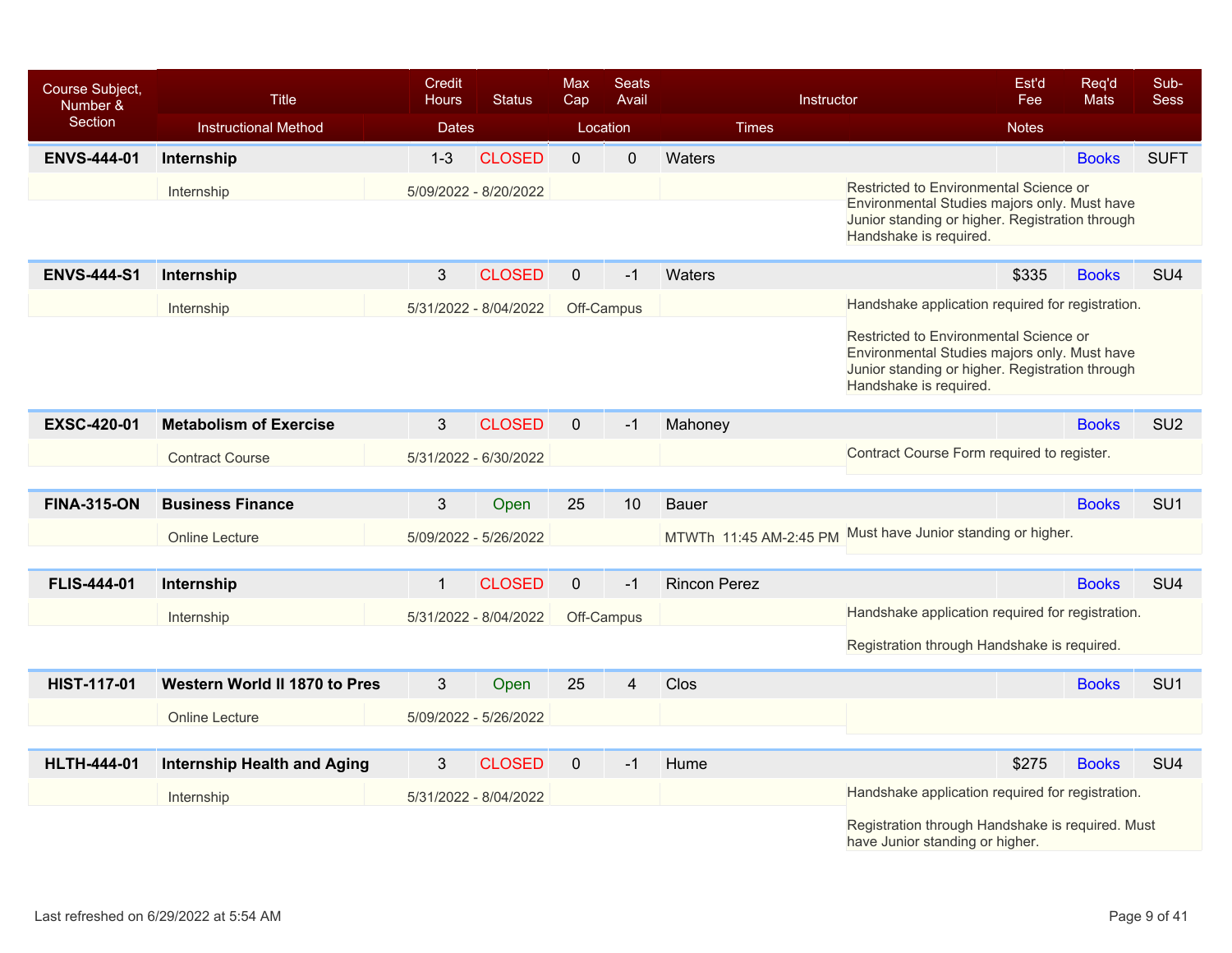| Course Subject, Number & Section | Title | Credit Hours | Status | Max Cap | Seats Avail | Instructor | Est'd Fee | Req'd Mats | Sub-Sess |
|---|---|---|---|---|---|---|---|---|---|
| | Instructional Method | Dates | | Location | | Times | Notes | | |
| **ENVS-444-01** | **Internship** | 1-3 | CLOSED | 0 | 0 | Waters | | Books | SUFT |
| | Internship | 5/09/2022 - 8/20/2022 | | | | | Restricted to Environmental Science or Environmental Studies majors only. Must have Junior standing or higher. Registration through Handshake is required. | | |
| **ENVS-444-S1** | **Internship** | 3 | CLOSED | 0 | -1 | Waters | $335 | Books | SU4 |
| | Internship | 5/31/2022 - 8/04/2022 | | Off-Campus | | | Handshake application required for registration. Restricted to Environmental Science or Environmental Studies majors only. Must have Junior standing or higher. Registration through Handshake is required. | | |
| **EXSC-420-01** | **Metabolism of Exercise** | 3 | CLOSED | 0 | -1 | Mahoney | | Books | SU2 |
| | Contract Course | 5/31/2022 - 6/30/2022 | | | | | Contract Course Form required to register. | | |
| **FINA-315-ON** | **Business Finance** | 3 | Open | 25 | 10 | Bauer | | Books | SU1 |
| | Online Lecture | 5/09/2022 - 5/26/2022 | | | | MTWTh 11:45 AM-2:45 PM | Must have Junior standing or higher. | | |
| **FLIS-444-01** | **Internship** | 1 | CLOSED | 0 | -1 | Rincon Perez | | Books | SU4 |
| | Internship | 5/31/2022 - 8/04/2022 | | Off-Campus | | | Handshake application required for registration. Registration through Handshake is required. | | |
| **HIST-117-01** | **Western World II 1870 to Pres** | 3 | Open | 25 | 4 | Clos | | Books | SU1 |
| | Online Lecture | 5/09/2022 - 5/26/2022 | | | | | | | |
| **HLTH-444-01** | **Internship Health and Aging** | 3 | CLOSED | 0 | -1 | Hume | $275 | Books | SU4 |
| | Internship | 5/31/2022 - 8/04/2022 | | | | | Handshake application required for registration. Registration through Handshake is required. Must have Junior standing or higher. | | |

Last refreshed on 6/29/2022 at 5:54 AM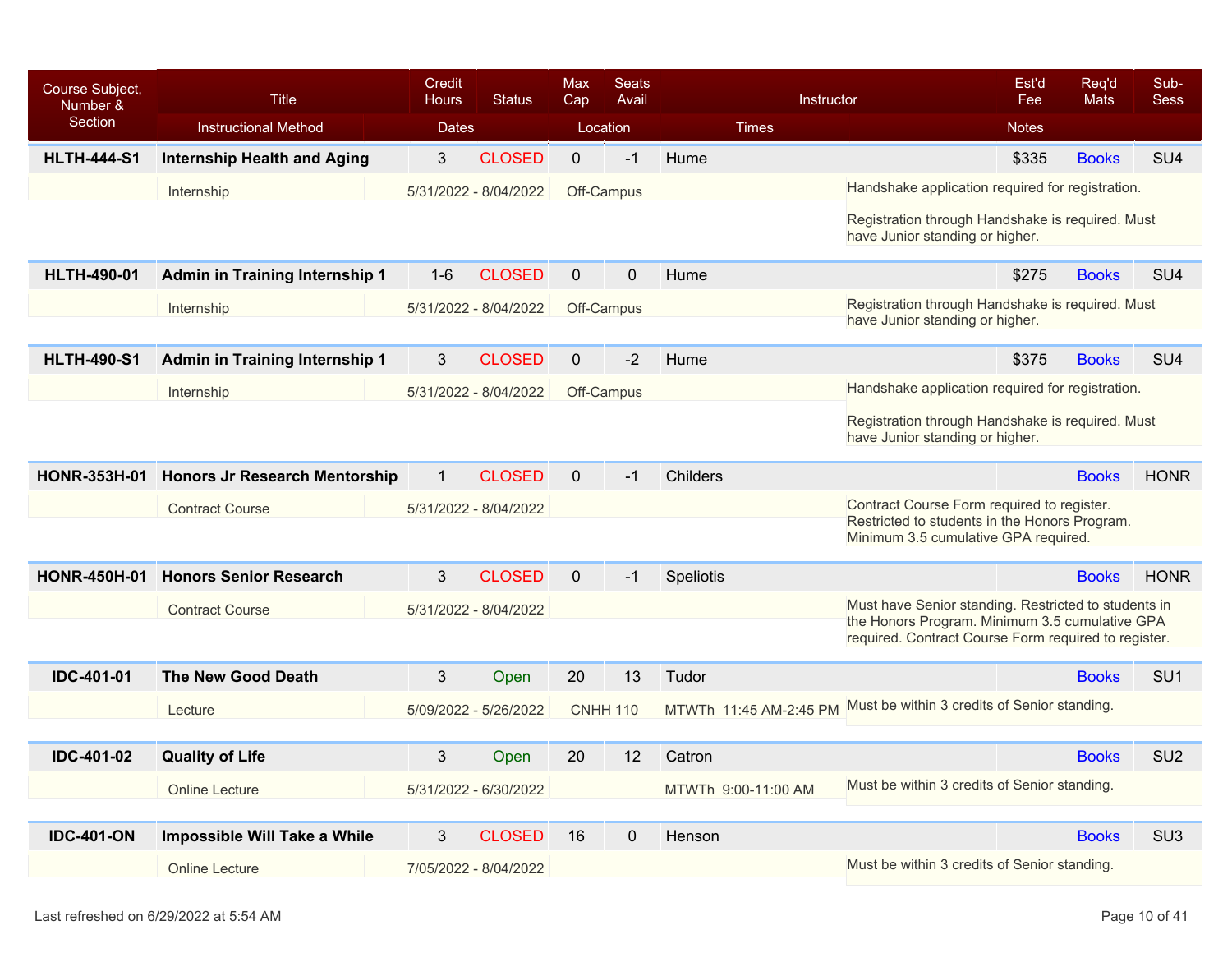| Course Subject, Number & Section | Title / Instructional Method | Credit Hours | Status | Max Cap | Seats Avail | Instructor | Est'd Fee | Req'd Mats | Sub-Sess |
|---|---|---|---|---|---|---|---|---|---|
| | Instructional Method | Dates | | Location | | Times | Notes | | |
| **HLTH-444-S1** | **Internship Health and Aging** | 3 | CLOSED | 0 | -1 | Hume | $335 | Books | SU4 |
| | Internship | 5/31/2022 - 8/04/2022 | | Off-Campus | | | Handshake application required for registration. Registration through Handshake is required. Must have Junior standing or higher. | | |
| **HLTH-490-01** | **Admin in Training Internship 1** | 1-6 | CLOSED | 0 | 0 | Hume | $275 | Books | SU4 |
| | Internship | 5/31/2022 - 8/04/2022 | | Off-Campus | | | Registration through Handshake is required. Must have Junior standing or higher. | | |
| **HLTH-490-S1** | **Admin in Training Internship 1** | 3 | CLOSED | 0 | -2 | Hume | $375 | Books | SU4 |
| | Internship | 5/31/2022 - 8/04/2022 | | Off-Campus | | | Handshake application required for registration. Registration through Handshake is required. Must have Junior standing or higher. | | |
| **HONR-353H-01** | **Honors Jr Research Mentorship** | 1 | CLOSED | 0 | -1 | Childers | | Books | HONR |
| | Contract Course | 5/31/2022 - 8/04/2022 | | | | | Contract Course Form required to register. Restricted to students in the Honors Program. Minimum 3.5 cumulative GPA required. | | |
| **HONR-450H-01** | **Honors Senior Research** | 3 | CLOSED | 0 | -1 | Speliotis | | Books | HONR |
| | Contract Course | 5/31/2022 - 8/04/2022 | | | | | Must have Senior standing. Restricted to students in the Honors Program. Minimum 3.5 cumulative GPA required. Contract Course Form required to register. | | |
| **IDC-401-01** | **The New Good Death** | 3 | Open | 20 | 13 | Tudor | | Books | SU1 |
| | Lecture | 5/09/2022 - 5/26/2022 | | CNHH 110 | | MTWTh 11:45 AM-2:45 PM | Must be within 3 credits of Senior standing. | | |
| **IDC-401-02** | **Quality of Life** | 3 | Open | 20 | 12 | Catron | | Books | SU2 |
| | Online Lecture | 5/31/2022 - 6/30/2022 | | | | MTWTh 9:00-11:00 AM | Must be within 3 credits of Senior standing. | | |
| **IDC-401-ON** | **Impossible Will Take a While** | 3 | CLOSED | 16 | 0 | Henson | | Books | SU3 |
| | Online Lecture | 7/05/2022 - 8/04/2022 | | | | | Must be within 3 credits of Senior standing. | | |

Last refreshed on 6/29/2022 at 5:54 AM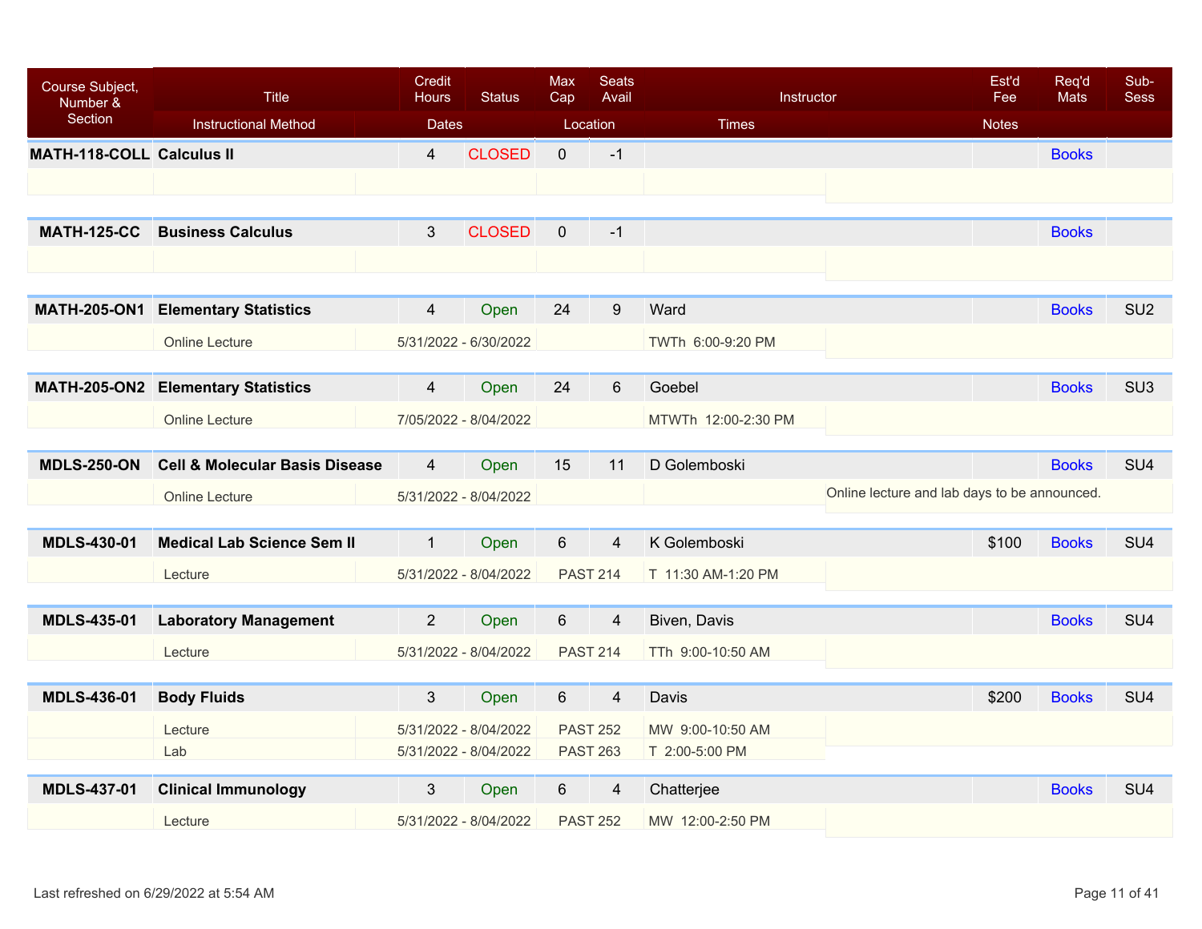| Course Subject, Number & Section | Title | Credit Hours | Status | Max Cap | Seats Avail | Instructor | Est'd Fee | Req'd Mats | Sub-Sess |
|---|---|---|---|---|---|---|---|---|---|
| | Instructional Method | Dates | | Location | | Times | Notes | | |
| MATH-118-COLL | **Calculus II** | 4 | CLOSED | 0 | -1 | | | Books | |
| | | | | | | | | | |
| MATH-125-CC | **Business Calculus** | 3 | CLOSED | 0 | -1 | | | Books | |
| | | | | | | | | | |
| MATH-205-ON1 | **Elementary Statistics** | 4 | Open | 24 | 9 | Ward | | Books | SU2 |
| | Online Lecture | 5/31/2022 - 6/30/2022 | | | | TWTh 6:00-9:20 PM | | | |
| MATH-205-ON2 | **Elementary Statistics** | 4 | Open | 24 | 6 | Goebel | | Books | SU3 |
| | Online Lecture | 7/05/2022 - 8/04/2022 | | | | MTWTh 12:00-2:30 PM | | | |
| MDLS-250-ON | **Cell & Molecular Basis Disease** | 4 | Open | 15 | 11 | D Golemboski | | Books | SU4 |
| | Online Lecture | 5/31/2022 - 8/04/2022 | | | | | Online lecture and lab days to be announced. | | |
| MDLS-430-01 | **Medical Lab Science Sem II** | 1 | Open | 6 | 4 | K Golemboski | $100 | Books | SU4 |
| | Lecture | 5/31/2022 - 8/04/2022 | | PAST 214 | | T 11:30 AM-1:20 PM | | | |
| MDLS-435-01 | **Laboratory Management** | 2 | Open | 6 | 4 | Biven, Davis | | Books | SU4 |
| | Lecture | 5/31/2022 - 8/04/2022 | | PAST 214 | | TTh 9:00-10:50 AM | | | |
| MDLS-436-01 | **Body Fluids** | 3 | Open | 6 | 4 | Davis | $200 | Books | SU4 |
| | Lecture | 5/31/2022 - 8/04/2022 | | PAST 252 | | MW 9:00-10:50 AM | | | |
| | Lab | 5/31/2022 - 8/04/2022 | | PAST 263 | | T 2:00-5:00 PM | | | |
| MDLS-437-01 | **Clinical Immunology** | 3 | Open | 6 | 4 | Chatterjee | | Books | SU4 |
| | Lecture | 5/31/2022 - 8/04/2022 | | PAST 252 | | MW 12:00-2:50 PM | | | |

Last refreshed on 6/29/2022 at 5:54 AM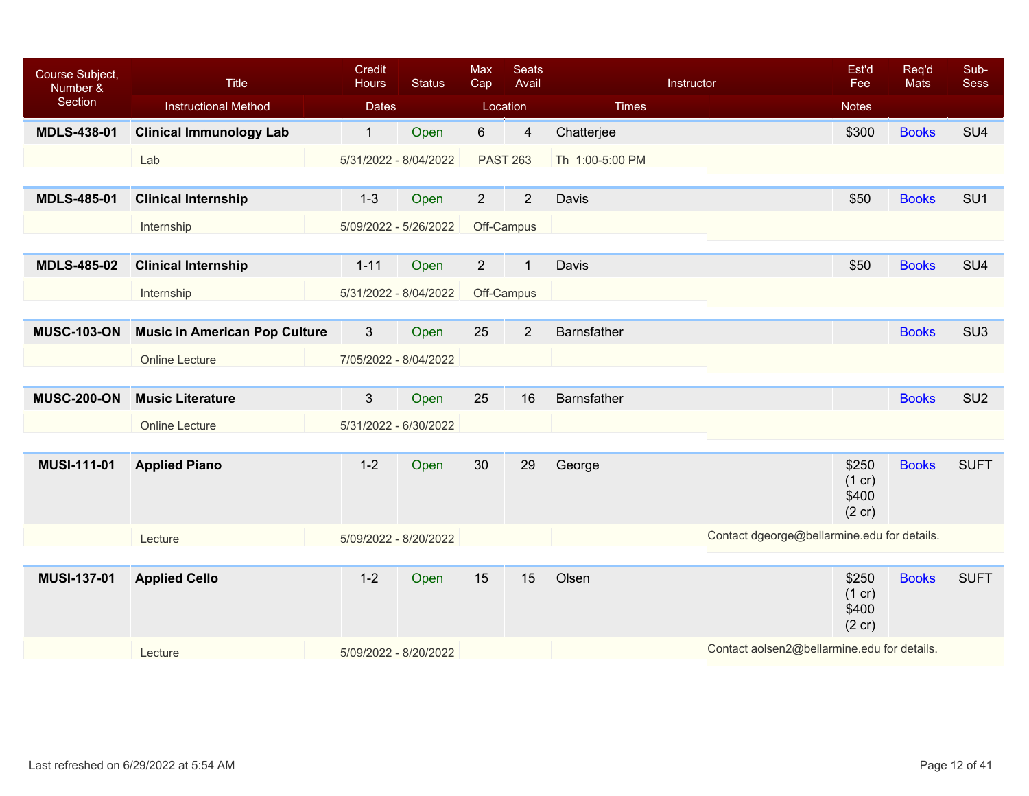| Course Subject, Number & Section | Title | Credit Hours | Status | Max Cap | Seats Avail | Instructor | Est'd Fee | Req'd Mats | Sub-Sess |
|---|---|---|---|---|---|---|---|---|---|
| | Instructional Method | Dates | | Location | | Times | Notes | | |
| **MDLS-438-01** | **Clinical Immunology Lab** | 1 | Open | 6 | 4 | Chatterjee | $300 | Books | SU4 |
| | Lab | 5/31/2022 - 8/04/2022 | | PAST 263 | | Th 1:00-5:00 PM | | | |
| **MDLS-485-01** | **Clinical Internship** | 1-3 | Open | 2 | 2 | Davis | $50 | Books | SU1 |
| | Internship | 5/09/2022 - 5/26/2022 | | Off-Campus | | | | | |
| **MDLS-485-02** | **Clinical Internship** | 1-11 | Open | 2 | 1 | Davis | $50 | Books | SU4 |
| | Internship | 5/31/2022 - 8/04/2022 | | Off-Campus | | | | | |
| **MUSC-103-ON** | **Music in American Pop Culture** | 3 | Open | 25 | 2 | Barnsfather | | Books | SU3 |
| | Online Lecture | 7/05/2022 - 8/04/2022 | | | | | | | |
| **MUSC-200-ON** | **Music Literature** | 3 | Open | 25 | 16 | Barnsfather | | Books | SU2 |
| | Online Lecture | 5/31/2022 - 6/30/2022 | | | | | | | |
| **MUSI-111-01** | **Applied Piano** | 1-2 | Open | 30 | 29 | George | $250 (1 cr) $400 (2 cr) | Books | SUFT |
| | Lecture | 5/09/2022 - 8/20/2022 | | | | | Contact dgeorge@bellarmine.edu for details. | | |
| **MUSI-137-01** | **Applied Cello** | 1-2 | Open | 15 | 15 | Olsen | $250 (1 cr) $400 (2 cr) | Books | SUFT |
| | Lecture | 5/09/2022 - 8/20/2022 | | | | | Contact aolsen2@bellarmine.edu for details. | | |

Last refreshed on 6/29/2022 at 5:54 AM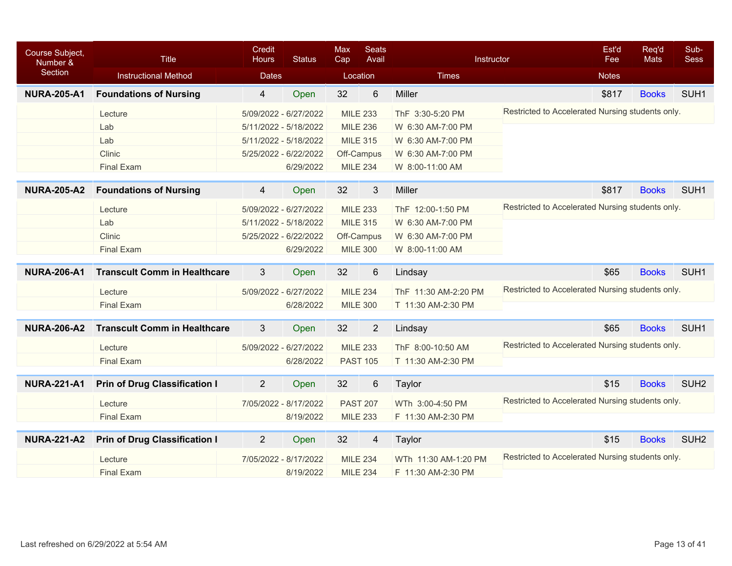| Course Subject, Number & Section | Title / Instructional Method | Credit Hours / Dates | Status | Max Cap / Location | Seats Avail | Instructor / Times | Est'd Fee / Notes | Req'd Mats | Sub-Sess |
|---|---|---|---|---|---|---|---|---|---|
| **NURA-205-A1** | **Foundations of Nursing** | 4 | Open | 32 | 6 | Miller | $817 | Books | SUH1 |
| | Lecture | 5/09/2022 - 6/27/2022 | | MILE 233 | | ThF 3:30-5:20 PM | Restricted to Accelerated Nursing students only. | | |
| | Lab | 5/11/2022 - 5/18/2022 | | MILE 236 | | W 6:30 AM-7:00 PM | | | |
| | Lab | 5/11/2022 - 5/18/2022 | | MILE 315 | | W 6:30 AM-7:00 PM | | | |
| | Clinic | 5/25/2022 - 6/22/2022 | | Off-Campus | | W 6:30 AM-7:00 PM | | | |
| | Final Exam | 6/29/2022 | | MILE 234 | | W 8:00-11:00 AM | | | |
| **NURA-205-A2** | **Foundations of Nursing** | 4 | Open | 32 | 3 | Miller | $817 | Books | SUH1 |
| | Lecture | 5/09/2022 - 6/27/2022 | | MILE 233 | | ThF 12:00-1:50 PM | Restricted to Accelerated Nursing students only. | | |
| | Lab | 5/11/2022 - 5/18/2022 | | MILE 315 | | W 6:30 AM-7:00 PM | | | |
| | Clinic | 5/25/2022 - 6/22/2022 | | Off-Campus | | W 6:30 AM-7:00 PM | | | |
| | Final Exam | 6/29/2022 | | MILE 300 | | W 8:00-11:00 AM | | | |
| **NURA-206-A1** | **Transcult Comm in Healthcare** | 3 | Open | 32 | 6 | Lindsay | $65 | Books | SUH1 |
| | Lecture | 5/09/2022 - 6/27/2022 | | MILE 234 | | ThF 11:30 AM-2:20 PM | Restricted to Accelerated Nursing students only. | | |
| | Final Exam | 6/28/2022 | | MILE 300 | | T 11:30 AM-2:30 PM | | | |
| **NURA-206-A2** | **Transcult Comm in Healthcare** | 3 | Open | 32 | 2 | Lindsay | $65 | Books | SUH1 |
| | Lecture | 5/09/2022 - 6/27/2022 | | MILE 233 | | ThF 8:00-10:50 AM | Restricted to Accelerated Nursing students only. | | |
| | Final Exam | 6/28/2022 | | PAST 105 | | T 11:30 AM-2:30 PM | | | |
| **NURA-221-A1** | **Prin of Drug Classification I** | 2 | Open | 32 | 6 | Taylor | $15 | Books | SUH2 |
| | Lecture | 7/05/2022 - 8/17/2022 | | PAST 207 | | WTh 3:00-4:50 PM | Restricted to Accelerated Nursing students only. | | |
| | Final Exam | 8/19/2022 | | MILE 233 | | F 11:30 AM-2:30 PM | | | |
| **NURA-221-A2** | **Prin of Drug Classification I** | 2 | Open | 32 | 4 | Taylor | $15 | Books | SUH2 |
| | Lecture | 7/05/2022 - 8/17/2022 | | MILE 234 | | WTh 11:30 AM-1:20 PM | Restricted to Accelerated Nursing students only. | | |
| | Final Exam | 8/19/2022 | | MILE 234 | | F 11:30 AM-2:30 PM | | | |

Last refreshed on 6/29/2022 at 5:54 AM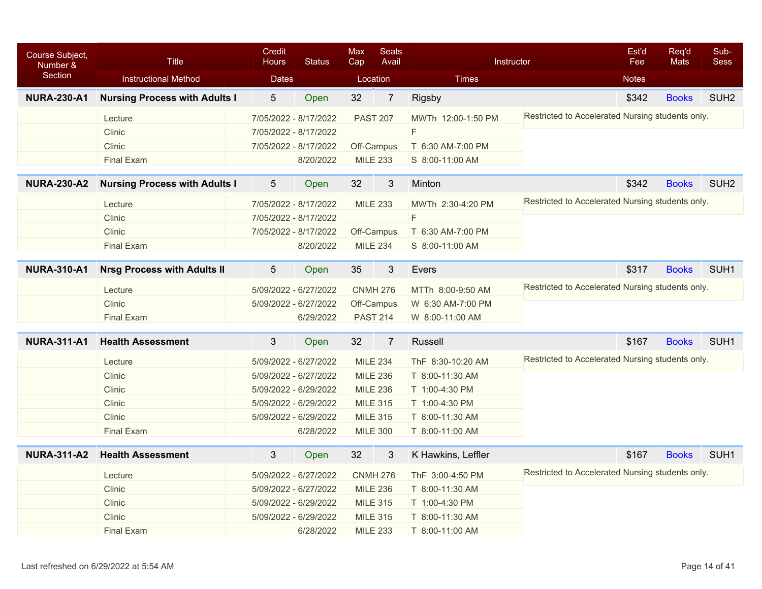| Course Subject, Number & Section | Title / Instructional Method | Credit Hours / Dates | Status | Max Cap / Location | Seats Avail | Instructor / Times | Est'd Fee / Notes | Req'd Mats | Sub-Sess |
|---|---|---|---|---|---|---|---|---|---|
| **NURA-230-A1** | **Nursing Process with Adults I** | 5 | Open | 32 | 7 | Rigsby | $342 | Books | SUH2 |
| | Lecture | 7/05/2022 - 8/17/2022 | | PAST 207 | | MWTh 12:00-1:50 PM | Restricted to Accelerated Nursing students only. | | |
| | Clinic | 7/05/2022 - 8/17/2022 | | | | F | | | |
| | Clinic | 7/05/2022 - 8/17/2022 | | Off-Campus | | T 6:30 AM-7:00 PM | | | |
| | Final Exam | 8/20/2022 | | MILE 233 | | S 8:00-11:00 AM | | | |
| **NURA-230-A2** | **Nursing Process with Adults I** | 5 | Open | 32 | 3 | Minton | $342 | Books | SUH2 |
| | Lecture | 7/05/2022 - 8/17/2022 | | MILE 233 | | MWTh 2:30-4:20 PM | Restricted to Accelerated Nursing students only. | | |
| | Clinic | 7/05/2022 - 8/17/2022 | | | | F | | | |
| | Clinic | 7/05/2022 - 8/17/2022 | | Off-Campus | | T 6:30 AM-7:00 PM | | | |
| | Final Exam | 8/20/2022 | | MILE 234 | | S 8:00-11:00 AM | | | |
| **NURA-310-A1** | **Nrsg Process with Adults II** | 5 | Open | 35 | 3 | Evers | $317 | Books | SUH1 |
| | Lecture | 5/09/2022 - 6/27/2022 | | CNMH 276 | | MTTh 8:00-9:50 AM | Restricted to Accelerated Nursing students only. | | |
| | Clinic | 5/09/2022 - 6/27/2022 | | Off-Campus | | W 6:30 AM-7:00 PM | | | |
| | Final Exam | 6/29/2022 | | PAST 214 | | W 8:00-11:00 AM | | | |
| **NURA-311-A1** | **Health Assessment** | 3 | Open | 32 | 7 | Russell | $167 | Books | SUH1 |
| | Lecture | 5/09/2022 - 6/27/2022 | | MILE 234 | | ThF 8:30-10:20 AM | Restricted to Accelerated Nursing students only. | | |
| | Clinic | 5/09/2022 - 6/27/2022 | | MILE 236 | | T 8:00-11:30 AM | | | |
| | Clinic | 5/09/2022 - 6/29/2022 | | MILE 236 | | T 1:00-4:30 PM | | | |
| | Clinic | 5/09/2022 - 6/29/2022 | | MILE 315 | | T 1:00-4:30 PM | | | |
| | Clinic | 5/09/2022 - 6/29/2022 | | MILE 315 | | T 8:00-11:30 AM | | | |
| | Final Exam | 6/28/2022 | | MILE 300 | | T 8:00-11:00 AM | | | |
| **NURA-311-A2** | **Health Assessment** | 3 | Open | 32 | 3 | K Hawkins, Leffler | $167 | Books | SUH1 |
| | Lecture | 5/09/2022 - 6/27/2022 | | CNMH 276 | | ThF 3:00-4:50 PM | Restricted to Accelerated Nursing students only. | | |
| | Clinic | 5/09/2022 - 6/27/2022 | | MILE 236 | | T 8:00-11:30 AM | | | |
| | Clinic | 5/09/2022 - 6/29/2022 | | MILE 315 | | T 1:00-4:30 PM | | | |
| | Clinic | 5/09/2022 - 6/29/2022 | | MILE 315 | | T 8:00-11:30 AM | | | |
| | Final Exam | 6/28/2022 | | MILE 233 | | T 8:00-11:00 AM | | | |

Last refreshed on 6/29/2022 at 5:54 AM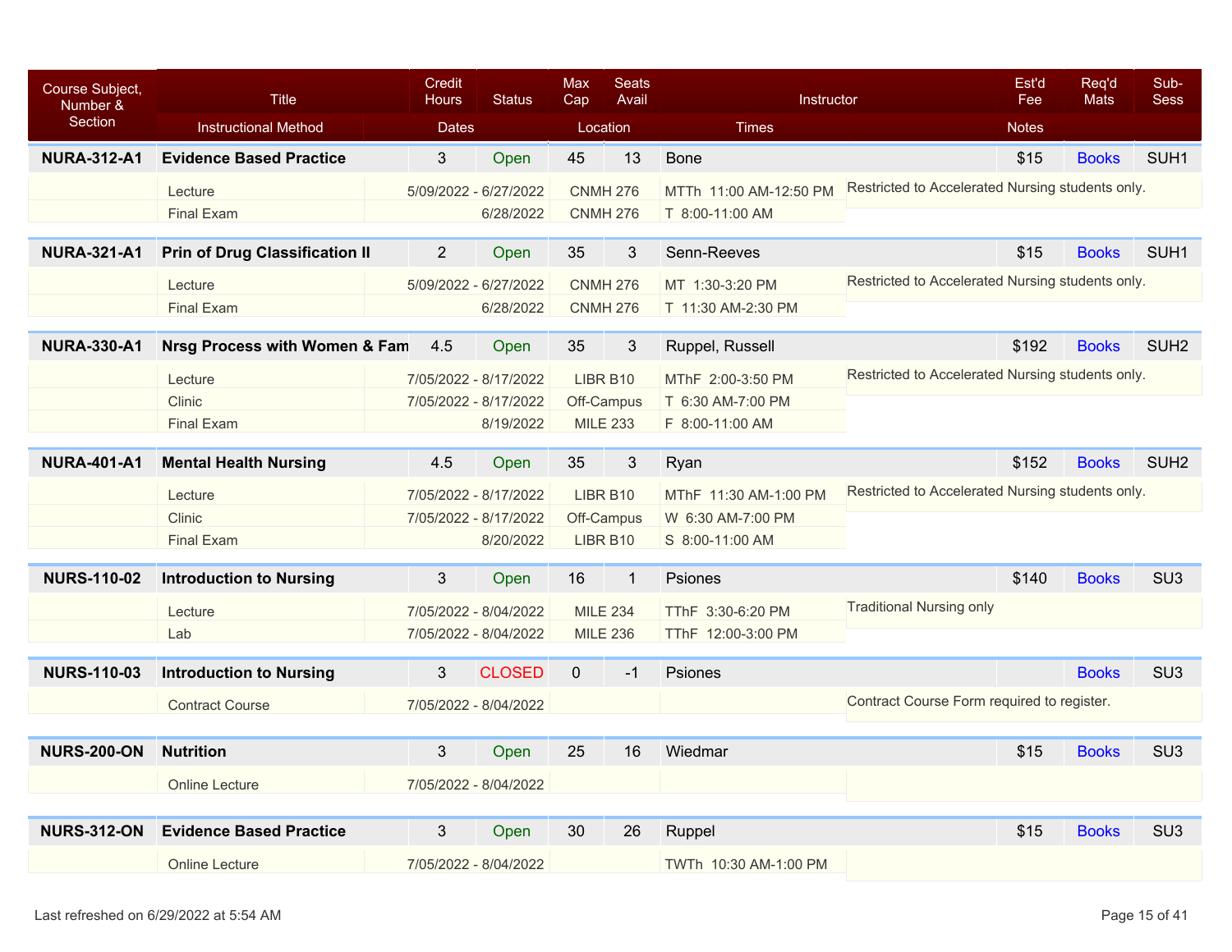| Course Subject, Number & Section | Title / Instructional Method | Credit Hours | Dates | Status | Max Cap | Seats Avail | Location | Instructor / Times | Est'd Fee | Req'd Mats | Sub-Sess | Notes |
|---|---|---|---|---|---|---|---|---|---|---|---|---|
| **NURA-312-A1** | **Evidence Based Practice** | 3 | | Open | 45 | 13 | | Bone | $15 | Books | SUH1 | |
| | Lecture | | 5/09/2022 - 6/27/2022 | | | | CNMH 276 | MTTh 11:00 AM-12:50 PM | | | | Restricted to Accelerated Nursing students only. |
| | Final Exam | | 6/28/2022 | | | | CNMH 276 | T 8:00-11:00 AM | | | | |
| **NURA-321-A1** | **Prin of Drug Classification II** | 2 | | Open | 35 | 3 | | Senn-Reeves | $15 | Books | SUH1 | |
| | Lecture | | 5/09/2022 - 6/27/2022 | | | | CNMH 276 | MT 1:30-3:20 PM | | | | Restricted to Accelerated Nursing students only. |
| | Final Exam | | 6/28/2022 | | | | CNMH 276 | T 11:30 AM-2:30 PM | | | | |
| **NURA-330-A1** | **Nrsg Process with Women & Fam** | 4.5 | | Open | 35 | 3 | | Ruppel, Russell | $192 | Books | SUH2 | |
| | Lecture | | 7/05/2022 - 8/17/2022 | | | | LIBR B10 | MThF 2:00-3:50 PM | | | | Restricted to Accelerated Nursing students only. |
| | Clinic | | 7/05/2022 - 8/17/2022 | | | | Off-Campus | T 6:30 AM-7:00 PM | | | | |
| | Final Exam | | 8/19/2022 | | | | MILE 233 | F 8:00-11:00 AM | | | | |
| **NURA-401-A1** | **Mental Health Nursing** | 4.5 | | Open | 35 | 3 | | Ryan | $152 | Books | SUH2 | |
| | Lecture | | 7/05/2022 - 8/17/2022 | | | | LIBR B10 | MThF 11:30 AM-1:00 PM | | | | Restricted to Accelerated Nursing students only. |
| | Clinic | | 7/05/2022 - 8/17/2022 | | | | Off-Campus | W 6:30 AM-7:00 PM | | | | |
| | Final Exam | | 8/20/2022 | | | | LIBR B10 | S 8:00-11:00 AM | | | | |
| **NURS-110-02** | **Introduction to Nursing** | 3 | | Open | 16 | 1 | | Psiones | $140 | Books | SU3 | |
| | Lecture | | 7/05/2022 - 8/04/2022 | | | | MILE 234 | TThF 3:30-6:20 PM | | | | Traditional Nursing only |
| | Lab | | 7/05/2022 - 8/04/2022 | | | | MILE 236 | TThF 12:00-3:00 PM | | | | |
| **NURS-110-03** | **Introduction to Nursing** | 3 | | CLOSED | 0 | -1 | | Psiones | | Books | SU3 | |
| | Contract Course | | 7/05/2022 - 8/04/2022 | | | | | | | | | Contract Course Form required to register. |
| **NURS-200-ON** | **Nutrition** | 3 | | Open | 25 | 16 | | Wiedmar | $15 | Books | SU3 | |
| | Online Lecture | | 7/05/2022 - 8/04/2022 | | | | | | | | | |
| **NURS-312-ON** | **Evidence Based Practice** | 3 | | Open | 30 | 26 | | Ruppel | $15 | Books | SU3 | |
| | Online Lecture | | 7/05/2022 - 8/04/2022 | | | | | TWTh 10:30 AM-1:00 PM | | | | |

Last refreshed on 6/29/2022 at 5:54 AM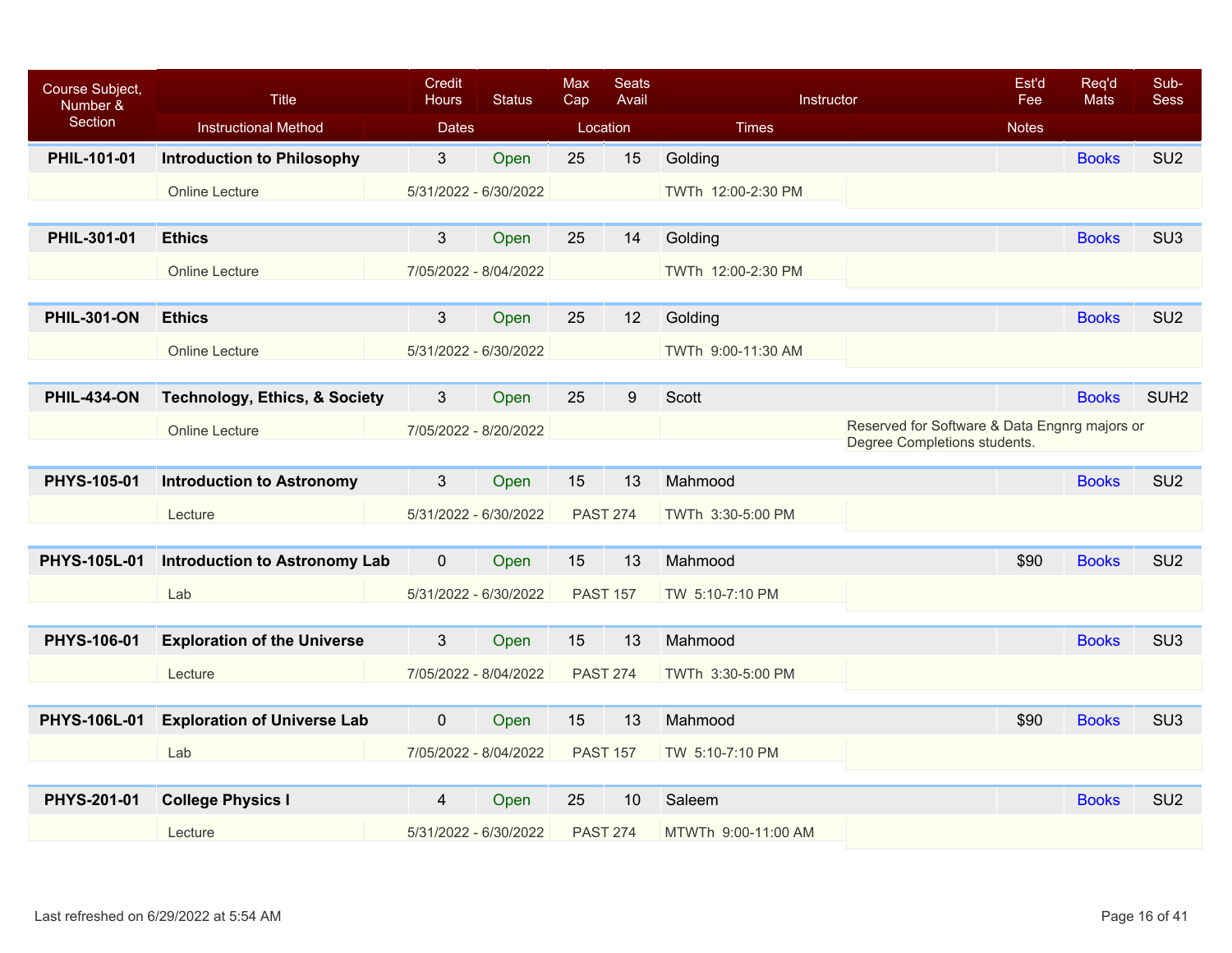| Course Subject, Number & Section | Title | Credit Hours | Status | Max Cap | Seats Avail | Instructor | Est'd Fee | Req'd Mats | Sub-Sess |
|---|---|---|---|---|---|---|---|---|---|
| | Instructional Method | Dates | | Location | | Times | Notes | | |
| **PHIL-101-01** | **Introduction to Philosophy** | 3 | Open | 25 | 15 | Golding | | Books | SU2 |
| | Online Lecture | 5/31/2022 - 6/30/2022 | | | | TWTh 12:00-2:30 PM | | | |
| **PHIL-301-01** | **Ethics** | 3 | Open | 25 | 14 | Golding | | Books | SU3 |
| | Online Lecture | 7/05/2022 - 8/04/2022 | | | | TWTh 12:00-2:30 PM | | | |
| **PHIL-301-ON** | **Ethics** | 3 | Open | 25 | 12 | Golding | | Books | SU2 |
| | Online Lecture | 5/31/2022 - 6/30/2022 | | | | TWTh 9:00-11:30 AM | | | |
| **PHIL-434-ON** | **Technology, Ethics, & Society** | 3 | Open | 25 | 9 | Scott | | Books | SUH2 |
| | Online Lecture | 7/05/2022 - 8/20/2022 | | | | | Reserved for Software & Data Engnrg majors or Degree Completions students. | | |
| **PHYS-105-01** | **Introduction to Astronomy** | 3 | Open | 15 | 13 | Mahmood | | Books | SU2 |
| | Lecture | 5/31/2022 - 6/30/2022 | | PAST 274 | | TWTh 3:30-5:00 PM | | | |
| **PHYS-105L-01** | **Introduction to Astronomy Lab** | 0 | Open | 15 | 13 | Mahmood | $90 | Books | SU2 |
| | Lab | 5/31/2022 - 6/30/2022 | | PAST 157 | | TW 5:10-7:10 PM | | | |
| **PHYS-106-01** | **Exploration of the Universe** | 3 | Open | 15 | 13 | Mahmood | | Books | SU3 |
| | Lecture | 7/05/2022 - 8/04/2022 | | PAST 274 | | TWTh 3:30-5:00 PM | | | |
| **PHYS-106L-01** | **Exploration of Universe Lab** | 0 | Open | 15 | 13 | Mahmood | $90 | Books | SU3 |
| | Lab | 7/05/2022 - 8/04/2022 | | PAST 157 | | TW 5:10-7:10 PM | | | |
| **PHYS-201-01** | **College Physics I** | 4 | Open | 25 | 10 | Saleem | | Books | SU2 |
| | Lecture | 5/31/2022 - 6/30/2022 | | PAST 274 | | MTWTh 9:00-11:00 AM | | | |

Last refreshed on 6/29/2022 at 5:54 AM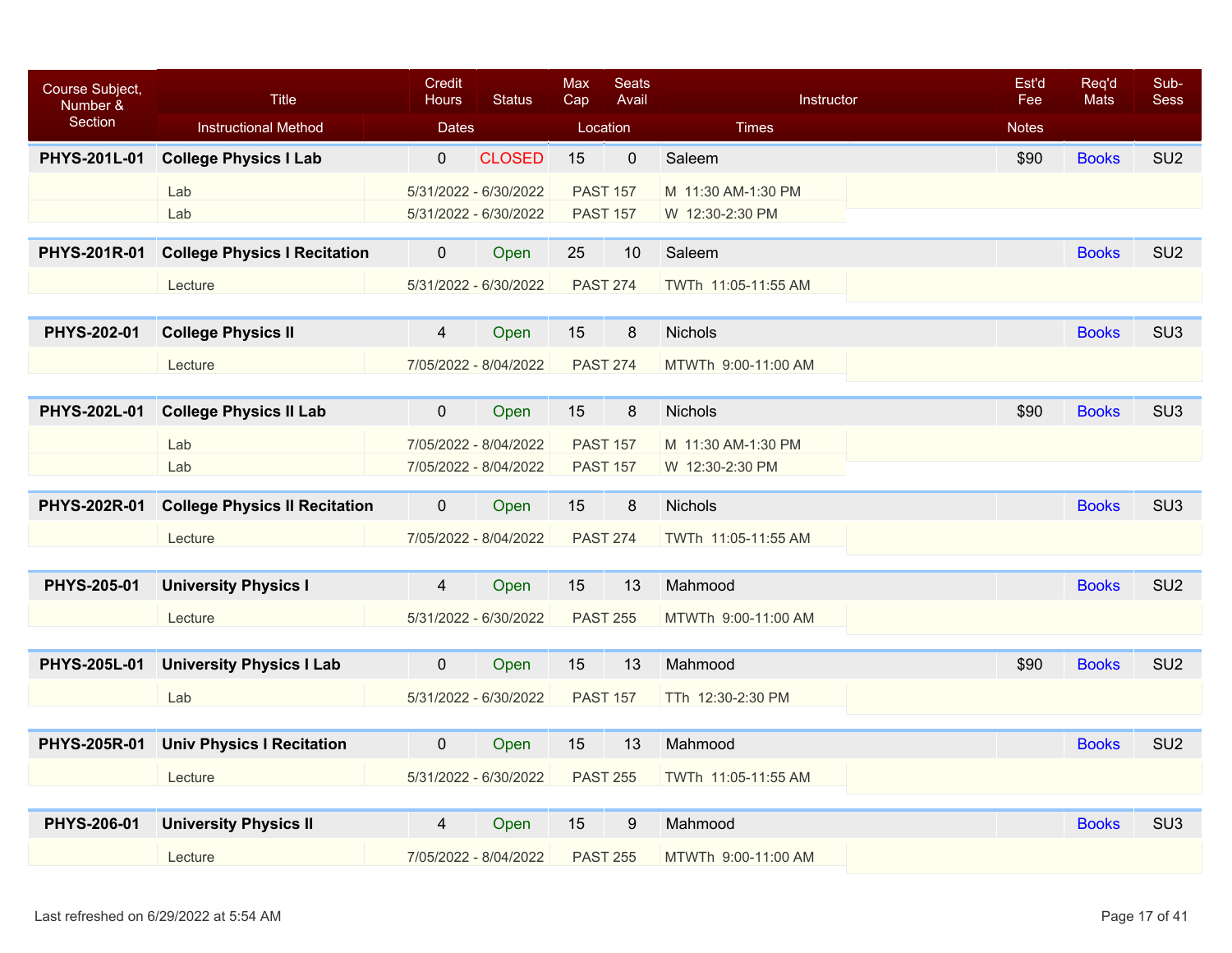| Course Subject, Number & Section | Title | Credit Hours | Status | Max Cap | Seats Avail | Instructor | Est'd Fee | Req'd Mats | Sub-Sess |
|---|---|---|---|---|---|---|---|---|---|
| | Instructional Method | Dates | | Location | | Times | Notes | | |
| **PHYS-201L-01** | **College Physics I Lab** | 0 | CLOSED | 15 | 0 | Saleem | $90 | Books | SU2 |
| | Lab | 5/31/2022 - 6/30/2022 | | PAST 157 | | M 11:30 AM-1:30 PM | | | |
| | Lab | 5/31/2022 - 6/30/2022 | | PAST 157 | | W 12:30-2:30 PM | | | |
| **PHYS-201R-01** | **College Physics I Recitation** | 0 | Open | 25 | 10 | Saleem | | Books | SU2 |
| | Lecture | 5/31/2022 - 6/30/2022 | | PAST 274 | | TWTh 11:05-11:55 AM | | | |
| **PHYS-202-01** | **College Physics II** | 4 | Open | 15 | 8 | Nichols | | Books | SU3 |
| | Lecture | 7/05/2022 - 8/04/2022 | | PAST 274 | | MTWTh 9:00-11:00 AM | | | |
| **PHYS-202L-01** | **College Physics II Lab** | 0 | Open | 15 | 8 | Nichols | $90 | Books | SU3 |
| | Lab | 7/05/2022 - 8/04/2022 | | PAST 157 | | M 11:30 AM-1:30 PM | | | |
| | Lab | 7/05/2022 - 8/04/2022 | | PAST 157 | | W 12:30-2:30 PM | | | |
| **PHYS-202R-01** | **College Physics II Recitation** | 0 | Open | 15 | 8 | Nichols | | Books | SU3 |
| | Lecture | 7/05/2022 - 8/04/2022 | | PAST 274 | | TWTh 11:05-11:55 AM | | | |
| **PHYS-205-01** | **University Physics I** | 4 | Open | 15 | 13 | Mahmood | | Books | SU2 |
| | Lecture | 5/31/2022 - 6/30/2022 | | PAST 255 | | MTWTh 9:00-11:00 AM | | | |
| **PHYS-205L-01** | **University Physics I Lab** | 0 | Open | 15 | 13 | Mahmood | $90 | Books | SU2 |
| | Lab | 5/31/2022 - 6/30/2022 | | PAST 157 | | TTh 12:30-2:30 PM | | | |
| **PHYS-205R-01** | **Univ Physics I Recitation** | 0 | Open | 15 | 13 | Mahmood | | Books | SU2 |
| | Lecture | 5/31/2022 - 6/30/2022 | | PAST 255 | | TWTh 11:05-11:55 AM | | | |
| **PHYS-206-01** | **University Physics II** | 4 | Open | 15 | 9 | Mahmood | | Books | SU3 |
| | Lecture | 7/05/2022 - 8/04/2022 | | PAST 255 | | MTWTh 9:00-11:00 AM | | | |

Last refreshed on 6/29/2022 at 5:54 AM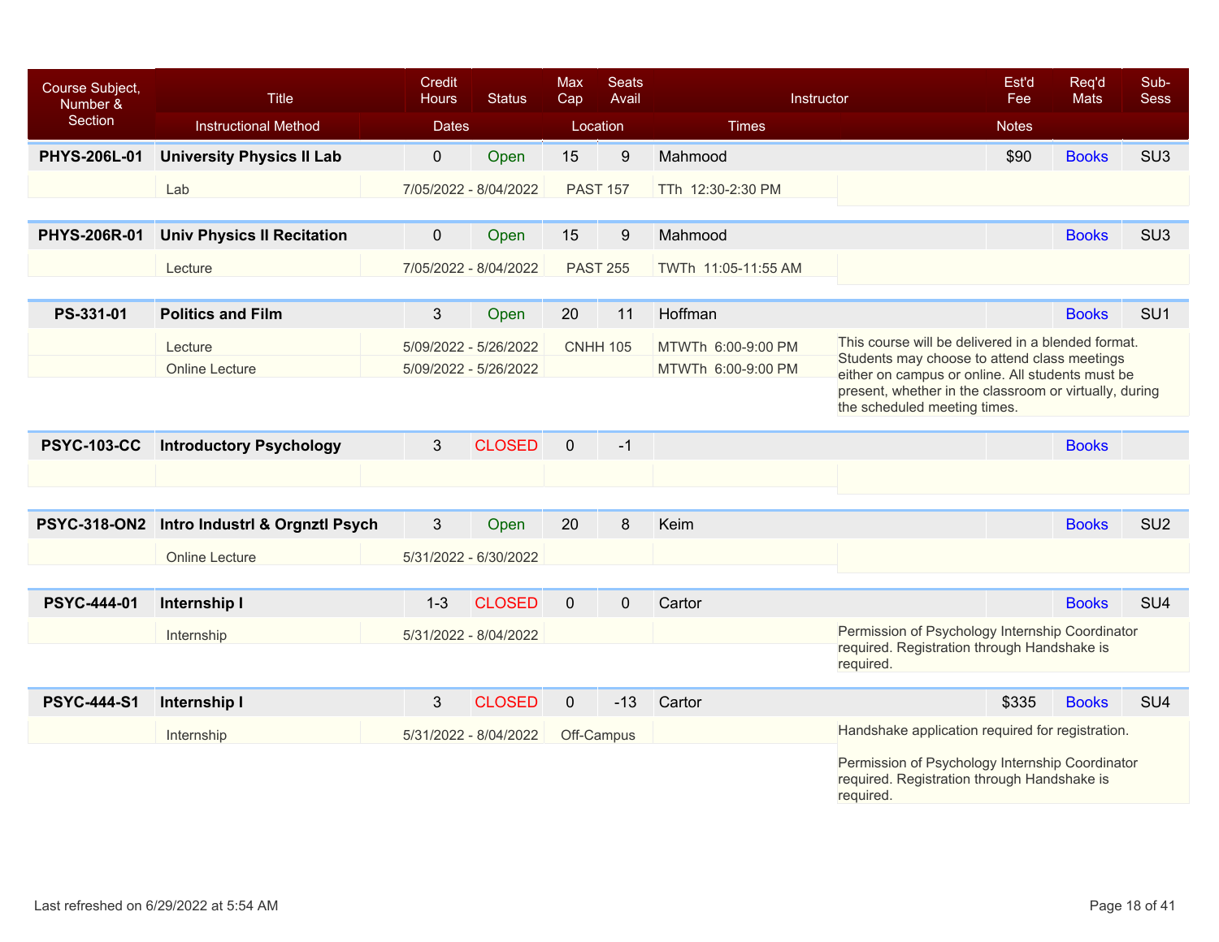| Course Subject, Number & Section | Title | Credit Hours | Status | Max Cap | Seats Avail | Instructor | Est'd Fee | Req'd Mats | Sub-Sess |
|---|---|---|---|---|---|---|---|---|---|
| | Instructional Method | Dates | | Location | | Times | Notes | | |
| **PHYS-206L-01** | **University Physics II Lab** | 0 | Open | 15 | 9 | Mahmood | $90 | Books | SU3 |
| | Lab | 7/05/2022 - 8/04/2022 | | PAST 157 | | TTh 12:30-2:30 PM | | | |
| **PHYS-206R-01** | **Univ Physics II Recitation** | 0 | Open | 15 | 9 | Mahmood | | Books | SU3 |
| | Lecture | 7/05/2022 - 8/04/2022 | | PAST 255 | | TWTh 11:05-11:55 AM | | | |
| **PS-331-01** | **Politics and Film** | 3 | Open | 20 | 11 | Hoffman | | Books | SU1 |
| | Lecture | 5/09/2022 - 5/26/2022 | | CNHH 105 | | MTWTh 6:00-9:00 PM | This course will be delivered in a blended format. Students may choose to attend class meetings either on campus or online. All students must be present, whether in the classroom or virtually, during the scheduled meeting times. | | |
| | Online Lecture | 5/09/2022 - 5/26/2022 | | | | MTWTh 6:00-9:00 PM | | | |
| **PSYC-103-CC** | **Introductory Psychology** | 3 | CLOSED | 0 | -1 | | | Books | |
| **PSYC-318-ON2** | **Intro Industrl & Orgnztl Psych** | 3 | Open | 20 | 8 | Keim | | Books | SU2 |
| | Online Lecture | 5/31/2022 - 6/30/2022 | | | | | | | |
| **PSYC-444-01** | **Internship I** | 1-3 | CLOSED | 0 | 0 | Cartor | | Books | SU4 |
| | Internship | 5/31/2022 - 8/04/2022 | | | | | Permission of Psychology Internship Coordinator required. Registration through Handshake is required. | | |
| **PSYC-444-S1** | **Internship I** | 3 | CLOSED | 0 | -13 | Cartor | $335 | Books | SU4 |
| | Internship | 5/31/2022 - 8/04/2022 | | Off-Campus | | | Handshake application required for registration. Permission of Psychology Internship Coordinator required. Registration through Handshake is required. | | |

Last refreshed on 6/29/2022 at 5:54 AM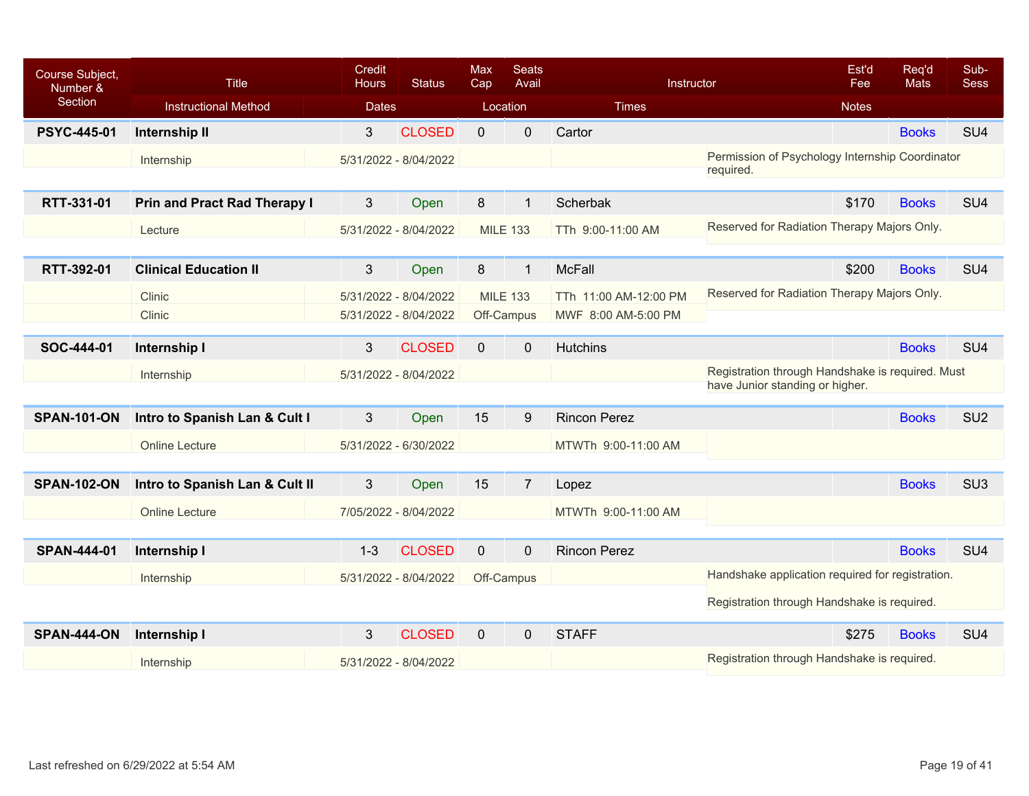| Course Subject, Number & Section | Title | Credit Hours | Status | Max Cap | Seats Avail | Instructor | Est'd Fee | Req'd Mats | Sub-Sess |
|---|---|---|---|---|---|---|---|---|---|
| | Instructional Method | Dates | | Location | | Times | Notes | | |
| **PSYC-445-01** | **Internship II** | 3 | CLOSED | 0 | 0 | Cartor | | Books | SU4 |
| | Internship | 5/31/2022 - 8/04/2022 | | | | | Permission of Psychology Internship Coordinator required. | | |
| **RTT-331-01** | **Prin and Pract Rad Therapy I** | 3 | Open | 8 | 1 | Scherbak | $170 | Books | SU4 |
| | Lecture | 5/31/2022 - 8/04/2022 | | MILE 133 | | TTh 9:00-11:00 AM | Reserved for Radiation Therapy Majors Only. | | |
| **RTT-392-01** | **Clinical Education II** | 3 | Open | 8 | 1 | McFall | $200 | Books | SU4 |
| | Clinic | 5/31/2022 - 8/04/2022 | | MILE 133 | | TTh 11:00 AM-12:00 PM | Reserved for Radiation Therapy Majors Only. | | |
| | Clinic | 5/31/2022 - 8/04/2022 | | Off-Campus | | MWF 8:00 AM-5:00 PM | | | |
| **SOC-444-01** | **Internship I** | 3 | CLOSED | 0 | 0 | Hutchins | | Books | SU4 |
| | Internship | 5/31/2022 - 8/04/2022 | | | | | Registration through Handshake is required. Must have Junior standing or higher. | | |
| **SPAN-101-ON** | **Intro to Spanish Lan & Cult I** | 3 | Open | 15 | 9 | Rincon Perez | | Books | SU2 |
| | Online Lecture | 5/31/2022 - 6/30/2022 | | | | MTWTh 9:00-11:00 AM | | | |
| **SPAN-102-ON** | **Intro to Spanish Lan & Cult II** | 3 | Open | 15 | 7 | Lopez | | Books | SU3 |
| | Online Lecture | 7/05/2022 - 8/04/2022 | | | | MTWTh 9:00-11:00 AM | | | |
| **SPAN-444-01** | **Internship I** | 1-3 | CLOSED | 0 | 0 | Rincon Perez | | Books | SU4 |
| | Internship | 5/31/2022 - 8/04/2022 | | Off-Campus | | | Handshake application required for registration. Registration through Handshake is required. | | |
| **SPAN-444-ON** | **Internship I** | 3 | CLOSED | 0 | 0 | STAFF | $275 | Books | SU4 |
| | Internship | 5/31/2022 - 8/04/2022 | | | | | Registration through Handshake is required. | | |

Last refreshed on 6/29/2022 at 5:54 AM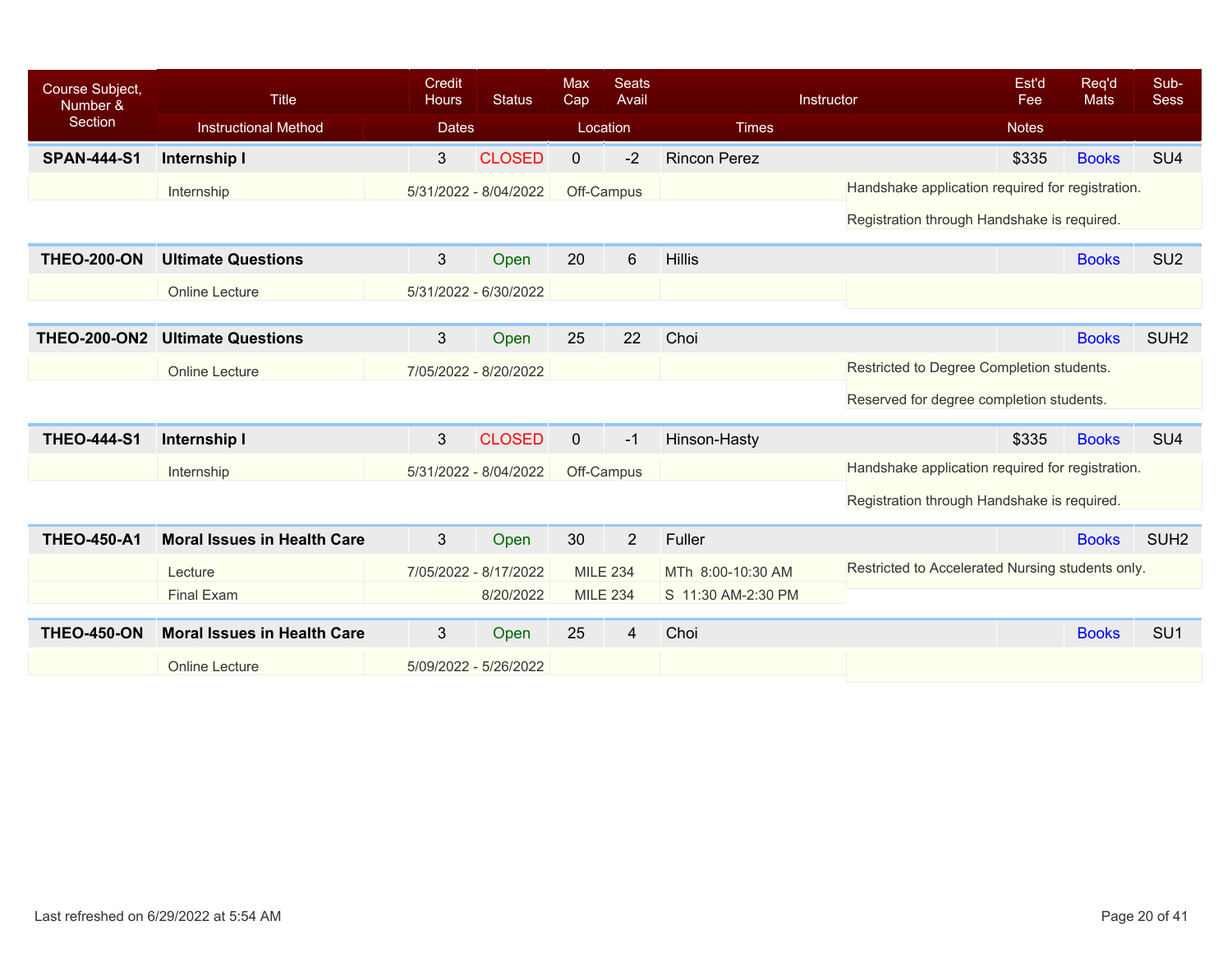| Course Subject, Number & Section | Title | Credit Hours | Status | Max Cap | Seats Avail | Instructor | Est'd Fee | Req'd Mats | Sub-Sess |
|---|---|---|---|---|---|---|---|---|---|
| | Instructional Method | Dates | | Location | | Times | Notes | | |
| **SPAN-444-S1** | **Internship I** | 3 | CLOSED | 0 | -2 | Rincon Perez | $335 | Books | SU4 |
| | Internship | 5/31/2022 - 8/04/2022 | | Off-Campus | | | Handshake application required for registration. Registration through Handshake is required. | | |
| **THEO-200-ON** | **Ultimate Questions** | 3 | Open | 20 | 6 | Hillis | | Books | SU2 |
| | Online Lecture | 5/31/2022 - 6/30/2022 | | | | | | | |
| **THEO-200-ON2** | **Ultimate Questions** | 3 | Open | 25 | 22 | Choi | | Books | SUH2 |
| | Online Lecture | 7/05/2022 - 8/20/2022 | | | | | Restricted to Degree Completion students. Reserved for degree completion students. | | |
| **THEO-444-S1** | **Internship I** | 3 | CLOSED | 0 | -1 | Hinson-Hasty | $335 | Books | SU4 |
| | Internship | 5/31/2022 - 8/04/2022 | | Off-Campus | | | Handshake application required for registration. Registration through Handshake is required. | | |
| **THEO-450-A1** | **Moral Issues in Health Care** | 3 | Open | 30 | 2 | Fuller | | Books | SUH2 |
| | Lecture | 7/05/2022 - 8/17/2022 | | MILE 234 | | MTh 8:00-10:30 AM | Restricted to Accelerated Nursing students only. | | |
| | Final Exam | 8/20/2022 | | MILE 234 | | S 11:30 AM-2:30 PM | | | |
| **THEO-450-ON** | **Moral Issues in Health Care** | 3 | Open | 25 | 4 | Choi | | Books | SU1 |
| | Online Lecture | 5/09/2022 - 5/26/2022 | | | | | | | |

Last refreshed on 6/29/2022 at 5:54 AM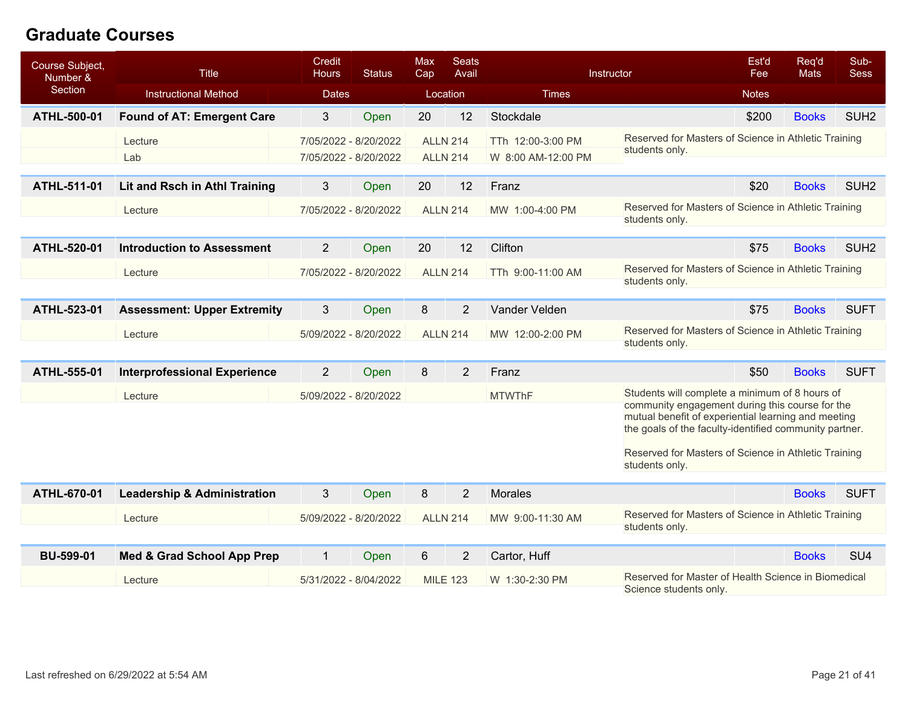# Graduate Courses

| Course Subject, Number & Section | Title / Instructional Method | Credit Hours / Dates | Status | Max Cap / Location | Seats Avail | Instructor / Times | Est'd Fee / Notes | Req'd Mats | Sub-Sess |
|---|---|---|---|---|---|---|---|---|---|
| **ATHL-500-01** | **Found of AT: Emergent Care** | 3 | Open | 20 | 12 | Stockdale | $200 | Books | SUH2 |
| | Lecture | 7/05/2022 - 8/20/2022 | | ALLN 214 | | TTh 12:00-3:00 PM | Reserved for Masters of Science in Athletic Training students only. | | |
| | Lab | 7/05/2022 - 8/20/2022 | | ALLN 214 | | W 8:00 AM-12:00 PM | | | |
| **ATHL-511-01** | **Lit and Rsch in Athl Training** | 3 | Open | 20 | 12 | Franz | $20 | Books | SUH2 |
| | Lecture | 7/05/2022 - 8/20/2022 | | ALLN 214 | | MW 1:00-4:00 PM | Reserved for Masters of Science in Athletic Training students only. | | |
| **ATHL-520-01** | **Introduction to Assessment** | 2 | Open | 20 | 12 | Clifton | $75 | Books | SUH2 |
| | Lecture | 7/05/2022 - 8/20/2022 | | ALLN 214 | | TTh 9:00-11:00 AM | Reserved for Masters of Science in Athletic Training students only. | | |
| **ATHL-523-01** | **Assessment: Upper Extremity** | 3 | Open | 8 | 2 | Vander Velden | $75 | Books | SUFT |
| | Lecture | 5/09/2022 - 8/20/2022 | | ALLN 214 | | MW 12:00-2:00 PM | Reserved for Masters of Science in Athletic Training students only. | | |
| **ATHL-555-01** | **Interprofessional Experience** | 2 | Open | 8 | 2 | Franz | $50 | Books | SUFT |
| | Lecture | 5/09/2022 - 8/20/2022 | | | | MTWThF | Students will complete a minimum of 8 hours of community engagement during this course for the mutual benefit of experiential learning and meeting the goals of the faculty-identified community partner. Reserved for Masters of Science in Athletic Training students only. | | |
| **ATHL-670-01** | **Leadership & Administration** | 3 | Open | 8 | 2 | Morales | | Books | SUFT |
| | Lecture | 5/09/2022 - 8/20/2022 | | ALLN 214 | | MW 9:00-11:30 AM | Reserved for Masters of Science in Athletic Training students only. | | |
| **BU-599-01** | **Med & Grad School App Prep** | 1 | Open | 6 | 2 | Cartor, Huff | | Books | SU4 |
| | Lecture | 5/31/2022 - 8/04/2022 | | MILE 123 | | W 1:30-2:30 PM | Reserved for Master of Health Science in Biomedical Science students only. | | |

Last refreshed on 6/29/2022 at 5:54 AM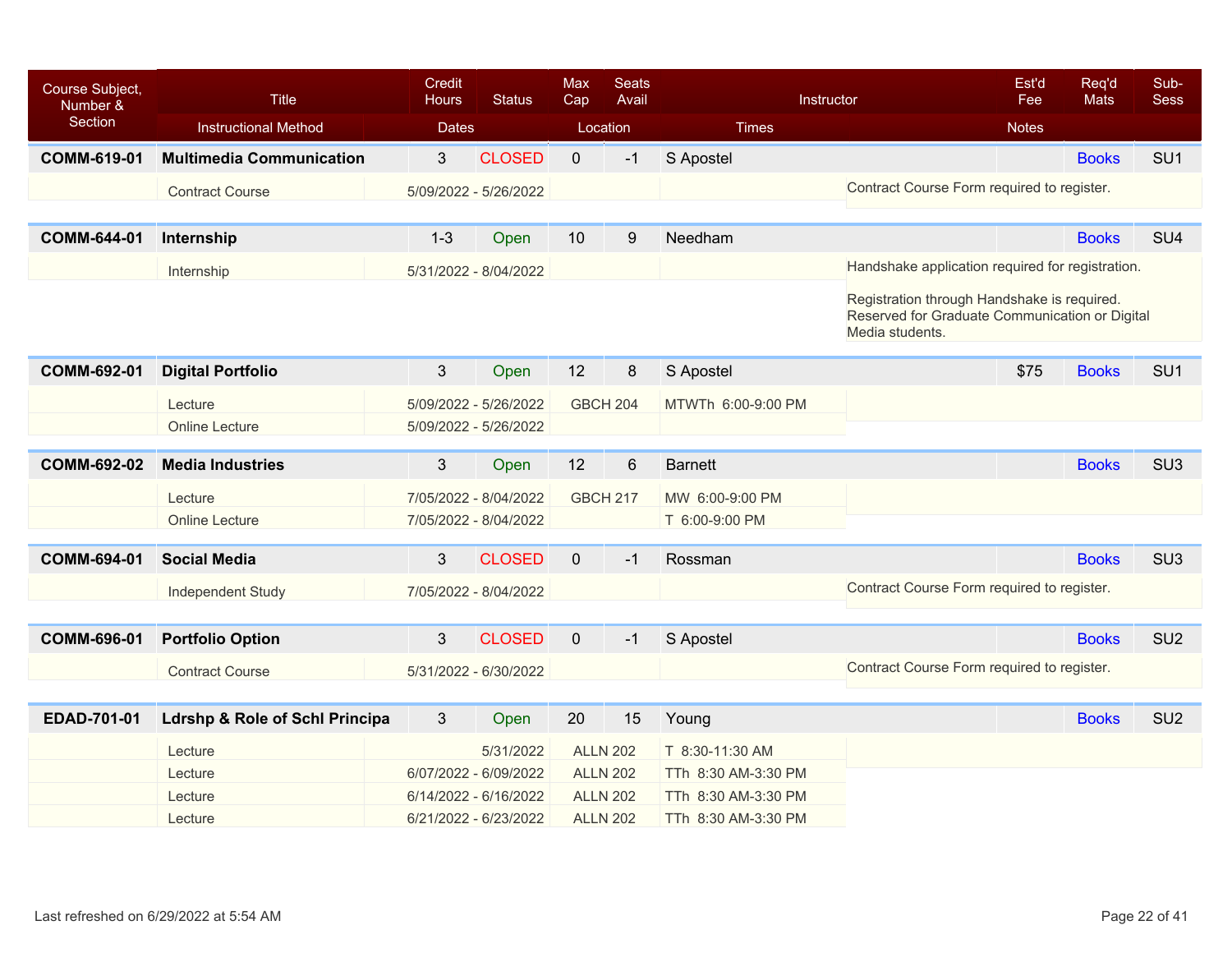| Course Subject, Number & Section | Title | Credit Hours | Status | Max Cap | Seats Avail | Instructor | Est'd Fee | Req'd Mats | Sub-Sess |
|---|---|---|---|---|---|---|---|---|---|
| | Instructional Method | Dates | | Location | | Times | Notes | | |
| **COMM-619-01** | **Multimedia Communication** | 3 | CLOSED | 0 | -1 | S Apostel | | Books | SU1 |
| | Contract Course | 5/09/2022 - 5/26/2022 | | | | | Contract Course Form required to register. | | |
| **COMM-644-01** | **Internship** | 1-3 | Open | 10 | 9 | Needham | | Books | SU4 |
| | Internship | 5/31/2022 - 8/04/2022 | | | | | Handshake application required for registration. Registration through Handshake is required. Reserved for Graduate Communication or Digital Media students. | | |
| **COMM-692-01** | **Digital Portfolio** | 3 | Open | 12 | 8 | S Apostel | $75 | Books | SU1 |
| | Lecture | 5/09/2022 - 5/26/2022 | | GBCH 204 | | MTWTh 6:00-9:00 PM | | | |
| | Online Lecture | 5/09/2022 - 5/26/2022 | | | | | | | |
| **COMM-692-02** | **Media Industries** | 3 | Open | 12 | 6 | Barnett | | Books | SU3 |
| | Lecture | 7/05/2022 - 8/04/2022 | | GBCH 217 | | MW 6:00-9:00 PM | | | |
| | Online Lecture | 7/05/2022 - 8/04/2022 | | | | T 6:00-9:00 PM | | | |
| **COMM-694-01** | **Social Media** | 3 | CLOSED | 0 | -1 | Rossman | | Books | SU3 |
| | Independent Study | 7/05/2022 - 8/04/2022 | | | | | Contract Course Form required to register. | | |
| **COMM-696-01** | **Portfolio Option** | 3 | CLOSED | 0 | -1 | S Apostel | | Books | SU2 |
| | Contract Course | 5/31/2022 - 6/30/2022 | | | | | Contract Course Form required to register. | | |
| **EDAD-701-01** | **Ldrshp & Role of Schl Principa** | 3 | Open | 20 | 15 | Young | | Books | SU2 |
| | Lecture | 5/31/2022 | | ALLN 202 | | T 8:30-11:30 AM | | | |
| | Lecture | 6/07/2022 - 6/09/2022 | | ALLN 202 | | TTh 8:30 AM-3:30 PM | | | |
| | Lecture | 6/14/2022 - 6/16/2022 | | ALLN 202 | | TTh 8:30 AM-3:30 PM | | | |
| | Lecture | 6/21/2022 - 6/23/2022 | | ALLN 202 | | TTh 8:30 AM-3:30 PM | | | |

Last refreshed on 6/29/2022 at 5:54 AM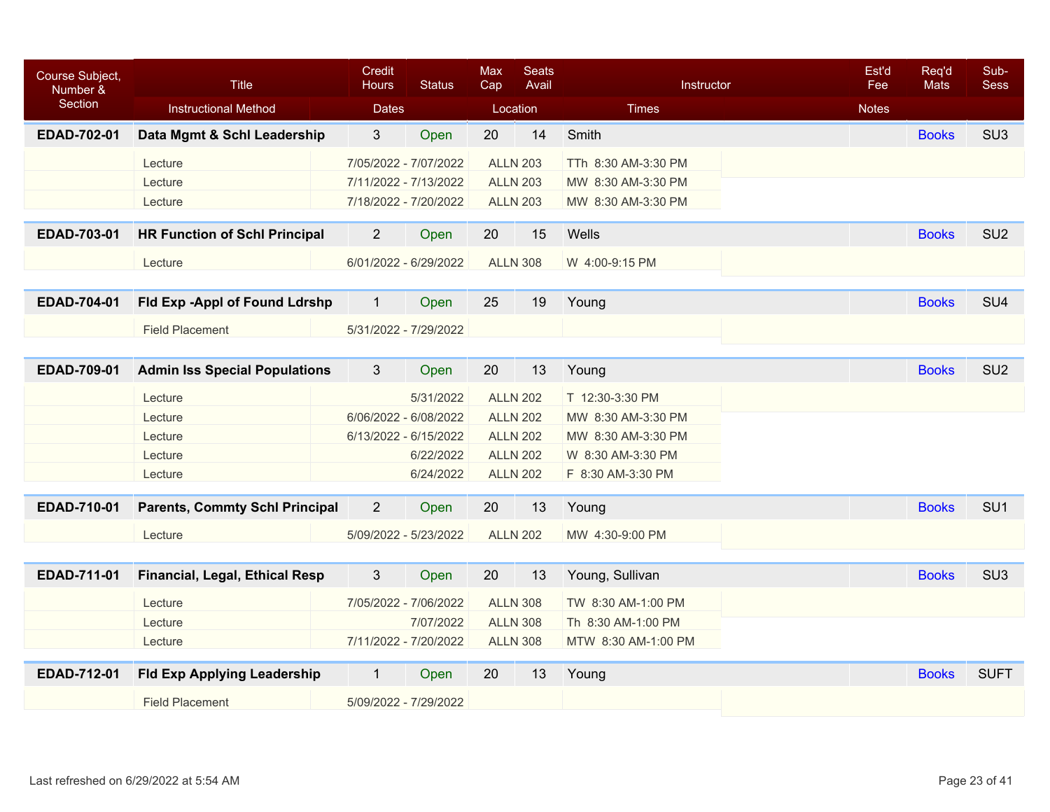| Course Subject, Number & Section | Title | Credit Hours | Status | Max Cap | Seats Avail | Instructor | Est'd Fee | Req'd Mats | Sub-Sess |
|---|---|---|---|---|---|---|---|---|---|
| | Instructional Method | Dates | | Location | | Times | Notes | | |
| **EDAD-702-01** | **Data Mgmt & Schl Leadership** | 3 | Open | 20 | 14 | Smith | | Books | SU3 |
| | Lecture | 7/05/2022 - 7/07/2022 | | ALLN 203 | | TTh 8:30 AM-3:30 PM | | | |
| | Lecture | 7/11/2022 - 7/13/2022 | | ALLN 203 | | MW 8:30 AM-3:30 PM | | | |
| | Lecture | 7/18/2022 - 7/20/2022 | | ALLN 203 | | MW 8:30 AM-3:30 PM | | | |
| **EDAD-703-01** | **HR Function of Schl Principal** | 2 | Open | 20 | 15 | Wells | | Books | SU2 |
| | Lecture | 6/01/2022 - 6/29/2022 | | ALLN 308 | | W 4:00-9:15 PM | | | |
| **EDAD-704-01** | **Fld Exp -Appl of Found Ldrshp** | 1 | Open | 25 | 19 | Young | | Books | SU4 |
| | Field Placement | 5/31/2022 - 7/29/2022 | | | | | | | |
| **EDAD-709-01** | **Admin Iss Special Populations** | 3 | Open | 20 | 13 | Young | | Books | SU2 |
| | Lecture | 5/31/2022 | | ALLN 202 | | T 12:30-3:30 PM | | | |
| | Lecture | 6/06/2022 - 6/08/2022 | | ALLN 202 | | MW 8:30 AM-3:30 PM | | | |
| | Lecture | 6/13/2022 - 6/15/2022 | | ALLN 202 | | MW 8:30 AM-3:30 PM | | | |
| | Lecture | 6/22/2022 | | ALLN 202 | | W 8:30 AM-3:30 PM | | | |
| | Lecture | 6/24/2022 | | ALLN 202 | | F 8:30 AM-3:30 PM | | | |
| **EDAD-710-01** | **Parents, Commty Schl Principal** | 2 | Open | 20 | 13 | Young | | Books | SU1 |
| | Lecture | 5/09/2022 - 5/23/2022 | | ALLN 202 | | MW 4:30-9:00 PM | | | |
| **EDAD-711-01** | **Financial, Legal, Ethical Resp** | 3 | Open | 20 | 13 | Young, Sullivan | | Books | SU3 |
| | Lecture | 7/05/2022 - 7/06/2022 | | ALLN 308 | | TW 8:30 AM-1:00 PM | | | |
| | Lecture | 7/07/2022 | | ALLN 308 | | Th 8:30 AM-1:00 PM | | | |
| | Lecture | 7/11/2022 - 7/20/2022 | | ALLN 308 | | MTW 8:30 AM-1:00 PM | | | |
| **EDAD-712-01** | **Fld Exp Applying Leadership** | 1 | Open | 20 | 13 | Young | | Books | SUFT |
| | Field Placement | 5/09/2022 - 7/29/2022 | | | | | | | |

Last refreshed on 6/29/2022 at 5:54 AM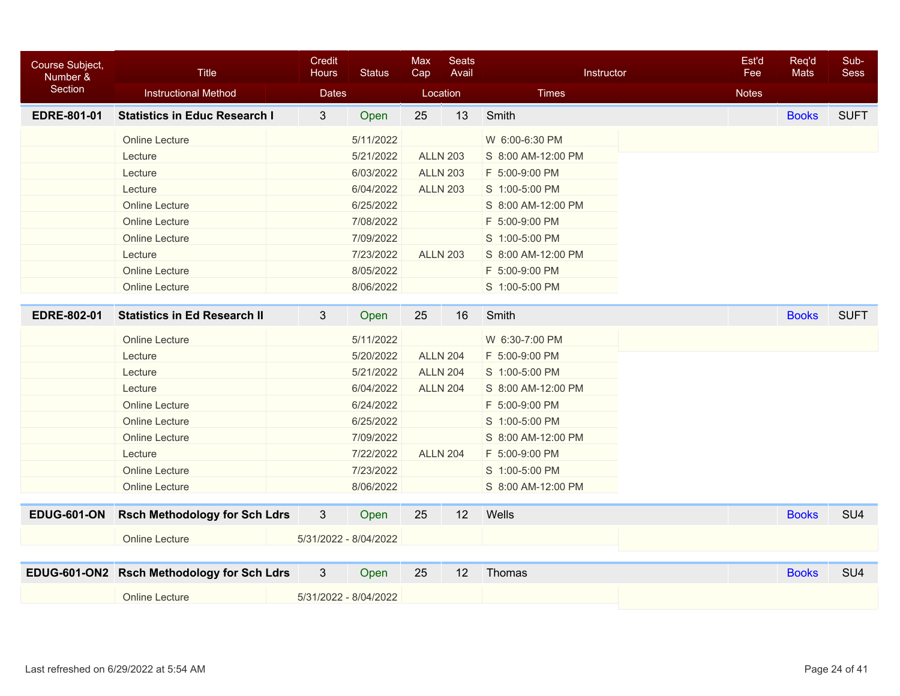| Course Subject, Number & Section | Title | Credit Hours | Status | Max Cap | Seats Avail | Instructor | Est'd Fee | Req'd Mats | Sub-Sess |
|---|---|---|---|---|---|---|---|---|---|
| | Instructional Method | Dates | | Location | | Times | Notes | | |
| **EDRE-801-01** | **Statistics in Educ Research I** | 3 | Open | 25 | 13 | Smith | | Books | SUFT |
| | Online Lecture | 5/11/2022 | | | | W 6:00-6:30 PM | | | |
| | Lecture | 5/21/2022 | | ALLN 203 | | S 8:00 AM-12:00 PM | | | |
| | Lecture | 6/03/2022 | | ALLN 203 | | F 5:00-9:00 PM | | | |
| | Lecture | 6/04/2022 | | ALLN 203 | | S 1:00-5:00 PM | | | |
| | Online Lecture | 6/25/2022 | | | | S 8:00 AM-12:00 PM | | | |
| | Online Lecture | 7/08/2022 | | | | F 5:00-9:00 PM | | | |
| | Online Lecture | 7/09/2022 | | | | S 1:00-5:00 PM | | | |
| | Lecture | 7/23/2022 | | ALLN 203 | | S 8:00 AM-12:00 PM | | | |
| | Online Lecture | 8/05/2022 | | | | F 5:00-9:00 PM | | | |
| | Online Lecture | 8/06/2022 | | | | S 1:00-5:00 PM | | | |
| **EDRE-802-01** | **Statistics in Ed Research II** | 3 | Open | 25 | 16 | Smith | | Books | SUFT |
| | Online Lecture | 5/11/2022 | | | | W 6:30-7:00 PM | | | |
| | Lecture | 5/20/2022 | | ALLN 204 | | F 5:00-9:00 PM | | | |
| | Lecture | 5/21/2022 | | ALLN 204 | | S 1:00-5:00 PM | | | |
| | Lecture | 6/04/2022 | | ALLN 204 | | S 8:00 AM-12:00 PM | | | |
| | Online Lecture | 6/24/2022 | | | | F 5:00-9:00 PM | | | |
| | Online Lecture | 6/25/2022 | | | | S 1:00-5:00 PM | | | |
| | Online Lecture | 7/09/2022 | | | | S 8:00 AM-12:00 PM | | | |
| | Lecture | 7/22/2022 | | ALLN 204 | | F 5:00-9:00 PM | | | |
| | Online Lecture | 7/23/2022 | | | | S 1:00-5:00 PM | | | |
| | Online Lecture | 8/06/2022 | | | | S 8:00 AM-12:00 PM | | | |
| **EDUG-601-ON** | **Rsch Methodology for Sch Ldrs** | 3 | Open | 25 | 12 | Wells | | Books | SU4 |
| | Online Lecture | 5/31/2022 - 8/04/2022 | | | | | | | |
| **EDUG-601-ON2** | **Rsch Methodology for Sch Ldrs** | 3 | Open | 25 | 12 | Thomas | | Books | SU4 |
| | Online Lecture | 5/31/2022 - 8/04/2022 | | | | | | | |

Last refreshed on 6/29/2022 at 5:54 AM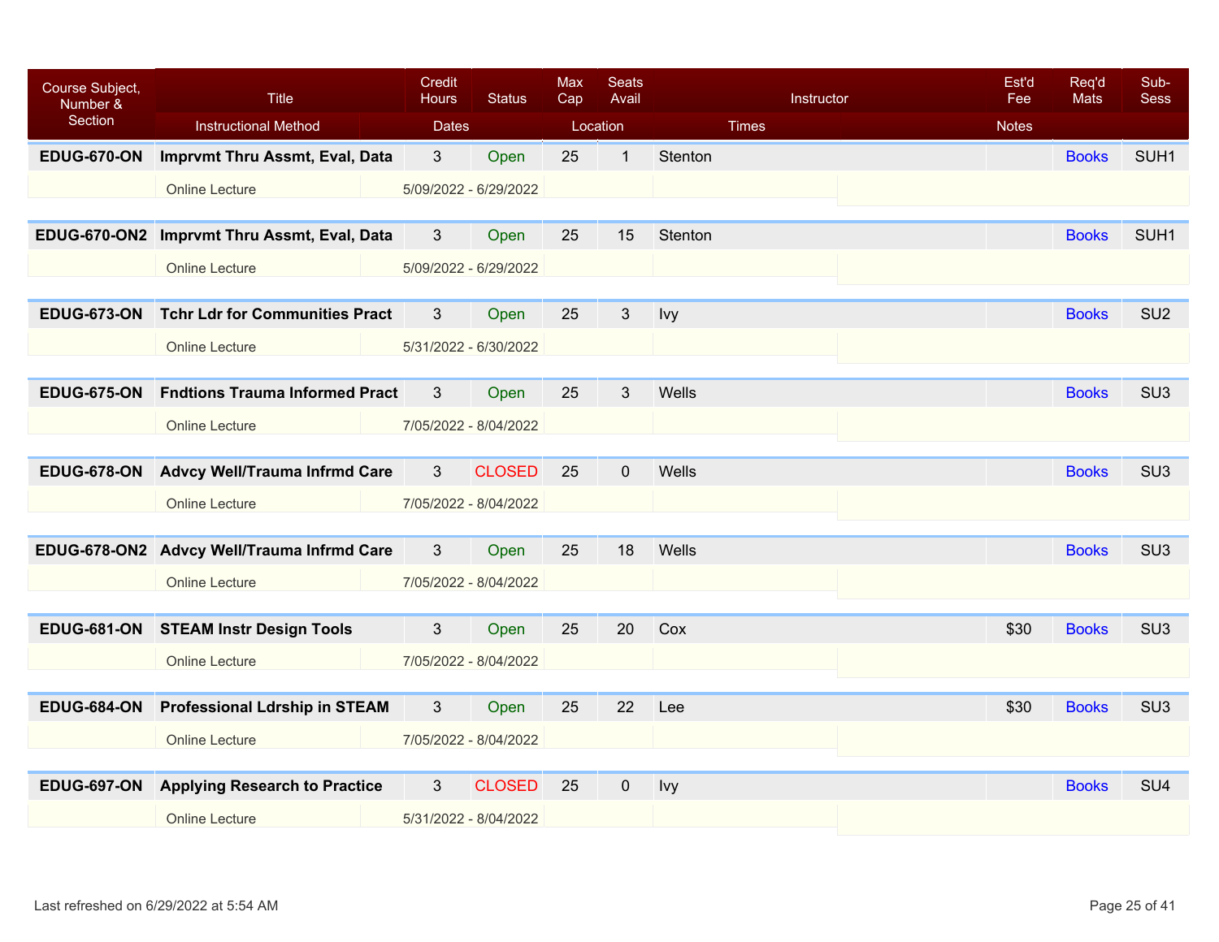| Course Subject, Number & Section | Title | Credit Hours | Status | Max Cap | Seats Avail | Instructor | Est'd Fee | Req'd Mats | Sub-Sess |
|---|---|---|---|---|---|---|---|---|---|
| | Instructional Method | Dates | | Location | | Times | Notes | | |
| **EDUG-670-ON** | **Imprvmt Thru Assmt, Eval, Data** | 3 | Open | 25 | 1 | Stenton | | Books | SUH1 |
| | Online Lecture | 5/09/2022 - 6/29/2022 | | | | | | | |
| **EDUG-670-ON2** | **Imprvmt Thru Assmt, Eval, Data** | 3 | Open | 25 | 15 | Stenton | | Books | SUH1 |
| | Online Lecture | 5/09/2022 - 6/29/2022 | | | | | | | |
| **EDUG-673-ON** | **Tchr Ldr for Communities Pract** | 3 | Open | 25 | 3 | Ivy | | Books | SU2 |
| | Online Lecture | 5/31/2022 - 6/30/2022 | | | | | | | |
| **EDUG-675-ON** | **Fndtions Trauma Informed Pract** | 3 | Open | 25 | 3 | Wells | | Books | SU3 |
| | Online Lecture | 7/05/2022 - 8/04/2022 | | | | | | | |
| **EDUG-678-ON** | **Advcy Well/Trauma Infrmd Care** | 3 | CLOSED | 25 | 0 | Wells | | Books | SU3 |
| | Online Lecture | 7/05/2022 - 8/04/2022 | | | | | | | |
| **EDUG-678-ON2** | **Advcy Well/Trauma Infrmd Care** | 3 | Open | 25 | 18 | Wells | | Books | SU3 |
| | Online Lecture | 7/05/2022 - 8/04/2022 | | | | | | | |
| **EDUG-681-ON** | **STEAM Instr Design Tools** | 3 | Open | 25 | 20 | Cox | $30 | Books | SU3 |
| | Online Lecture | 7/05/2022 - 8/04/2022 | | | | | | | |
| **EDUG-684-ON** | **Professional Ldrship in STEAM** | 3 | Open | 25 | 22 | Lee | $30 | Books | SU3 |
| | Online Lecture | 7/05/2022 - 8/04/2022 | | | | | | | |
| **EDUG-697-ON** | **Applying Research to Practice** | 3 | CLOSED | 25 | 0 | Ivy | | Books | SU4 |
| | Online Lecture | 5/31/2022 - 8/04/2022 | | | | | | | |

Last refreshed on 6/29/2022 at 5:54 AM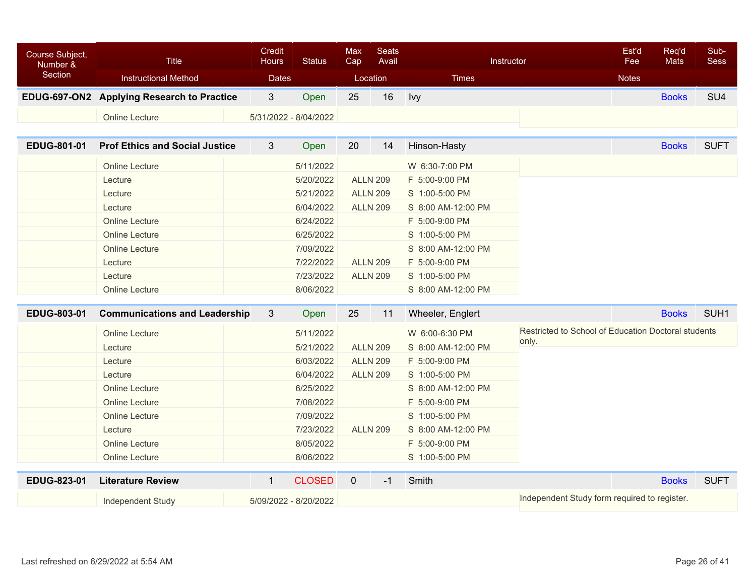| Course Subject, Number & Section | Title | Credit Hours | Status | Max Cap | Seats Avail | Instructor | Est'd Fee | Req'd Mats | Sub-Sess |
|---|---|---|---|---|---|---|---|---|---|
| | Instructional Method | Dates | | Location | | Times | Notes | | |
| **EDUG-697-ON2** | **Applying Research to Practice** | 3 | Open | 25 | 16 | Ivy | | Books | SU4 |
| | Online Lecture | 5/31/2022 - 8/04/2022 | | | | | | | |
| **EDUG-801-01** | **Prof Ethics and Social Justice** | 3 | Open | 20 | 14 | Hinson-Hasty | | Books | SUFT |
| | Online Lecture | 5/11/2022 | | | | W 6:30-7:00 PM | | | |
| | Lecture | 5/20/2022 | | ALLN 209 | | F 5:00-9:00 PM | | | |
| | Lecture | 5/21/2022 | | ALLN 209 | | S 1:00-5:00 PM | | | |
| | Lecture | 6/04/2022 | | ALLN 209 | | S 8:00 AM-12:00 PM | | | |
| | Online Lecture | 6/24/2022 | | | | F 5:00-9:00 PM | | | |
| | Online Lecture | 6/25/2022 | | | | S 1:00-5:00 PM | | | |
| | Online Lecture | 7/09/2022 | | | | S 8:00 AM-12:00 PM | | | |
| | Lecture | 7/22/2022 | | ALLN 209 | | F 5:00-9:00 PM | | | |
| | Lecture | 7/23/2022 | | ALLN 209 | | S 1:00-5:00 PM | | | |
| | Online Lecture | 8/06/2022 | | | | S 8:00 AM-12:00 PM | | | |
| **EDUG-803-01** | **Communications and Leadership** | 3 | Open | 25 | 11 | Wheeler, Englert | | Books | SUH1 |
| | Online Lecture | 5/11/2022 | | | | W 6:00-6:30 PM | Restricted to School of Education Doctoral students only. | | |
| | Lecture | 5/21/2022 | | ALLN 209 | | S 8:00 AM-12:00 PM | | | |
| | Lecture | 6/03/2022 | | ALLN 209 | | F 5:00-9:00 PM | | | |
| | Lecture | 6/04/2022 | | ALLN 209 | | S 1:00-5:00 PM | | | |
| | Online Lecture | 6/25/2022 | | | | S 8:00 AM-12:00 PM | | | |
| | Online Lecture | 7/08/2022 | | | | F 5:00-9:00 PM | | | |
| | Online Lecture | 7/09/2022 | | | | S 1:00-5:00 PM | | | |
| | Lecture | 7/23/2022 | | ALLN 209 | | S 8:00 AM-12:00 PM | | | |
| | Online Lecture | 8/05/2022 | | | | F 5:00-9:00 PM | | | |
| | Online Lecture | 8/06/2022 | | | | S 1:00-5:00 PM | | | |
| **EDUG-823-01** | **Literature Review** | 1 | CLOSED | 0 | -1 | Smith | | Books | SUFT |
| | Independent Study | 5/09/2022 - 8/20/2022 | | | | | Independent Study form required to register. | | |

Last refreshed on 6/29/2022 at 5:54 AM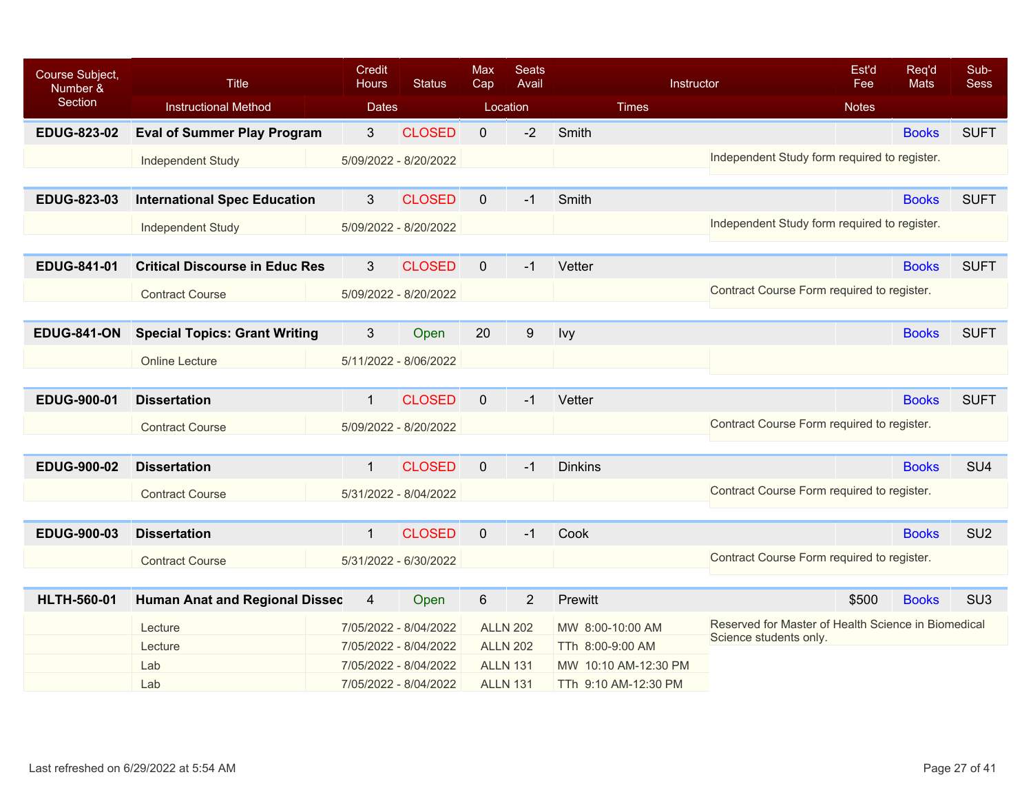| Course Subject, Number & Section | Title / Instructional Method | Credit Hours | Status / Dates | Max Cap | Seats Avail / Location | Instructor / Times | Est'd Fee | Req'd Mats | Sub-Sess / Notes |
|---|---|---|---|---|---|---|---|---|---|
| EDUG-823-02 | **Eval of Summer Play Program** | 3 | CLOSED | 0 | -2 | Smith | | Books | SUFT |
| | Independent Study | | 5/09/2022 - 8/20/2022 | | | | | | Independent Study form required to register. |
| EDUG-823-03 | **International Spec Education** | 3 | CLOSED | 0 | -1 | Smith | | Books | SUFT |
| | Independent Study | | 5/09/2022 - 8/20/2022 | | | | | | Independent Study form required to register. |
| EDUG-841-01 | **Critical Discourse in Educ Res** | 3 | CLOSED | 0 | -1 | Vetter | | Books | SUFT |
| | Contract Course | | 5/09/2022 - 8/20/2022 | | | | | | Contract Course Form required to register. |
| EDUG-841-ON | **Special Topics: Grant Writing** | 3 | Open | 20 | 9 | Ivy | | Books | SUFT |
| | Online Lecture | | 5/11/2022 - 8/06/2022 | | | | | | |
| EDUG-900-01 | **Dissertation** | 1 | CLOSED | 0 | -1 | Vetter | | Books | SUFT |
| | Contract Course | | 5/09/2022 - 8/20/2022 | | | | | | Contract Course Form required to register. |
| EDUG-900-02 | **Dissertation** | 1 | CLOSED | 0 | -1 | Dinkins | | Books | SU4 |
| | Contract Course | | 5/31/2022 - 8/04/2022 | | | | | | Contract Course Form required to register. |
| EDUG-900-03 | **Dissertation** | 1 | CLOSED | 0 | -1 | Cook | | Books | SU2 |
| | Contract Course | | 5/31/2022 - 6/30/2022 | | | | | | Contract Course Form required to register. |
| HLTH-560-01 | **Human Anat and Regional Dissec** | 4 | Open | 6 | 2 | Prewitt | $500 | Books | SU3 |
| | Lecture | | 7/05/2022 - 8/04/2022 | | ALLN 202 | MW 8:00-10:00 AM | | | Reserved for Master of Health Science in Biomedical Science students only. |
| | Lecture | | 7/05/2022 - 8/04/2022 | | ALLN 202 | TTh 8:00-9:00 AM | | | |
| | Lab | | 7/05/2022 - 8/04/2022 | | ALLN 131 | MW 10:10 AM-12:30 PM | | | |
| | Lab | | 7/05/2022 - 8/04/2022 | | ALLN 131 | TTh 9:10 AM-12:30 PM | | | |

Last refreshed on 6/29/2022 at 5:54 AM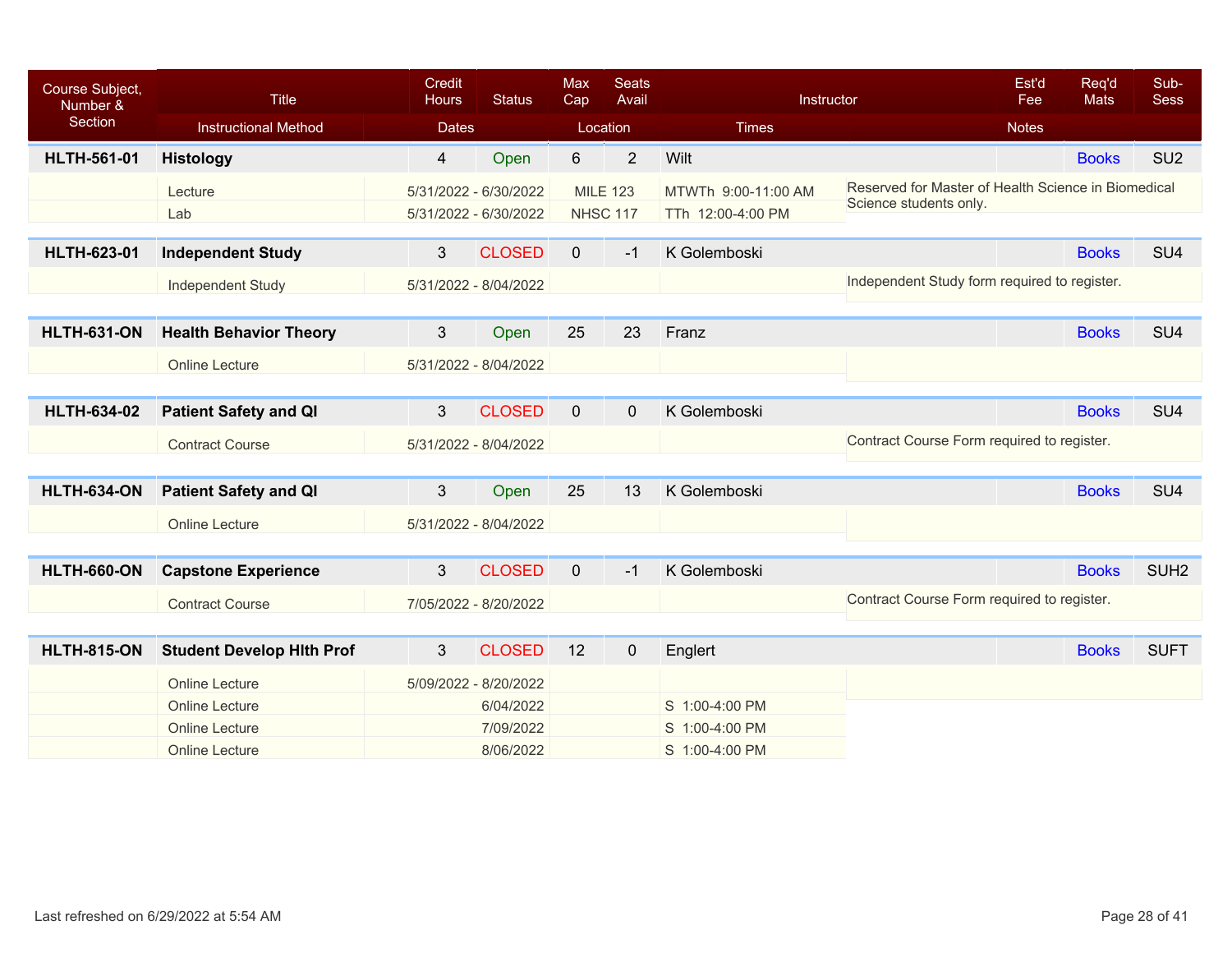| Course Subject, Number & Section | Title | Credit Hours | Status | Max Cap | Seats Avail | Instructor | Est'd Fee | Req'd Mats | Sub-Sess |
|---|---|---|---|---|---|---|---|---|---|
| | Instructional Method | Dates | | Location | | Times | Notes | | |
| **HLTH-561-01** | **Histology** | 4 | Open | 6 | 2 | Wilt | | Books | SU2 |
| | Lecture | 5/31/2022 - 6/30/2022 | | MILE 123 | | MTWTh 9:00-11:00 AM | Reserved for Master of Health Science in Biomedical Science students only. | | |
| | Lab | 5/31/2022 - 6/30/2022 | | NHSC 117 | | TTh 12:00-4:00 PM | | | |
| **HLTH-623-01** | **Independent Study** | 3 | CLOSED | 0 | -1 | K Golemboski | | Books | SU4 |
| | Independent Study | 5/31/2022 - 8/04/2022 | | | | | Independent Study form required to register. | | |
| **HLTH-631-ON** | **Health Behavior Theory** | 3 | Open | 25 | 23 | Franz | | Books | SU4 |
| | Online Lecture | 5/31/2022 - 8/04/2022 | | | | | | | |
| **HLTH-634-02** | **Patient Safety and QI** | 3 | CLOSED | 0 | 0 | K Golemboski | | Books | SU4 |
| | Contract Course | 5/31/2022 - 8/04/2022 | | | | | Contract Course Form required to register. | | |
| **HLTH-634-ON** | **Patient Safety and QI** | 3 | Open | 25 | 13 | K Golemboski | | Books | SU4 |
| | Online Lecture | 5/31/2022 - 8/04/2022 | | | | | | | |
| **HLTH-660-ON** | **Capstone Experience** | 3 | CLOSED | 0 | -1 | K Golemboski | | Books | SUH2 |
| | Contract Course | 7/05/2022 - 8/20/2022 | | | | | Contract Course Form required to register. | | |
| **HLTH-815-ON** | **Student Develop Hlth Prof** | 3 | CLOSED | 12 | 0 | Englert | | Books | SUFT |
| | Online Lecture | 5/09/2022 - 8/20/2022 | | | | | | | |
| | Online Lecture | 6/04/2022 | | | | S 1:00-4:00 PM | | | |
| | Online Lecture | 7/09/2022 | | | | S 1:00-4:00 PM | | | |
| | Online Lecture | 8/06/2022 | | | | S 1:00-4:00 PM | | | |

Last refreshed on 6/29/2022 at 5:54 AM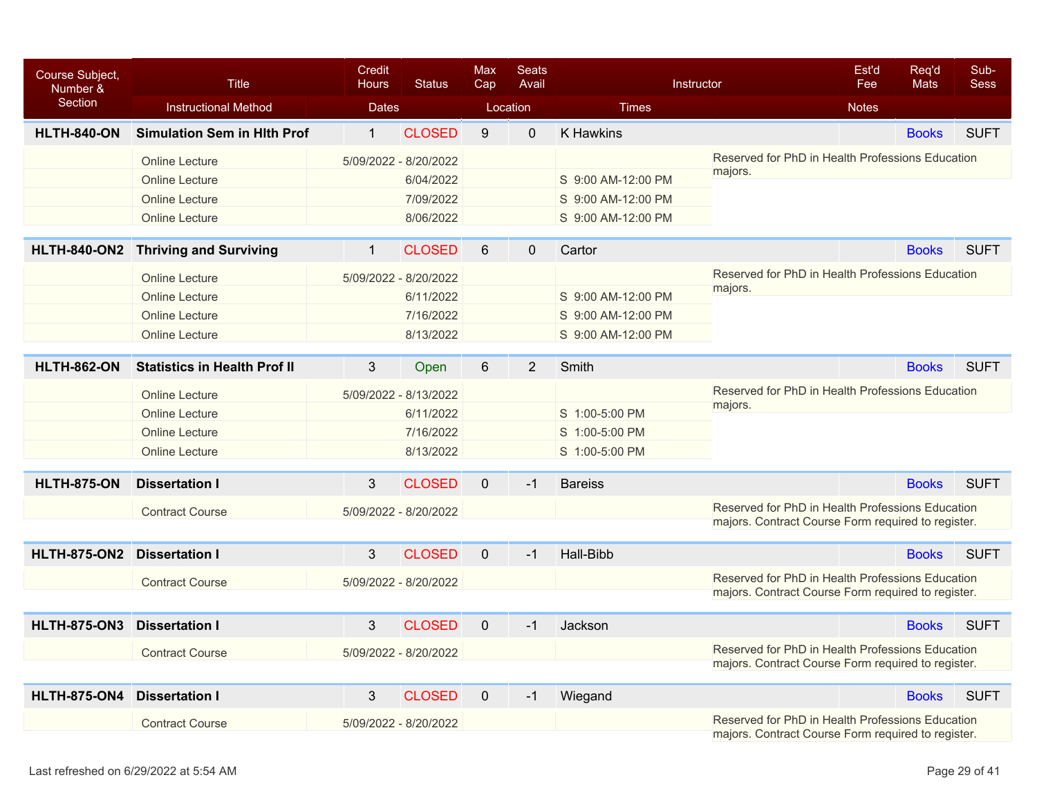| Course Subject, Number & Section | Title / Instructional Method | Credit Hours / Dates | Status | Max Cap / Location | Seats Avail | Instructor / Times | Est'd Fee / Notes | Req'd Mats | Sub-Sess |
|---|---|---|---|---|---|---|---|---|---|
| **HLTH-840-ON** | **Simulation Sem in Hlth Prof** | 1 | CLOSED | 9 | 0 | K Hawkins | | Books | SUFT |
| | Online Lecture | 5/09/2022 - 8/20/2022 | | | | | Reserved for PhD in Health Professions Education majors. | | |
| | Online Lecture | 6/04/2022 | | | | S 9:00 AM-12:00 PM | | | |
| | Online Lecture | 7/09/2022 | | | | S 9:00 AM-12:00 PM | | | |
| | Online Lecture | 8/06/2022 | | | | S 9:00 AM-12:00 PM | | | |
| **HLTH-840-ON2** | **Thriving and Surviving** | 1 | CLOSED | 6 | 0 | Cartor | | Books | SUFT |
| | Online Lecture | 5/09/2022 - 8/20/2022 | | | | | Reserved for PhD in Health Professions Education majors. | | |
| | Online Lecture | 6/11/2022 | | | | S 9:00 AM-12:00 PM | | | |
| | Online Lecture | 7/16/2022 | | | | S 9:00 AM-12:00 PM | | | |
| | Online Lecture | 8/13/2022 | | | | S 9:00 AM-12:00 PM | | | |
| **HLTH-862-ON** | **Statistics in Health Prof II** | 3 | Open | 6 | 2 | Smith | | Books | SUFT |
| | Online Lecture | 5/09/2022 - 8/13/2022 | | | | | Reserved for PhD in Health Professions Education majors. | | |
| | Online Lecture | 6/11/2022 | | | | S 1:00-5:00 PM | | | |
| | Online Lecture | 7/16/2022 | | | | S 1:00-5:00 PM | | | |
| | Online Lecture | 8/13/2022 | | | | S 1:00-5:00 PM | | | |
| **HLTH-875-ON** | **Dissertation I** | 3 | CLOSED | 0 | -1 | Bareiss | | Books | SUFT |
| | Contract Course | 5/09/2022 - 8/20/2022 | | | | | Reserved for PhD in Health Professions Education majors. Contract Course Form required to register. | | |
| **HLTH-875-ON2** | **Dissertation I** | 3 | CLOSED | 0 | -1 | Hall-Bibb | | Books | SUFT |
| | Contract Course | 5/09/2022 - 8/20/2022 | | | | | Reserved for PhD in Health Professions Education majors. Contract Course Form required to register. | | |
| **HLTH-875-ON3** | **Dissertation I** | 3 | CLOSED | 0 | -1 | Jackson | | Books | SUFT |
| | Contract Course | 5/09/2022 - 8/20/2022 | | | | | Reserved for PhD in Health Professions Education majors. Contract Course Form required to register. | | |
| **HLTH-875-ON4** | **Dissertation I** | 3 | CLOSED | 0 | -1 | Wiegand | | Books | SUFT |
| | Contract Course | 5/09/2022 - 8/20/2022 | | | | | Reserved for PhD in Health Professions Education majors. Contract Course Form required to register. | | |

Last refreshed on 6/29/2022 at 5:54 AM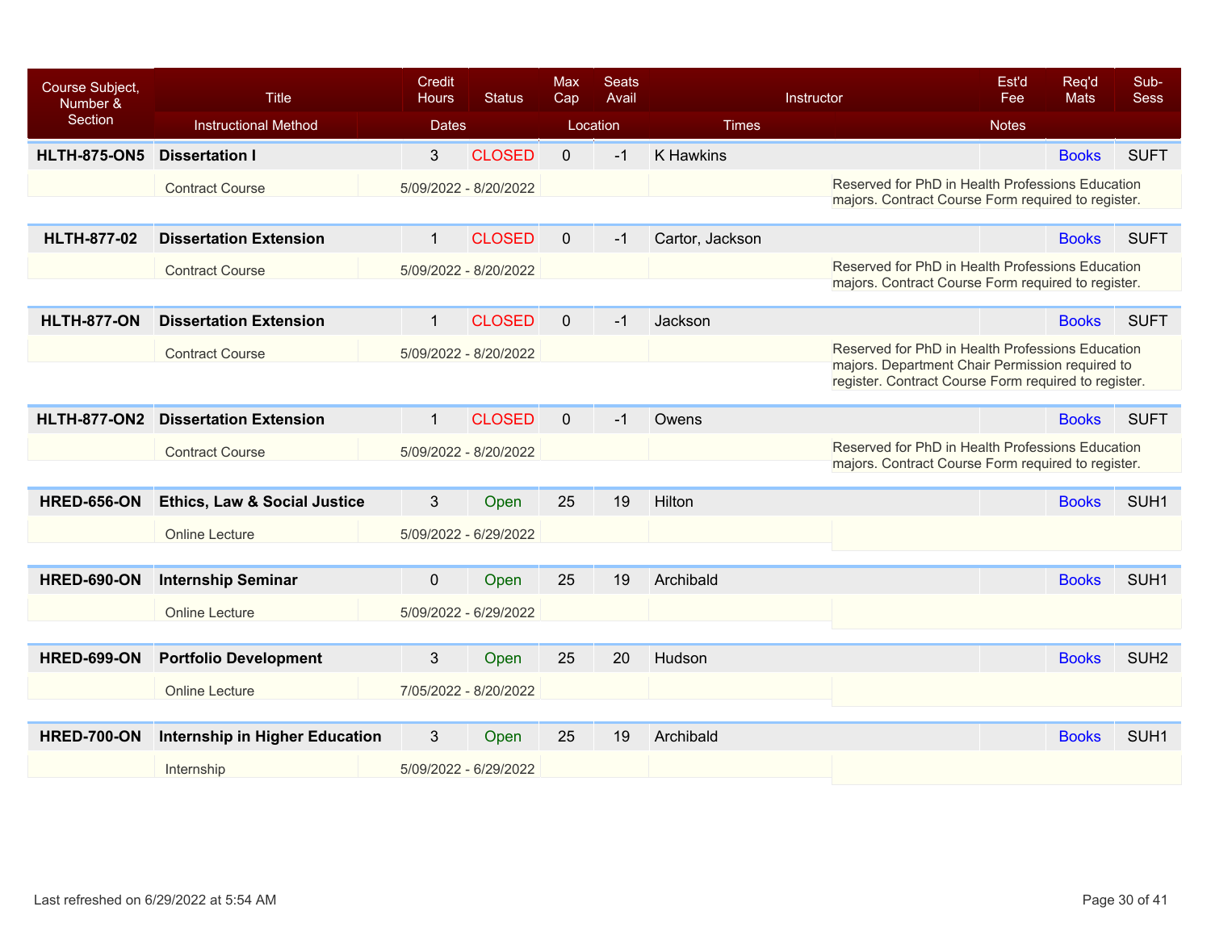| Course Subject, Number & Section | Title | Credit Hours | Status | Max Cap | Seats Avail | Instructor | Est'd Fee | Req'd Mats | Sub-Sess |
|---|---|---|---|---|---|---|---|---|---|
| | Instructional Method | Dates | | Location | | Times | Notes | | |
| **HLTH-875-ON5** | **Dissertation I** | 3 | CLOSED | 0 | -1 | K Hawkins | | Books | SUFT |
| | Contract Course | 5/09/2022 - 8/20/2022 | | | | | Reserved for PhD in Health Professions Education majors. Contract Course Form required to register. | | |
| **HLTH-877-02** | **Dissertation Extension** | 1 | CLOSED | 0 | -1 | Cartor, Jackson | | Books | SUFT |
| | Contract Course | 5/09/2022 - 8/20/2022 | | | | | Reserved for PhD in Health Professions Education majors. Contract Course Form required to register. | | |
| **HLTH-877-ON** | **Dissertation Extension** | 1 | CLOSED | 0 | -1 | Jackson | | Books | SUFT |
| | Contract Course | 5/09/2022 - 8/20/2022 | | | | | Reserved for PhD in Health Professions Education majors. Department Chair Permission required to register. Contract Course Form required to register. | | |
| **HLTH-877-ON2** | **Dissertation Extension** | 1 | CLOSED | 0 | -1 | Owens | | Books | SUFT |
| | Contract Course | 5/09/2022 - 8/20/2022 | | | | | Reserved for PhD in Health Professions Education majors. Contract Course Form required to register. | | |
| **HRED-656-ON** | **Ethics, Law & Social Justice** | 3 | Open | 25 | 19 | Hilton | | Books | SUH1 |
| | Online Lecture | 5/09/2022 - 6/29/2022 | | | | | | | |
| **HRED-690-ON** | **Internship Seminar** | 0 | Open | 25 | 19 | Archibald | | Books | SUH1 |
| | Online Lecture | 5/09/2022 - 6/29/2022 | | | | | | | |
| **HRED-699-ON** | **Portfolio Development** | 3 | Open | 25 | 20 | Hudson | | Books | SUH2 |
| | Online Lecture | 7/05/2022 - 8/20/2022 | | | | | | | |
| **HRED-700-ON** | **Internship in Higher Education** | 3 | Open | 25 | 19 | Archibald | | Books | SUH1 |
| | Internship | 5/09/2022 - 6/29/2022 | | | | | | | |

Last refreshed on 6/29/2022 at 5:54 AM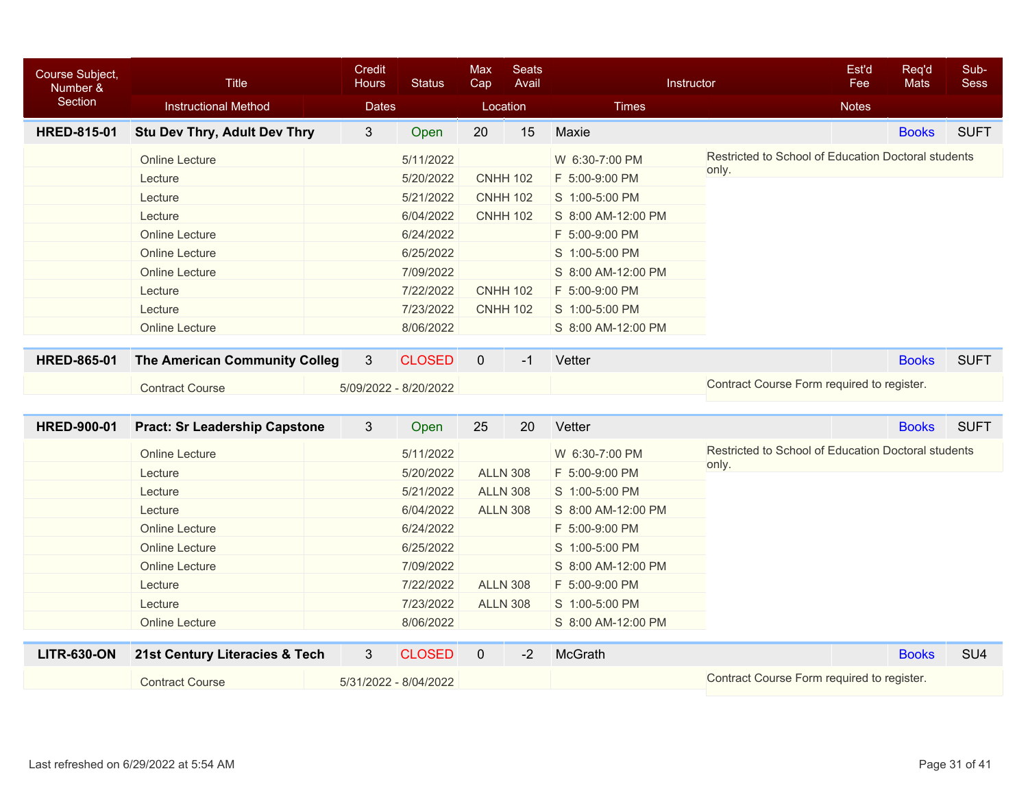| Course Subject, Number & Section | Title | Credit Hours | Status | Max Cap | Seats Avail | Instructor | Est'd Fee | Req'd Mats | Sub-Sess |
|---|---|---|---|---|---|---|---|---|---|
| | Instructional Method | Dates | | Location | | Times | Notes | | |
| **HRED-815-01** | **Stu Dev Thry, Adult Dev Thry** | 3 | Open | 20 | 15 | Maxie | | Books | SUFT |
| | Online Lecture | 5/11/2022 | | | | W 6:30-7:00 PM | Restricted to School of Education Doctoral students only. | | |
| | Lecture | 5/20/2022 | | CNHH 102 | | F 5:00-9:00 PM | | | |
| | Lecture | 5/21/2022 | | CNHH 102 | | S 1:00-5:00 PM | | | |
| | Lecture | 6/04/2022 | | CNHH 102 | | S 8:00 AM-12:00 PM | | | |
| | Online Lecture | 6/24/2022 | | | | F 5:00-9:00 PM | | | |
| | Online Lecture | 6/25/2022 | | | | S 1:00-5:00 PM | | | |
| | Online Lecture | 7/09/2022 | | | | S 8:00 AM-12:00 PM | | | |
| | Lecture | 7/22/2022 | | CNHH 102 | | F 5:00-9:00 PM | | | |
| | Lecture | 7/23/2022 | | CNHH 102 | | S 1:00-5:00 PM | | | |
| | Online Lecture | 8/06/2022 | | | | S 8:00 AM-12:00 PM | | | |
| **HRED-865-01** | **The American Community Colleg** | 3 | CLOSED | 0 | -1 | Vetter | | Books | SUFT |
| | Contract Course | 5/09/2022 - 8/20/2022 | | | | | Contract Course Form required to register. | | |
| **HRED-900-01** | **Pract: Sr Leadership Capstone** | 3 | Open | 25 | 20 | Vetter | | Books | SUFT |
| | Online Lecture | 5/11/2022 | | | | W 6:30-7:00 PM | Restricted to School of Education Doctoral students only. | | |
| | Lecture | 5/20/2022 | | ALLN 308 | | F 5:00-9:00 PM | | | |
| | Lecture | 5/21/2022 | | ALLN 308 | | S 1:00-5:00 PM | | | |
| | Lecture | 6/04/2022 | | ALLN 308 | | S 8:00 AM-12:00 PM | | | |
| | Online Lecture | 6/24/2022 | | | | F 5:00-9:00 PM | | | |
| | Online Lecture | 6/25/2022 | | | | S 1:00-5:00 PM | | | |
| | Online Lecture | 7/09/2022 | | | | S 8:00 AM-12:00 PM | | | |
| | Lecture | 7/22/2022 | | ALLN 308 | | F 5:00-9:00 PM | | | |
| | Lecture | 7/23/2022 | | ALLN 308 | | S 1:00-5:00 PM | | | |
| | Online Lecture | 8/06/2022 | | | | S 8:00 AM-12:00 PM | | | |
| **LITR-630-ON** | **21st Century Literacies & Tech** | 3 | CLOSED | 0 | -2 | McGrath | | Books | SU4 |
| | Contract Course | 5/31/2022 - 8/04/2022 | | | | | Contract Course Form required to register. | | |

Last refreshed on 6/29/2022 at 5:54 AM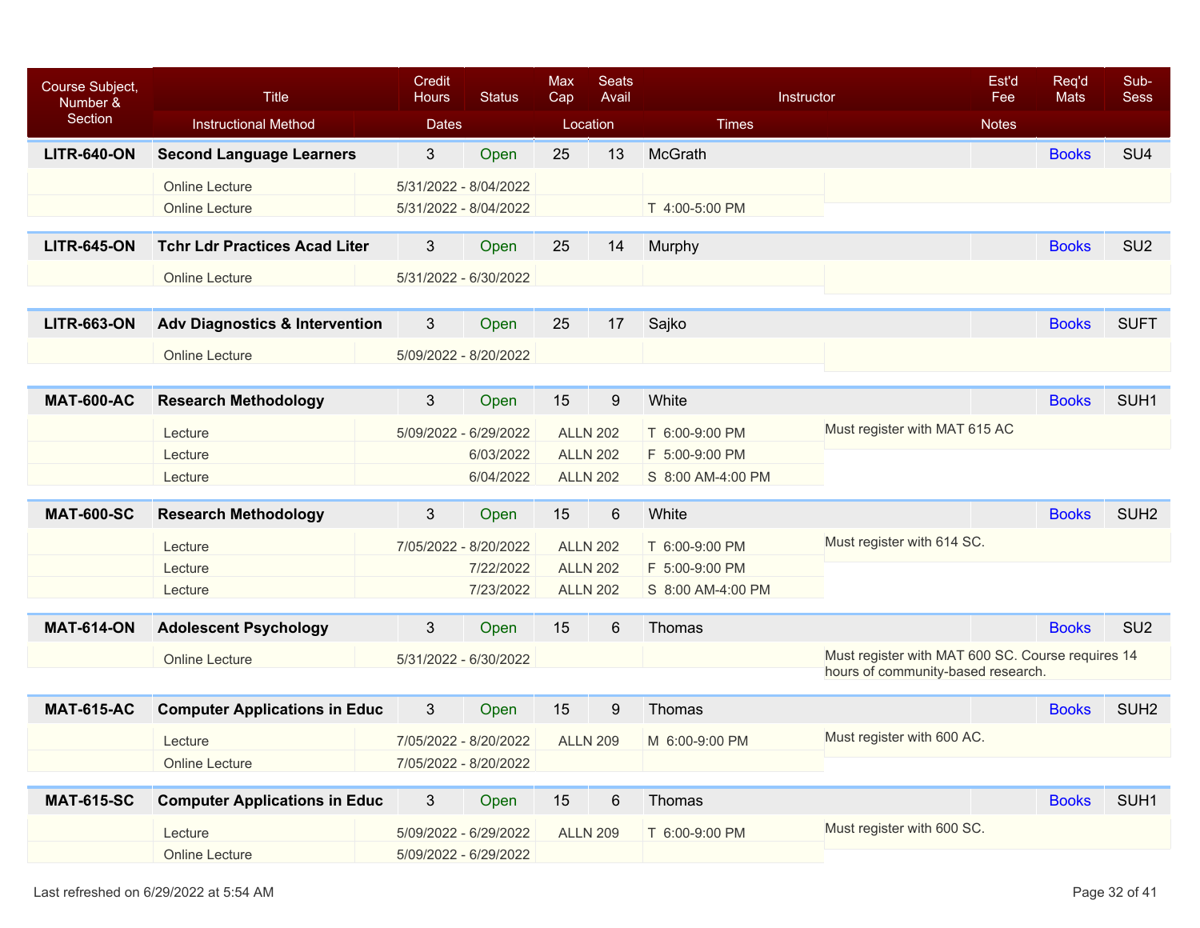| Course Subject, Number & Section | Title | Credit Hours | Status | Max Cap | Seats Avail | Instructor | Est'd Fee | Req'd Mats | Sub-Sess |
|---|---|---|---|---|---|---|---|---|---|
| | Instructional Method | Dates | | Location | | Times | Notes | | |
| **LITR-640-ON** | **Second Language Learners** | 3 | Open | 25 | 13 | McGrath | | Books | SU4 |
| | Online Lecture | 5/31/2022 - 8/04/2022 | | | | | | | |
| | Online Lecture | 5/31/2022 - 8/04/2022 | | | | T 4:00-5:00 PM | | | |
| **LITR-645-ON** | **Tchr Ldr Practices Acad Liter** | 3 | Open | 25 | 14 | Murphy | | Books | SU2 |
| | Online Lecture | 5/31/2022 - 6/30/2022 | | | | | | | |
| **LITR-663-ON** | **Adv Diagnostics & Intervention** | 3 | Open | 25 | 17 | Sajko | | Books | SUFT |
| | Online Lecture | 5/09/2022 - 8/20/2022 | | | | | | | |
| **MAT-600-AC** | **Research Methodology** | 3 | Open | 15 | 9 | White | | Books | SUH1 |
| | Lecture | 5/09/2022 - 6/29/2022 | | ALLN 202 | | T 6:00-9:00 PM | Must register with MAT 615 AC | | |
| | Lecture | 6/03/2022 | | ALLN 202 | | F 5:00-9:00 PM | | | |
| | Lecture | 6/04/2022 | | ALLN 202 | | S 8:00 AM-4:00 PM | | | |
| **MAT-600-SC** | **Research Methodology** | 3 | Open | 15 | 6 | White | | Books | SUH2 |
| | Lecture | 7/05/2022 - 8/20/2022 | | ALLN 202 | | T 6:00-9:00 PM | Must register with 614 SC. | | |
| | Lecture | 7/22/2022 | | ALLN 202 | | F 5:00-9:00 PM | | | |
| | Lecture | 7/23/2022 | | ALLN 202 | | S 8:00 AM-4:00 PM | | | |
| **MAT-614-ON** | **Adolescent Psychology** | 3 | Open | 15 | 6 | Thomas | | Books | SU2 |
| | Online Lecture | 5/31/2022 - 6/30/2022 | | | | | Must register with MAT 600 SC. Course requires 14 hours of community-based research. | | |
| **MAT-615-AC** | **Computer Applications in Educ** | 3 | Open | 15 | 9 | Thomas | | Books | SUH2 |
| | Lecture | 7/05/2022 - 8/20/2022 | | ALLN 209 | | M 6:00-9:00 PM | Must register with 600 AC. | | |
| | Online Lecture | 7/05/2022 - 8/20/2022 | | | | | | | |
| **MAT-615-SC** | **Computer Applications in Educ** | 3 | Open | 15 | 6 | Thomas | | Books | SUH1 |
| | Lecture | 5/09/2022 - 6/29/2022 | | ALLN 209 | | T 6:00-9:00 PM | Must register with 600 SC. | | |
| | Online Lecture | 5/09/2022 - 6/29/2022 | | | | | | | |

Last refreshed on 6/29/2022 at 5:54 AM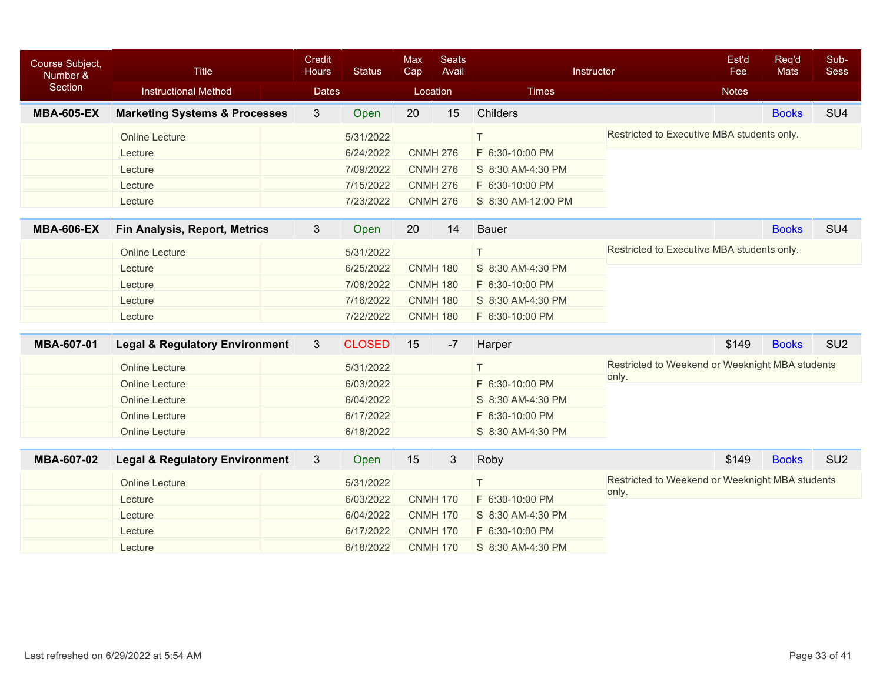| Course Subject, Number & Section | Title / Instructional Method | Credit Hours / Dates | Status | Max Cap / Location | Seats Avail | Instructor / Times | Est'd Fee / Notes | Req'd Mats | Sub-Sess |
|---|---|---|---|---|---|---|---|---|---|
| **MBA-605-EX** | **Marketing Systems & Processes** | 3 | Open | 20 | 15 | Childers | | Books | SU4 |
| | Online Lecture | 5/31/2022 | | | | T | Restricted to Executive MBA students only. | | |
| | Lecture | 6/24/2022 | | CNMH 276 | | F 6:30-10:00 PM | | | |
| | Lecture | 7/09/2022 | | CNMH 276 | | S 8:30 AM-4:30 PM | | | |
| | Lecture | 7/15/2022 | | CNMH 276 | | F 6:30-10:00 PM | | | |
| | Lecture | 7/23/2022 | | CNMH 276 | | S 8:30 AM-12:00 PM | | | |
| **MBA-606-EX** | **Fin Analysis, Report, Metrics** | 3 | Open | 20 | 14 | Bauer | | Books | SU4 |
| | Online Lecture | 5/31/2022 | | | | T | Restricted to Executive MBA students only. | | |
| | Lecture | 6/25/2022 | | CNMH 180 | | S 8:30 AM-4:30 PM | | | |
| | Lecture | 7/08/2022 | | CNMH 180 | | F 6:30-10:00 PM | | | |
| | Lecture | 7/16/2022 | | CNMH 180 | | S 8:30 AM-4:30 PM | | | |
| | Lecture | 7/22/2022 | | CNMH 180 | | F 6:30-10:00 PM | | | |
| **MBA-607-01** | **Legal & Regulatory Environment** | 3 | CLOSED | 15 | -7 | Harper | $149 | Books | SU2 |
| | Online Lecture | 5/31/2022 | | | | T | Restricted to Weekend or Weeknight MBA students only. | | |
| | Online Lecture | 6/03/2022 | | | | F 6:30-10:00 PM | | | |
| | Online Lecture | 6/04/2022 | | | | S 8:30 AM-4:30 PM | | | |
| | Online Lecture | 6/17/2022 | | | | F 6:30-10:00 PM | | | |
| | Online Lecture | 6/18/2022 | | | | S 8:30 AM-4:30 PM | | | |
| **MBA-607-02** | **Legal & Regulatory Environment** | 3 | Open | 15 | 3 | Roby | $149 | Books | SU2 |
| | Online Lecture | 5/31/2022 | | | | T | Restricted to Weekend or Weeknight MBA students only. | | |
| | Lecture | 6/03/2022 | | CNMH 170 | | F 6:30-10:00 PM | | | |
| | Lecture | 6/04/2022 | | CNMH 170 | | S 8:30 AM-4:30 PM | | | |
| | Lecture | 6/17/2022 | | CNMH 170 | | F 6:30-10:00 PM | | | |
| | Lecture | 6/18/2022 | | CNMH 170 | | S 8:30 AM-4:30 PM | | | |

Last refreshed on 6/29/2022 at 5:54 AM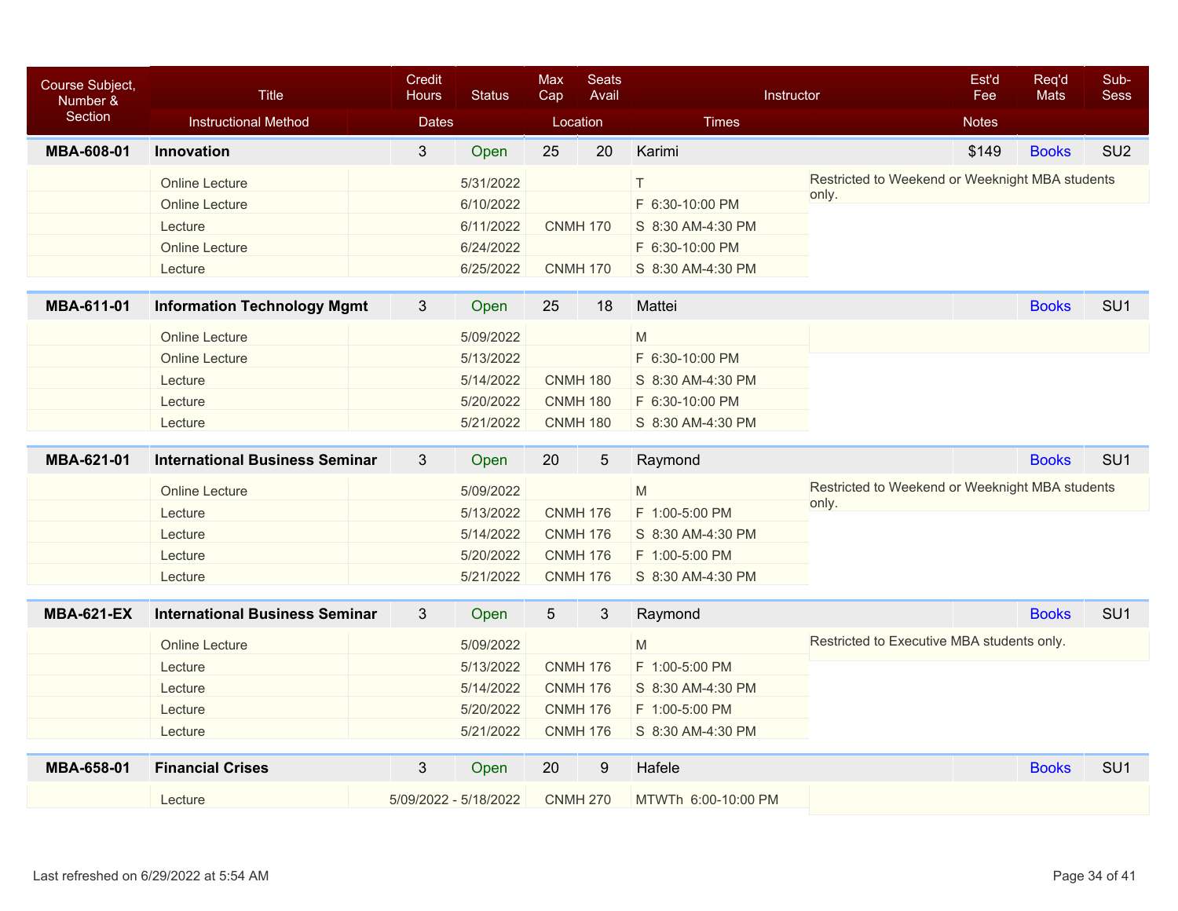| Course Subject, Number & Section | Title | Credit Hours | Status | Max Cap | Seats Avail | Instructor | Est'd Fee | Req'd Mats | Sub-Sess |
|---|---|---|---|---|---|---|---|---|---|
| | Instructional Method | Dates | | Location | | Times | Notes | | |
| **MBA-608-01** | **Innovation** | 3 | Open | 25 | 20 | Karimi | $149 | Books | SU2 |
| | Online Lecture | 5/31/2022 | | | | T | Restricted to Weekend or Weeknight MBA students only. | | |
| | Online Lecture | 6/10/2022 | | | | F 6:30-10:00 PM | | | |
| | Lecture | 6/11/2022 | | CNMH 170 | | S 8:30 AM-4:30 PM | | | |
| | Online Lecture | 6/24/2022 | | | | F 6:30-10:00 PM | | | |
| | Lecture | 6/25/2022 | | CNMH 170 | | S 8:30 AM-4:30 PM | | | |
| **MBA-611-01** | **Information Technology Mgmt** | 3 | Open | 25 | 18 | Mattei | | Books | SU1 |
| | Online Lecture | 5/09/2022 | | | | M | | | |
| | Online Lecture | 5/13/2022 | | | | F 6:30-10:00 PM | | | |
| | Lecture | 5/14/2022 | | CNMH 180 | | S 8:30 AM-4:30 PM | | | |
| | Lecture | 5/20/2022 | | CNMH 180 | | F 6:30-10:00 PM | | | |
| | Lecture | 5/21/2022 | | CNMH 180 | | S 8:30 AM-4:30 PM | | | |
| **MBA-621-01** | **International Business Seminar** | 3 | Open | 20 | 5 | Raymond | | Books | SU1 |
| | Online Lecture | 5/09/2022 | | | | M | Restricted to Weekend or Weeknight MBA students only. | | |
| | Lecture | 5/13/2022 | | CNMH 176 | | F 1:00-5:00 PM | | | |
| | Lecture | 5/14/2022 | | CNMH 176 | | S 8:30 AM-4:30 PM | | | |
| | Lecture | 5/20/2022 | | CNMH 176 | | F 1:00-5:00 PM | | | |
| | Lecture | 5/21/2022 | | CNMH 176 | | S 8:30 AM-4:30 PM | | | |
| **MBA-621-EX** | **International Business Seminar** | 3 | Open | 5 | 3 | Raymond | | Books | SU1 |
| | Online Lecture | 5/09/2022 | | | | M | Restricted to Executive MBA students only. | | |
| | Lecture | 5/13/2022 | | CNMH 176 | | F 1:00-5:00 PM | | | |
| | Lecture | 5/14/2022 | | CNMH 176 | | S 8:30 AM-4:30 PM | | | |
| | Lecture | 5/20/2022 | | CNMH 176 | | F 1:00-5:00 PM | | | |
| | Lecture | 5/21/2022 | | CNMH 176 | | S 8:30 AM-4:30 PM | | | |
| **MBA-658-01** | **Financial Crises** | 3 | Open | 20 | 9 | Hafele | | Books | SU1 |
| | Lecture | 5/09/2022 - 5/18/2022 | | CNMH 270 | | MTWTh 6:00-10:00 PM | | | |

Last refreshed on 6/29/2022 at 5:54 AM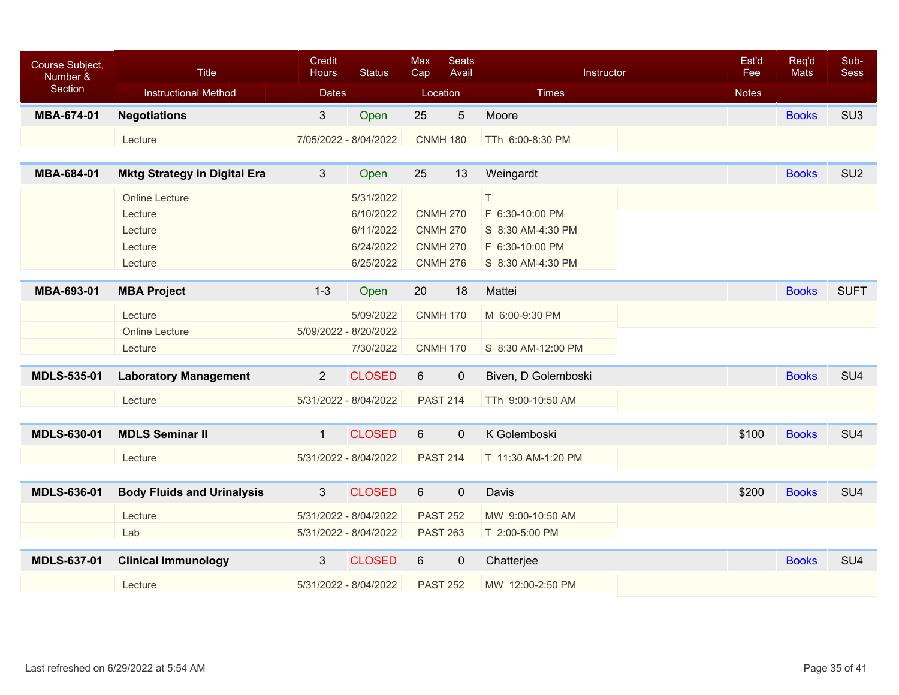| Course Subject, Number & Section | Title | Credit Hours | Status | Max Cap | Seats Avail | Instructor | Est'd Fee | Req'd Mats | Sub-Sess |
|---|---|---|---|---|---|---|---|---|---|
| | Instructional Method | Dates | | Location | | Times | Notes | | |
| **MBA-674-01** | **Negotiations** | 3 | Open | 25 | 5 | Moore | | Books | SU3 |
| | Lecture | 7/05/2022 - 8/04/2022 | | CNMH 180 | | TTh 6:00-8:30 PM | | | |
| **MBA-684-01** | **Mktg Strategy in Digital Era** | 3 | Open | 25 | 13 | Weingardt | | Books | SU2 |
| | Online Lecture | 5/31/2022 | | | | T | | | |
| | Lecture | 6/10/2022 | | CNMH 270 | | F 6:30-10:00 PM | | | |
| | Lecture | 6/11/2022 | | CNMH 270 | | S 8:30 AM-4:30 PM | | | |
| | Lecture | 6/24/2022 | | CNMH 270 | | F 6:30-10:00 PM | | | |
| | Lecture | 6/25/2022 | | CNMH 276 | | S 8:30 AM-4:30 PM | | | |
| **MBA-693-01** | **MBA Project** | 1-3 | Open | 20 | 18 | Mattei | | Books | SUFT |
| | Lecture | 5/09/2022 | | CNMH 170 | | M 6:00-9:30 PM | | | |
| | Online Lecture | 5/09/2022 - 8/20/2022 | | | | | | | |
| | Lecture | 7/30/2022 | | CNMH 170 | | S 8:30 AM-12:00 PM | | | |
| **MDLS-535-01** | **Laboratory Management** | 2 | CLOSED | 6 | 0 | Biven, D Golemboski | | Books | SU4 |
| | Lecture | 5/31/2022 - 8/04/2022 | | PAST 214 | | TTh 9:00-10:50 AM | | | |
| **MDLS-630-01** | **MDLS Seminar II** | 1 | CLOSED | 6 | 0 | K Golemboski | $100 | Books | SU4 |
| | Lecture | 5/31/2022 - 8/04/2022 | | PAST 214 | | T 11:30 AM-1:20 PM | | | |
| **MDLS-636-01** | **Body Fluids and Urinalysis** | 3 | CLOSED | 6 | 0 | Davis | $200 | Books | SU4 |
| | Lecture | 5/31/2022 - 8/04/2022 | | PAST 252 | | MW 9:00-10:50 AM | | | |
| | Lab | 5/31/2022 - 8/04/2022 | | PAST 263 | | T 2:00-5:00 PM | | | |
| **MDLS-637-01** | **Clinical Immunology** | 3 | CLOSED | 6 | 0 | Chatterjee | | Books | SU4 |
| | Lecture | 5/31/2022 - 8/04/2022 | | PAST 252 | | MW 12:00-2:50 PM | | | |

Last refreshed on 6/29/2022 at 5:54 AM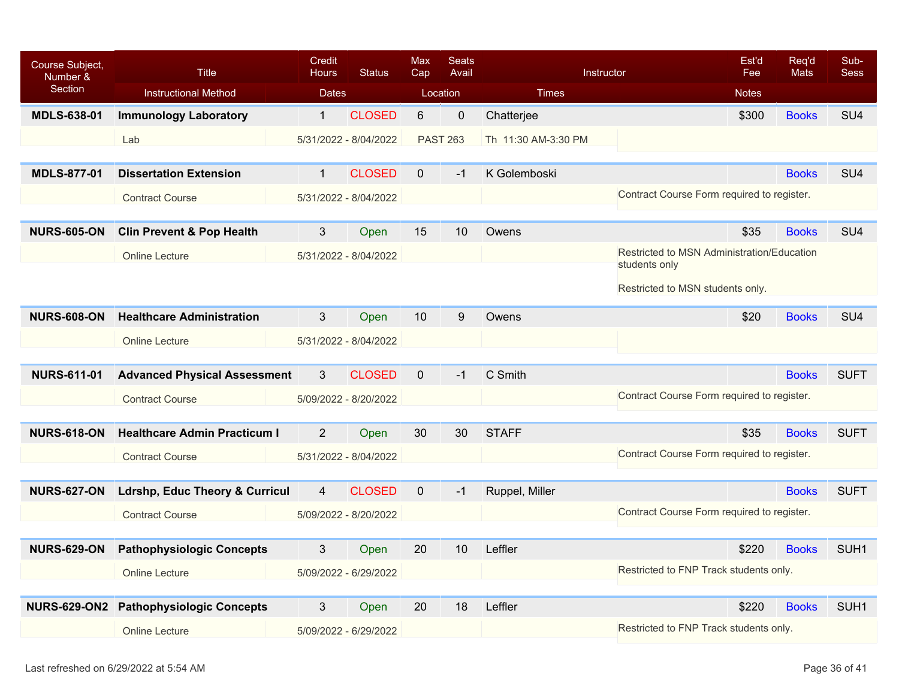| Course Subject, Number & Section | Title / Instructional Method | Credit Hours | Status / Dates | Max Cap | Seats Avail / Location | Instructor / Times | Est'd Fee / Notes | Req'd Mats | Sub-Sess |
|---|---|---|---|---|---|---|---|---|---|
| **MDLS-638-01** | **Immunology Laboratory** | 1 | CLOSED | 6 | 0 | Chatterjee | $300 | Books | SU4 |
| | Lab | | 5/31/2022 - 8/04/2022 | | PAST 263 | Th 11:30 AM-3:30 PM | | | |
| **MDLS-877-01** | **Dissertation Extension** | 1 | CLOSED | 0 | -1 | K Golemboski | | Books | SU4 |
| | Contract Course | | 5/31/2022 - 8/04/2022 | | | | Contract Course Form required to register. | | |
| **NURS-605-ON** | **Clin Prevent & Pop Health** | 3 | Open | 15 | 10 | Owens | $35 | Books | SU4 |
| | Online Lecture | | 5/31/2022 - 8/04/2022 | | | | Restricted to MSN Administration/Education students only<br><br>Restricted to MSN students only. | | |
| **NURS-608-ON** | **Healthcare Administration** | 3 | Open | 10 | 9 | Owens | $20 | Books | SU4 |
| | Online Lecture | | 5/31/2022 - 8/04/2022 | | | | | | |
| **NURS-611-01** | **Advanced Physical Assessment** | 3 | CLOSED | 0 | -1 | C Smith | | Books | SUFT |
| | Contract Course | | 5/09/2022 - 8/20/2022 | | | | Contract Course Form required to register. | | |
| **NURS-618-ON** | **Healthcare Admin Practicum I** | 2 | Open | 30 | 30 | STAFF | $35 | Books | SUFT |
| | Contract Course | | 5/31/2022 - 8/04/2022 | | | | Contract Course Form required to register. | | |
| **NURS-627-ON** | **Ldrshp, Educ Theory & Curricul** | 4 | CLOSED | 0 | -1 | Ruppel, Miller | | Books | SUFT |
| | Contract Course | | 5/09/2022 - 8/20/2022 | | | | Contract Course Form required to register. | | |
| **NURS-629-ON** | **Pathophysiologic Concepts** | 3 | Open | 20 | 10 | Leffler | $220 | Books | SUH1 |
| | Online Lecture | | 5/09/2022 - 6/29/2022 | | | | Restricted to FNP Track students only. | | |
| **NURS-629-ON2** | **Pathophysiologic Concepts** | 3 | Open | 20 | 18 | Leffler | $220 | Books | SUH1 |
| | Online Lecture | | 5/09/2022 - 6/29/2022 | | | | Restricted to FNP Track students only. | | |

Last refreshed on 6/29/2022 at 5:54 AM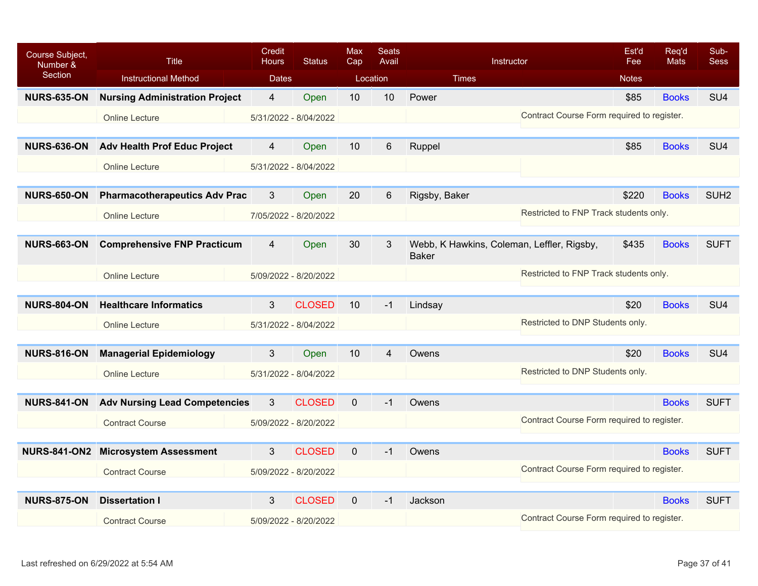| Course Subject, Number & Section | Title | Credit Hours | Status | Max Cap | Seats Avail | Instructor | Est'd Fee | Req'd Mats | Sub-Sess |
|---|---|---|---|---|---|---|---|---|---|
| | Instructional Method | Dates | | Location | | Times | Notes | | |
| **NURS-635-ON** | **Nursing Administration Project** | 4 | Open | 10 | 10 | Power | $85 | Books | SU4 |
| | Online Lecture | 5/31/2022 - 8/04/2022 | | | | | Contract Course Form required to register. | | |
| **NURS-636-ON** | **Adv Health Prof Educ Project** | 4 | Open | 10 | 6 | Ruppel | $85 | Books | SU4 |
| | Online Lecture | 5/31/2022 - 8/04/2022 | | | | | | | |
| **NURS-650-ON** | **Pharmacotherapeutics Adv Prac** | 3 | Open | 20 | 6 | Rigsby, Baker | $220 | Books | SUH2 |
| | Online Lecture | 7/05/2022 - 8/20/2022 | | | | | Restricted to FNP Track students only. | | |
| **NURS-663-ON** | **Comprehensive FNP Practicum** | 4 | Open | 30 | 3 | Webb, K Hawkins, Coleman, Leffler, Rigsby, Baker | $435 | Books | SUFT |
| | Online Lecture | 5/09/2022 - 8/20/2022 | | | | | Restricted to FNP Track students only. | | |
| **NURS-804-ON** | **Healthcare Informatics** | 3 | CLOSED | 10 | -1 | Lindsay | $20 | Books | SU4 |
| | Online Lecture | 5/31/2022 - 8/04/2022 | | | | | Restricted to DNP Students only. | | |
| **NURS-816-ON** | **Managerial Epidemiology** | 3 | Open | 10 | 4 | Owens | $20 | Books | SU4 |
| | Online Lecture | 5/31/2022 - 8/04/2022 | | | | | Restricted to DNP Students only. | | |
| **NURS-841-ON** | **Adv Nursing Lead Competencies** | 3 | CLOSED | 0 | -1 | Owens | | Books | SUFT |
| | Contract Course | 5/09/2022 - 8/20/2022 | | | | | Contract Course Form required to register. | | |
| **NURS-841-ON2** | **Microsystem Assessment** | 3 | CLOSED | 0 | -1 | Owens | | Books | SUFT |
| | Contract Course | 5/09/2022 - 8/20/2022 | | | | | Contract Course Form required to register. | | |
| **NURS-875-ON** | **Dissertation I** | 3 | CLOSED | 0 | -1 | Jackson | | Books | SUFT |
| | Contract Course | 5/09/2022 - 8/20/2022 | | | | | Contract Course Form required to register. | | |

Last refreshed on 6/29/2022 at 5:54 AM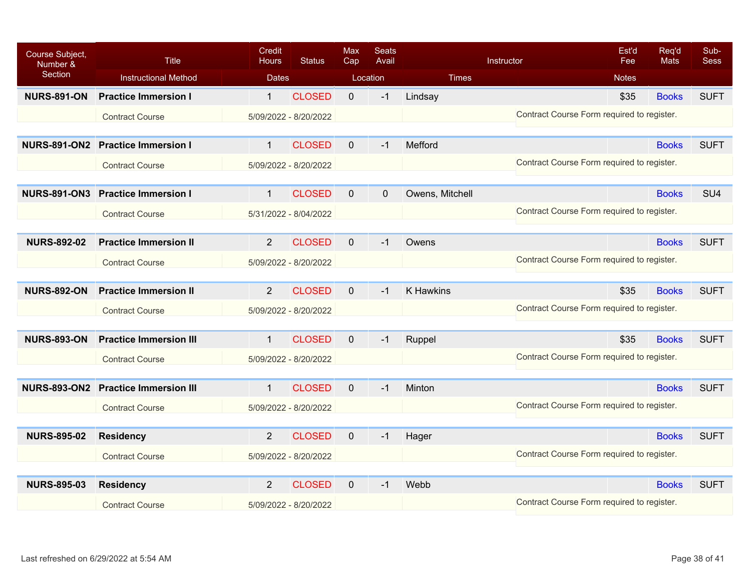| Course Subject, Number & Section | Title | Credit Hours | Status | Max Cap | Seats Avail | Instructor | Est'd Fee | Req'd Mats | Sub-Sess |
|---|---|---|---|---|---|---|---|---|---|
| | Instructional Method | Dates | | Location | | Times | Notes | | |
| **NURS-891-ON** | **Practice Immersion I** | 1 | CLOSED | 0 | -1 | Lindsay | $35 | Books | SUFT |
| | Contract Course | 5/09/2022 - 8/20/2022 | | | | | Contract Course Form required to register. | | |
| **NURS-891-ON2** | **Practice Immersion I** | 1 | CLOSED | 0 | -1 | Mefford | | Books | SUFT |
| | Contract Course | 5/09/2022 - 8/20/2022 | | | | | Contract Course Form required to register. | | |
| **NURS-891-ON3** | **Practice Immersion I** | 1 | CLOSED | 0 | 0 | Owens, Mitchell | | Books | SU4 |
| | Contract Course | 5/31/2022 - 8/04/2022 | | | | | Contract Course Form required to register. | | |
| **NURS-892-02** | **Practice Immersion II** | 2 | CLOSED | 0 | -1 | Owens | | Books | SUFT |
| | Contract Course | 5/09/2022 - 8/20/2022 | | | | | Contract Course Form required to register. | | |
| **NURS-892-ON** | **Practice Immersion II** | 2 | CLOSED | 0 | -1 | K Hawkins | $35 | Books | SUFT |
| | Contract Course | 5/09/2022 - 8/20/2022 | | | | | Contract Course Form required to register. | | |
| **NURS-893-ON** | **Practice Immersion III** | 1 | CLOSED | 0 | -1 | Ruppel | $35 | Books | SUFT |
| | Contract Course | 5/09/2022 - 8/20/2022 | | | | | Contract Course Form required to register. | | |
| **NURS-893-ON2** | **Practice Immersion III** | 1 | CLOSED | 0 | -1 | Minton | | Books | SUFT |
| | Contract Course | 5/09/2022 - 8/20/2022 | | | | | Contract Course Form required to register. | | |
| **NURS-895-02** | **Residency** | 2 | CLOSED | 0 | -1 | Hager | | Books | SUFT |
| | Contract Course | 5/09/2022 - 8/20/2022 | | | | | Contract Course Form required to register. | | |
| **NURS-895-03** | **Residency** | 2 | CLOSED | 0 | -1 | Webb | | Books | SUFT |
| | Contract Course | 5/09/2022 - 8/20/2022 | | | | | Contract Course Form required to register. | | |

Last refreshed on 6/29/2022 at 5:54 AM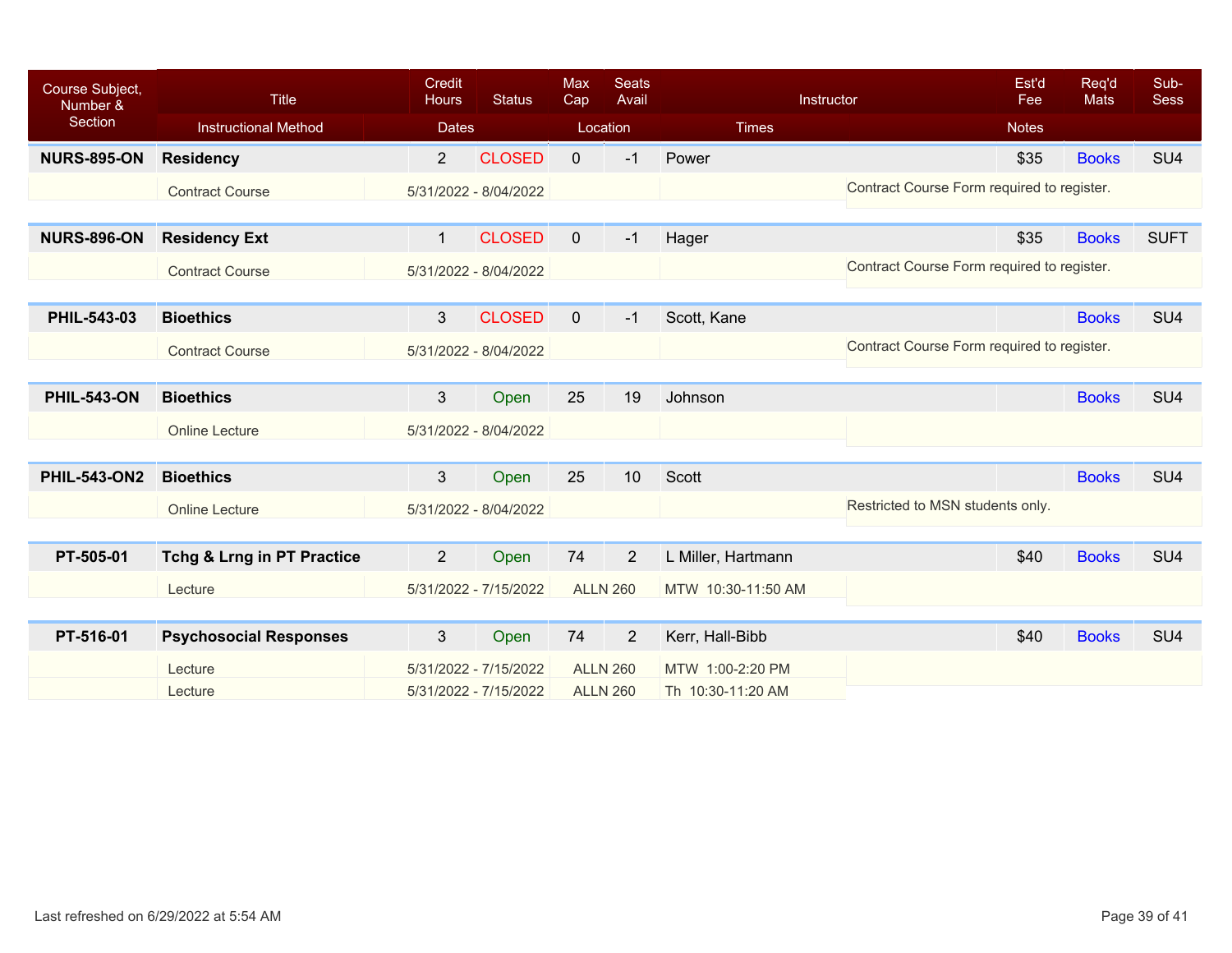| Course Subject, Number & Section | Title | Credit Hours | Status | Max Cap | Seats Avail | Instructor | Est'd Fee | Req'd Mats | Sub-Sess |
|---|---|---|---|---|---|---|---|---|---|
| | Instructional Method | Dates | | Location | | Times | Notes | | |
| **NURS-895-ON** | **Residency** | 2 | CLOSED | 0 | -1 | Power | $35 | Books | SU4 |
| | Contract Course | 5/31/2022 - 8/04/2022 | | | | | Contract Course Form required to register. | | |
| **NURS-896-ON** | **Residency Ext** | 1 | CLOSED | 0 | -1 | Hager | $35 | Books | SUFT |
| | Contract Course | 5/31/2022 - 8/04/2022 | | | | | Contract Course Form required to register. | | |
| **PHIL-543-03** | **Bioethics** | 3 | CLOSED | 0 | -1 | Scott, Kane | | Books | SU4 |
| | Contract Course | 5/31/2022 - 8/04/2022 | | | | | Contract Course Form required to register. | | |
| **PHIL-543-ON** | **Bioethics** | 3 | Open | 25 | 19 | Johnson | | Books | SU4 |
| | Online Lecture | 5/31/2022 - 8/04/2022 | | | | | | | |
| **PHIL-543-ON2** | **Bioethics** | 3 | Open | 25 | 10 | Scott | | Books | SU4 |
| | Online Lecture | 5/31/2022 - 8/04/2022 | | | | | Restricted to MSN students only. | | |
| **PT-505-01** | **Tchg & Lrng in PT Practice** | 2 | Open | 74 | 2 | L Miller, Hartmann | $40 | Books | SU4 |
| | Lecture | 5/31/2022 - 7/15/2022 | | ALLN 260 | | MTW 10:30-11:50 AM | | | |
| **PT-516-01** | **Psychosocial Responses** | 3 | Open | 74 | 2 | Kerr, Hall-Bibb | $40 | Books | SU4 |
| | Lecture | 5/31/2022 - 7/15/2022 | | ALLN 260 | | MTW 1:00-2:20 PM | | | |
| | Lecture | 5/31/2022 - 7/15/2022 | | ALLN 260 | | Th 10:30-11:20 AM | | | |

Last refreshed on 6/29/2022 at 5:54 AM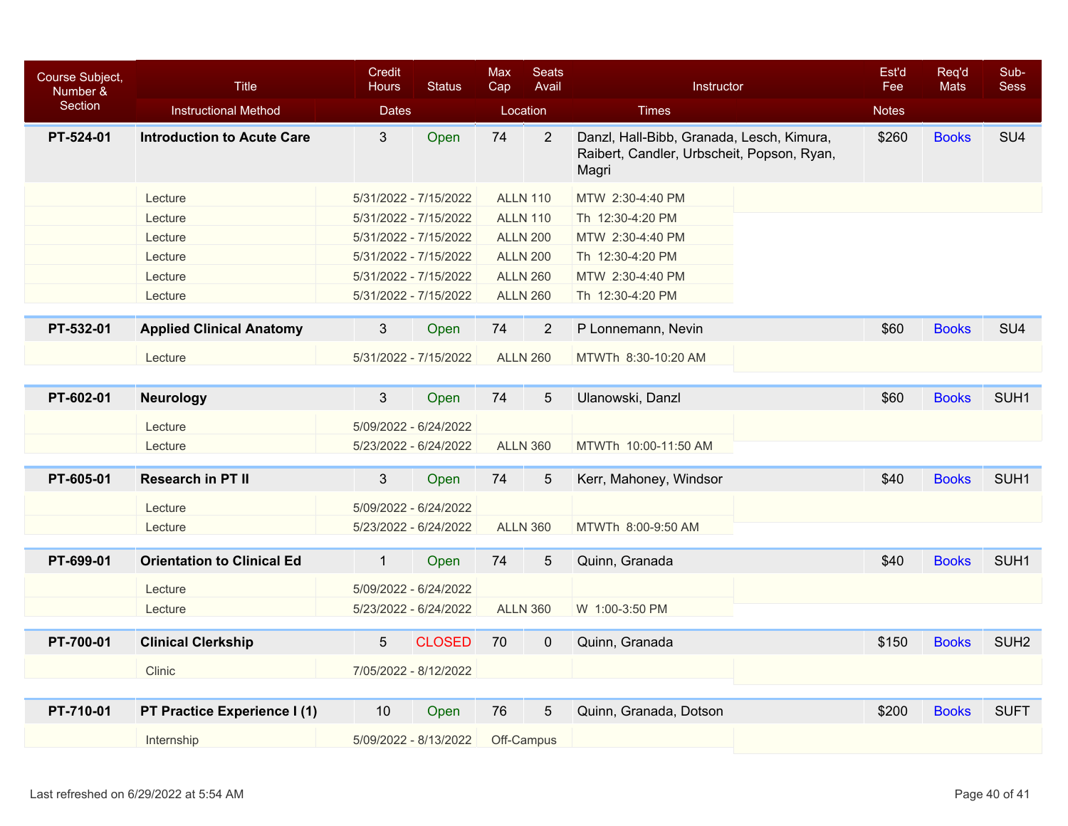| Course Subject, Number & Section | Title | Credit Hours | Status | Max Cap | Seats Avail | Instructor | Est'd Fee | Req'd Mats | Sub-Sess |
|---|---|---|---|---|---|---|---|---|---|
| | Instructional Method | Dates | | Location | | Times | Notes | | |
| **PT-524-01** | **Introduction to Acute Care** | 3 | Open | 74 | 2 | Danzl, Hall-Bibb, Granada, Lesch, Kimura, Raibert, Candler, Urbscheit, Popson, Ryan, Magri | $260 | Books | SU4 |
| | Lecture | 5/31/2022 - 7/15/2022 | | ALLN 110 | | MTW 2:30-4:40 PM | | | |
| | Lecture | 5/31/2022 - 7/15/2022 | | ALLN 110 | | Th 12:30-4:20 PM | | | |
| | Lecture | 5/31/2022 - 7/15/2022 | | ALLN 200 | | MTW 2:30-4:40 PM | | | |
| | Lecture | 5/31/2022 - 7/15/2022 | | ALLN 200 | | Th 12:30-4:20 PM | | | |
| | Lecture | 5/31/2022 - 7/15/2022 | | ALLN 260 | | MTW 2:30-4:40 PM | | | |
| | Lecture | 5/31/2022 - 7/15/2022 | | ALLN 260 | | Th 12:30-4:20 PM | | | |
| **PT-532-01** | **Applied Clinical Anatomy** | 3 | Open | 74 | 2 | P Lonnemann, Nevin | $60 | Books | SU4 |
| | Lecture | 5/31/2022 - 7/15/2022 | | ALLN 260 | | MTWTh 8:30-10:20 AM | | | |
| **PT-602-01** | **Neurology** | 3 | Open | 74 | 5 | Ulanowski, Danzl | $60 | Books | SUH1 |
| | Lecture | 5/09/2022 - 6/24/2022 | | | | | | | |
| | Lecture | 5/23/2022 - 6/24/2022 | | ALLN 360 | | MTWTh 10:00-11:50 AM | | | |
| **PT-605-01** | **Research in PT II** | 3 | Open | 74 | 5 | Kerr, Mahoney, Windsor | $40 | Books | SUH1 |
| | Lecture | 5/09/2022 - 6/24/2022 | | | | | | | |
| | Lecture | 5/23/2022 - 6/24/2022 | | ALLN 360 | | MTWTh 8:00-9:50 AM | | | |
| **PT-699-01** | **Orientation to Clinical Ed** | 1 | Open | 74 | 5 | Quinn, Granada | $40 | Books | SUH1 |
| | Lecture | 5/09/2022 - 6/24/2022 | | | | | | | |
| | Lecture | 5/23/2022 - 6/24/2022 | | ALLN 360 | | W 1:00-3:50 PM | | | |
| **PT-700-01** | **Clinical Clerkship** | 5 | CLOSED | 70 | 0 | Quinn, Granada | $150 | Books | SUH2 |
| | Clinic | 7/05/2022 - 8/12/2022 | | | | | | | |
| **PT-710-01** | **PT Practice Experience I (1)** | 10 | Open | 76 | 5 | Quinn, Granada, Dotson | $200 | Books | SUFT |
| | Internship | 5/09/2022 - 8/13/2022 | | Off-Campus | | | | | |

Last refreshed on 6/29/2022 at 5:54 AM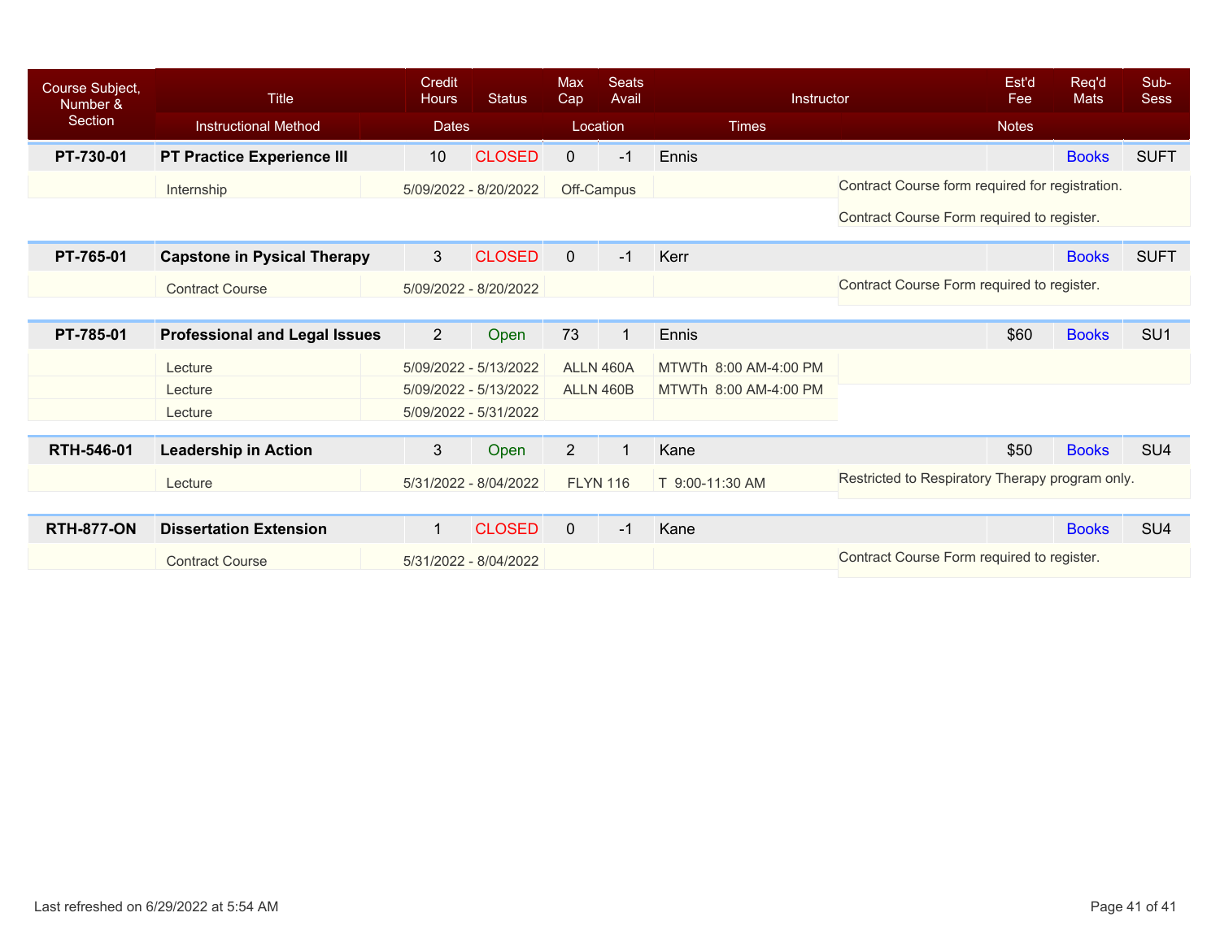| Course Subject, Number & Section | Title / Instructional Method | Credit Hours / Dates | Status | Max Cap / Location | Seats Avail | Instructor / Times | Est'd Fee / Notes | Req'd Mats | Sub-Sess |
|---|---|---|---|---|---|---|---|---|---|
| **PT-730-01** | **PT Practice Experience III** | 10 | CLOSED | 0 | -1 | Ennis | | Books | SUFT |
| | Internship | 5/09/2022 - 8/20/2022 | | Off-Campus | | | Contract Course form required for registration. Contract Course Form required to register. | | |
| **PT-765-01** | **Capstone in Pysical Therapy** | 3 | CLOSED | 0 | -1 | Kerr | | Books | SUFT |
| | Contract Course | 5/09/2022 - 8/20/2022 | | | | | Contract Course Form required to register. | | |
| **PT-785-01** | **Professional and Legal Issues** | 2 | Open | 73 | 1 | Ennis | $60 | Books | SU1 |
| | Lecture | 5/09/2022 - 5/13/2022 | | ALLN 460A | | MTWTh 8:00 AM-4:00 PM | | | |
| | Lecture | 5/09/2022 - 5/13/2022 | | ALLN 460B | | MTWTh 8:00 AM-4:00 PM | | | |
| | Lecture | 5/09/2022 - 5/31/2022 | | | | | | | |
| **RTH-546-01** | **Leadership in Action** | 3 | Open | 2 | 1 | Kane | $50 | Books | SU4 |
| | Lecture | 5/31/2022 - 8/04/2022 | | FLYN 116 | | T 9:00-11:30 AM | Restricted to Respiratory Therapy program only. | | |
| **RTH-877-ON** | **Dissertation Extension** | 1 | CLOSED | 0 | -1 | Kane | | Books | SU4 |
| | Contract Course | 5/31/2022 - 8/04/2022 | | | | | Contract Course Form required to register. | | |

Last refreshed on 6/29/2022 at 5:54 AM